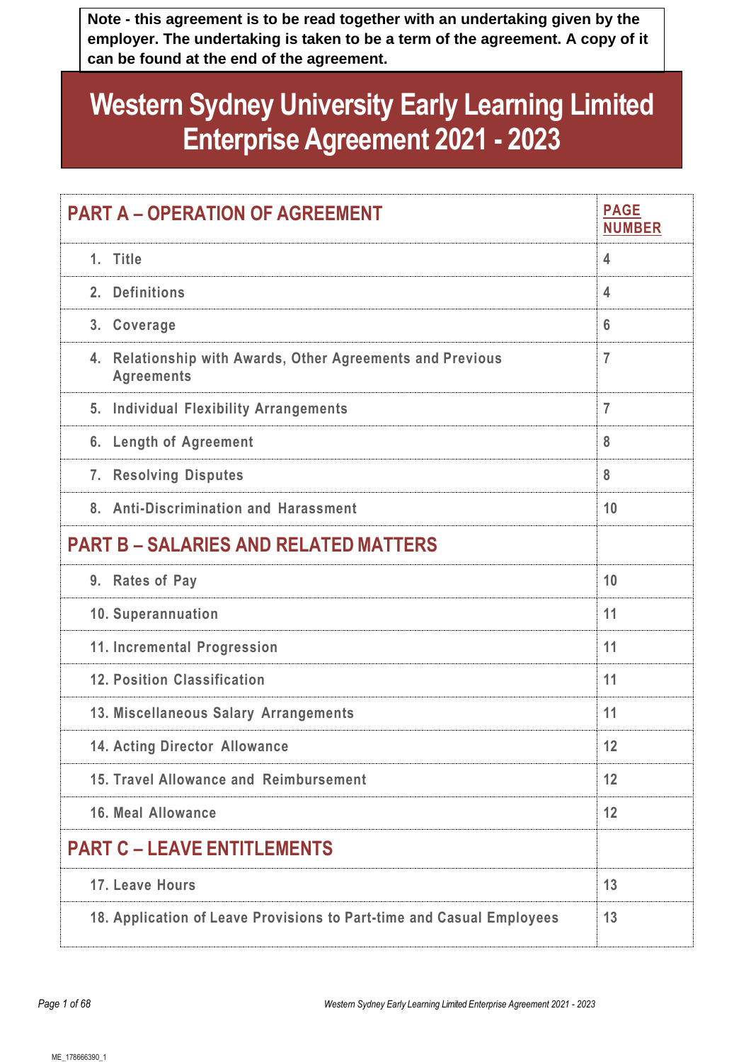**Note - this agreement is to be read together with an undertaking given by the employer. The undertaking is taken to be a term of the agreement. A copy of it can be found at the end of the agreement.**

# Western Sydney University Early Learning Limited Enterprise Agreement 2021 - 2023

| PART A – OPERATION OF AGREEMENT | PAGE NUMBER |
|---|---|
| 1. Title | 4 |
| 2. Definitions | 4 |
| 3. Coverage | 6 |
| 4. Relationship with Awards, Other Agreements and Previous Agreements | 7 |
| 5. Individual Flexibility Arrangements | 7 |
| 6. Length of Agreement | 8 |
| 7. Resolving Disputes | 8 |
| 8. Anti-Discrimination and Harassment | 10 |
| **PART B – SALARIES AND RELATED MATTERS** | |
| 9. Rates of Pay | 10 |
| 10. Superannuation | 11 |
| 11. Incremental Progression | 11 |
| 12. Position Classification | 11 |
| 13. Miscellaneous Salary Arrangements | 11 |
| 14. Acting Director Allowance | 12 |
| 15. Travel Allowance and Reimbursement | 12 |
| 16. Meal Allowance | 12 |
| **PART C – LEAVE ENTITLEMENTS** | |
| 17. Leave Hours | 13 |
| 18. Application of Leave Provisions to Part-time and Casual Employees | 13 |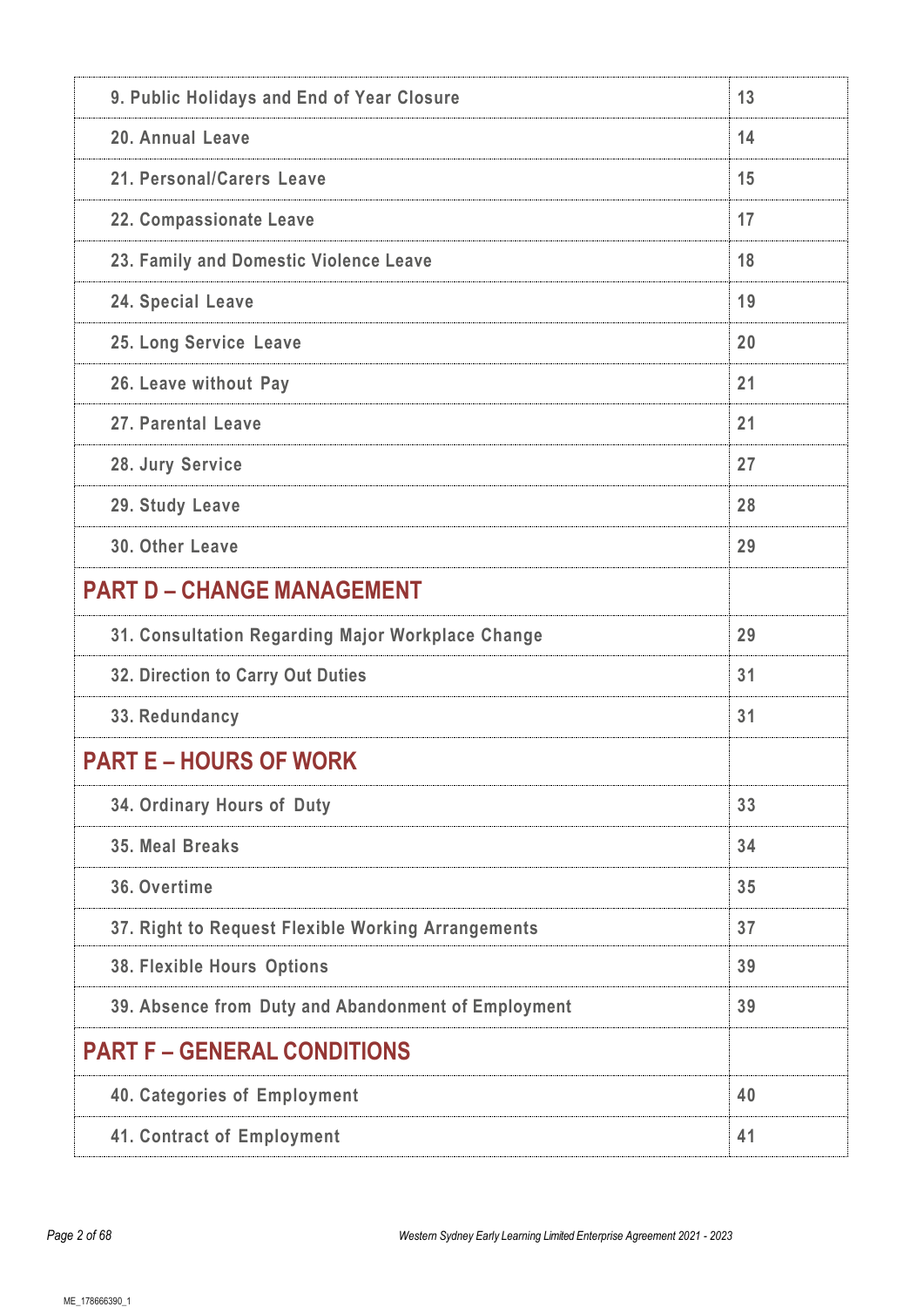| | |
|---|---|
| 9. Public Holidays and End of Year Closure | 13 |
| 20. Annual Leave | 14 |
| 21. Personal/Carers Leave | 15 |
| 22. Compassionate Leave | 17 |
| 23. Family and Domestic Violence Leave | 18 |
| 24. Special Leave | 19 |
| 25. Long Service Leave | 20 |
| 26. Leave without Pay | 21 |
| 27. Parental Leave | 21 |
| 28. Jury Service | 27 |
| 29. Study Leave | 28 |
| 30. Other Leave | 29 |
| **PART D – CHANGE MANAGEMENT** | |
| 31. Consultation Regarding Major Workplace Change | 29 |
| 32. Direction to Carry Out Duties | 31 |
| 33. Redundancy | 31 |
| **PART E – HOURS OF WORK** | |
| 34. Ordinary Hours of Duty | 33 |
| 35. Meal Breaks | 34 |
| 36. Overtime | 35 |
| 37. Right to Request Flexible Working Arrangements | 37 |
| 38. Flexible Hours Options | 39 |
| 39. Absence from Duty and Abandonment of Employment | 39 |
| **PART F – GENERAL CONDITIONS** | |
| 40. Categories of Employment | 40 |
| 41. Contract of Employment | 41 |

ME_178666390_1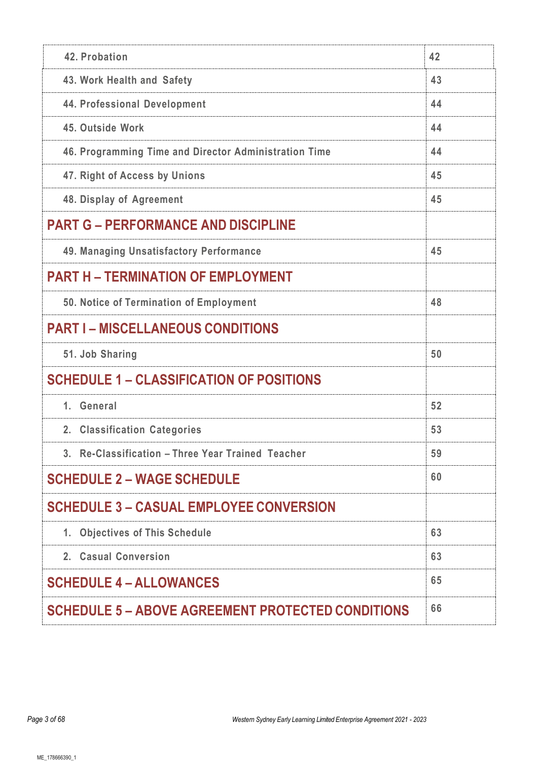| | |
|---|---|
| 42. Probation | 42 |
| 43. Work Health and Safety | 43 |
| 44. Professional Development | 44 |
| 45. Outside Work | 44 |
| 46. Programming Time and Director Administration Time | 44 |
| 47. Right of Access by Unions | 45 |
| 48. Display of Agreement | 45 |
| **PART G – PERFORMANCE AND DISCIPLINE** | |
| 49. Managing Unsatisfactory Performance | 45 |
| **PART H – TERMINATION OF EMPLOYMENT** | |
| 50. Notice of Termination of Employment | 48 |
| **PART I – MISCELLANEOUS CONDITIONS** | |
| 51. Job Sharing | 50 |
| **SCHEDULE 1 – CLASSIFICATION OF POSITIONS** | |
| 1. General | 52 |
| 2. Classification Categories | 53 |
| 3. Re-Classification – Three Year Trained Teacher | 59 |
| **SCHEDULE 2 – WAGE SCHEDULE** | 60 |
| **SCHEDULE 3 – CASUAL EMPLOYEE CONVERSION** | |
| 1. Objectives of This Schedule | 63 |
| 2. Casual Conversion | 63 |
| **SCHEDULE 4 – ALLOWANCES** | 65 |
| **SCHEDULE 5 – ABOVE AGREEMENT PROTECTED CONDITIONS** | 66 |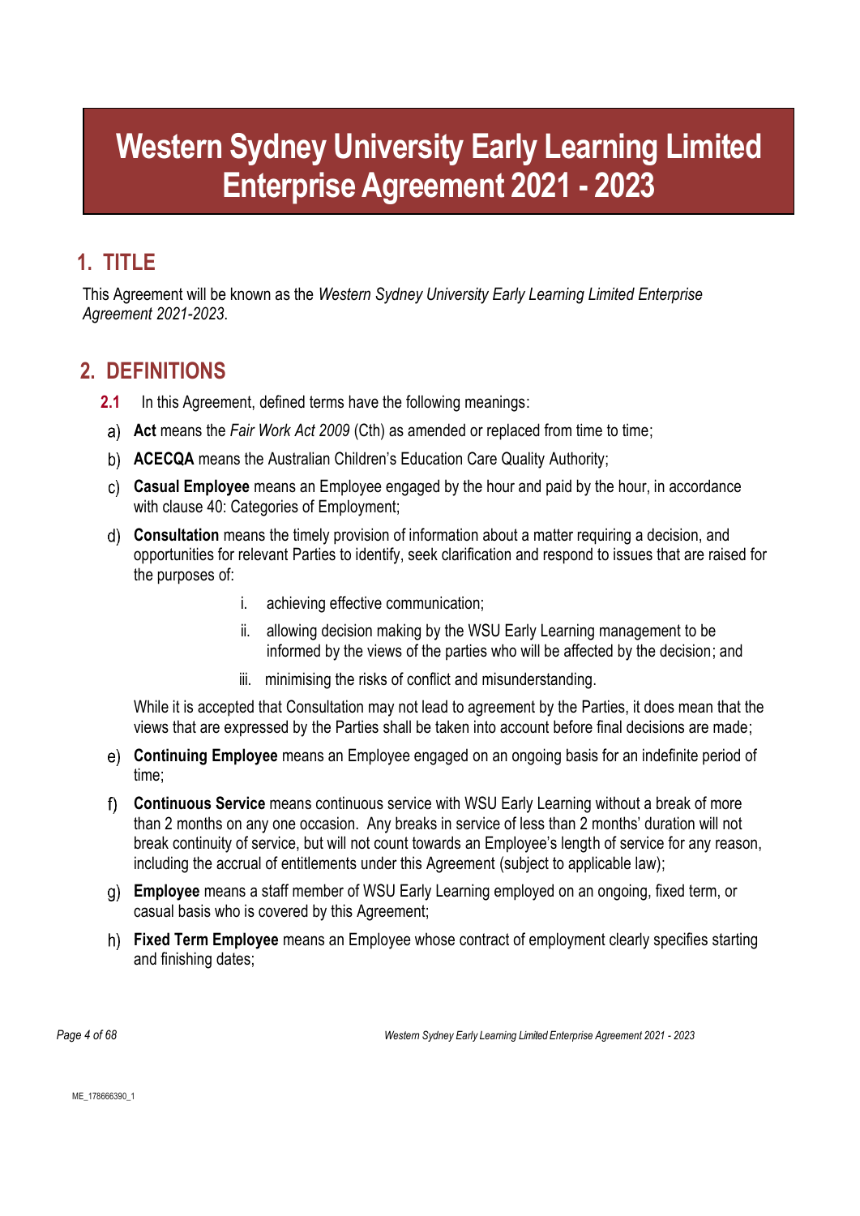# Western Sydney University Early Learning Limited Enterprise Agreement 2021 - 2023

## 1. TITLE

This Agreement will be known as the *Western Sydney University Early Learning Limited Enterprise Agreement 2021-2023*.

## 2. DEFINITIONS

**2.1** In this Agreement, defined terms have the following meanings:

a) **Act** means the *Fair Work Act 2009* (Cth) as amended or replaced from time to time;

b) **ACECQA** means the Australian Children's Education Care Quality Authority;

c) **Casual Employee** means an Employee engaged by the hour and paid by the hour, in accordance with clause 40: Categories of Employment;

d) **Consultation** means the timely provision of information about a matter requiring a decision, and opportunities for relevant Parties to identify, seek clarification and respond to issues that are raised for the purposes of:

   i. achieving effective communication;

   ii. allowing decision making by the WSU Early Learning management to be informed by the views of the parties who will be affected by the decision; and

   iii. minimising the risks of conflict and misunderstanding.

   While it is accepted that Consultation may not lead to agreement by the Parties, it does mean that the views that are expressed by the Parties shall be taken into account before final decisions are made;

e) **Continuing Employee** means an Employee engaged on an ongoing basis for an indefinite period of time;

f) **Continuous Service** means continuous service with WSU Early Learning without a break of more than 2 months on any one occasion. Any breaks in service of less than 2 months' duration will not break continuity of service, but will not count towards an Employee's length of service for any reason, including the accrual of entitlements under this Agreement (subject to applicable law);

g) **Employee** means a staff member of WSU Early Learning employed on an ongoing, fixed term, or casual basis who is covered by this Agreement;

h) **Fixed Term Employee** means an Employee whose contract of employment clearly specifies starting and finishing dates;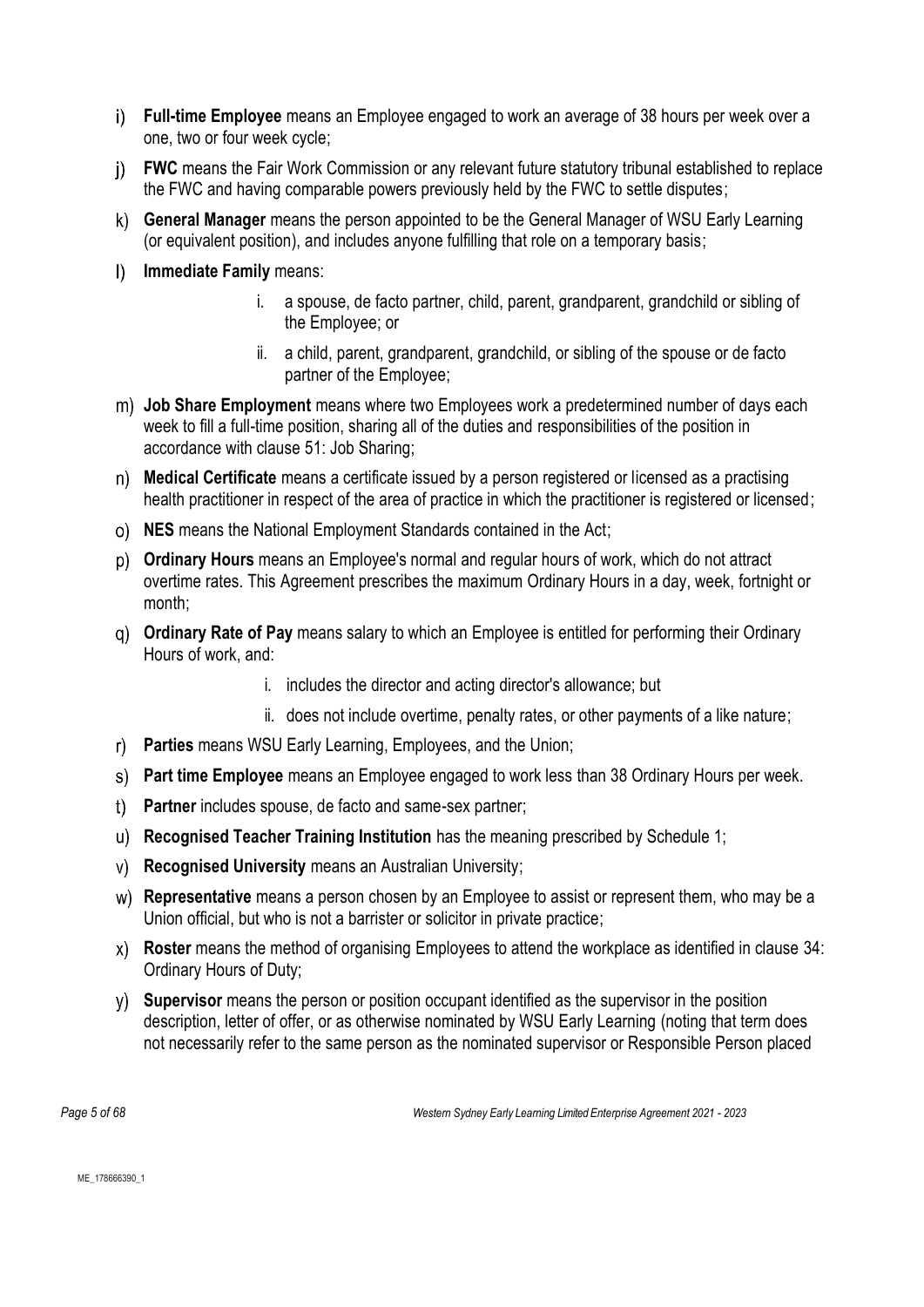i) **Full-time Employee** means an Employee engaged to work an average of 38 hours per week over a one, two or four week cycle;

j) **FWC** means the Fair Work Commission or any relevant future statutory tribunal established to replace the FWC and having comparable powers previously held by the FWC to settle disputes;

k) **General Manager** means the person appointed to be the General Manager of WSU Early Learning (or equivalent position), and includes anyone fulfilling that role on a temporary basis;

l) **Immediate Family** means:

   i. a spouse, de facto partner, child, parent, grandparent, grandchild or sibling of the Employee; or

   ii. a child, parent, grandparent, grandchild, or sibling of the spouse or de facto partner of the Employee;

m) **Job Share Employment** means where two Employees work a predetermined number of days each week to fill a full-time position, sharing all of the duties and responsibilities of the position in accordance with clause 51: Job Sharing;

n) **Medical Certificate** means a certificate issued by a person registered or licensed as a practising health practitioner in respect of the area of practice in which the practitioner is registered or licensed;

o) **NES** means the National Employment Standards contained in the Act;

p) **Ordinary Hours** means an Employee's normal and regular hours of work, which do not attract overtime rates. This Agreement prescribes the maximum Ordinary Hours in a day, week, fortnight or month;

q) **Ordinary Rate of Pay** means salary to which an Employee is entitled for performing their Ordinary Hours of work, and:

   i. includes the director and acting director's allowance; but

   ii. does not include overtime, penalty rates, or other payments of a like nature;

r) **Parties** means WSU Early Learning, Employees, and the Union;

s) **Part time Employee** means an Employee engaged to work less than 38 Ordinary Hours per week.

t) **Partner** includes spouse, de facto and same-sex partner;

u) **Recognised Teacher Training Institution** has the meaning prescribed by Schedule 1;

v) **Recognised University** means an Australian University;

w) **Representative** means a person chosen by an Employee to assist or represent them, who may be a Union official, but who is not a barrister or solicitor in private practice;

x) **Roster** means the method of organising Employees to attend the workplace as identified in clause 34: Ordinary Hours of Duty;

y) **Supervisor** means the person or position occupant identified as the supervisor in the position description, letter of offer, or as otherwise nominated by WSU Early Learning (noting that term does not necessarily refer to the same person as the nominated supervisor or Responsible Person placed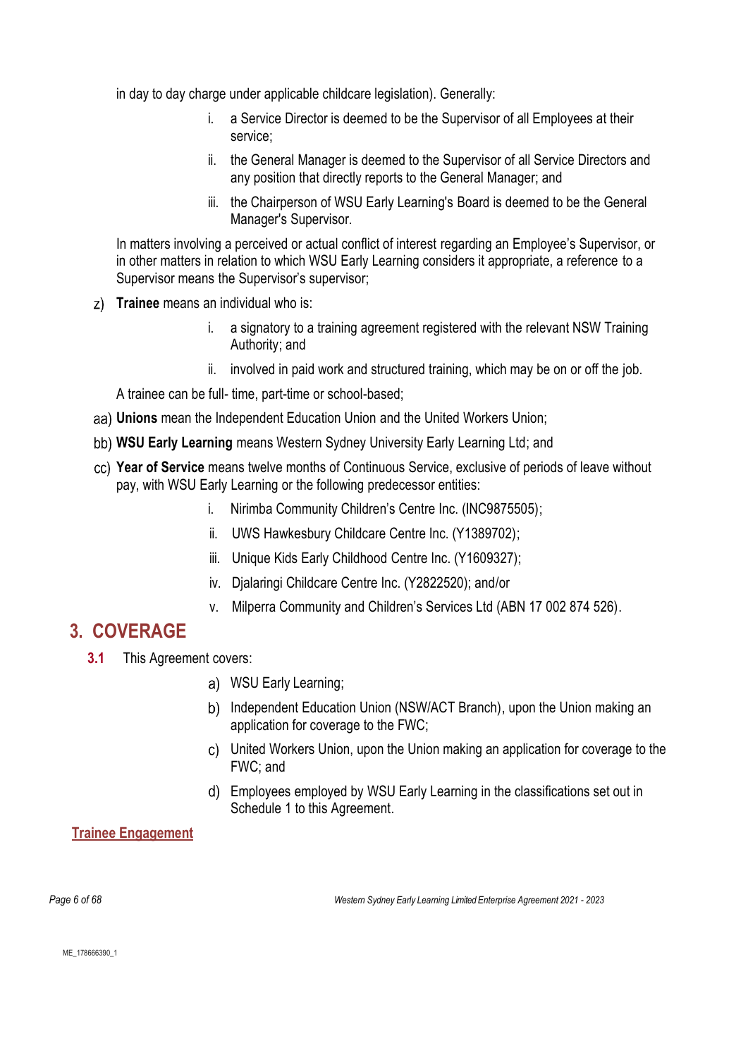in day to day charge under applicable childcare legislation). Generally:

i. a Service Director is deemed to be the Supervisor of all Employees at their service;

ii. the General Manager is deemed to the Supervisor of all Service Directors and any position that directly reports to the General Manager; and

iii. the Chairperson of WSU Early Learning's Board is deemed to be the General Manager's Supervisor.

In matters involving a perceived or actual conflict of interest regarding an Employee's Supervisor, or in other matters in relation to which WSU Early Learning considers it appropriate, a reference to a Supervisor means the Supervisor's supervisor;

z) **Trainee** means an individual who is:

i. a signatory to a training agreement registered with the relevant NSW Training Authority; and

ii. involved in paid work and structured training, which may be on or off the job.

A trainee can be full- time, part-time or school-based;

aa) **Unions** mean the Independent Education Union and the United Workers Union;

bb) **WSU Early Learning** means Western Sydney University Early Learning Ltd; and

cc) **Year of Service** means twelve months of Continuous Service, exclusive of periods of leave without pay, with WSU Early Learning or the following predecessor entities:

i. Nirimba Community Children's Centre Inc. (INC9875505);

ii. UWS Hawkesbury Childcare Centre Inc. (Y1389702);

iii. Unique Kids Early Childhood Centre Inc. (Y1609327);

iv. Djalaringi Childcare Centre Inc. (Y2822520); and/or

v. Milperra Community and Children's Services Ltd (ABN 17 002 874 526).

## 3. COVERAGE

**3.1** This Agreement covers:

a) WSU Early Learning;

b) Independent Education Union (NSW/ACT Branch), upon the Union making an application for coverage to the FWC;

c) United Workers Union, upon the Union making an application for coverage to the FWC; and

d) Employees employed by WSU Early Learning in the classifications set out in Schedule 1 to this Agreement.

**Trainee Engagement**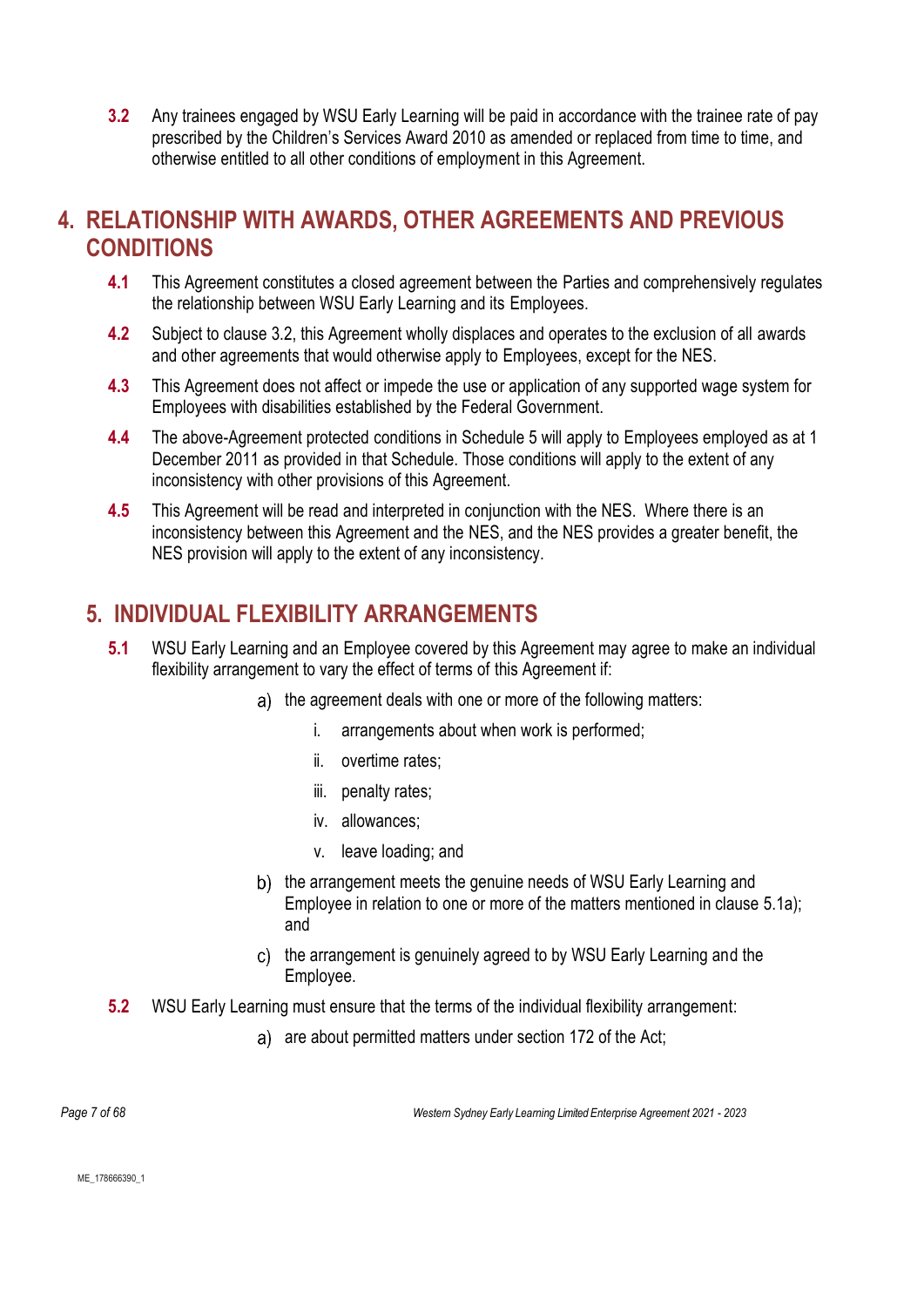**3.2** Any trainees engaged by WSU Early Learning will be paid in accordance with the trainee rate of pay prescribed by the Children's Services Award 2010 as amended or replaced from time to time, and otherwise entitled to all other conditions of employment in this Agreement.

## 4. RELATIONSHIP WITH AWARDS, OTHER AGREEMENTS AND PREVIOUS CONDITIONS

**4.1** This Agreement constitutes a closed agreement between the Parties and comprehensively regulates the relationship between WSU Early Learning and its Employees.

**4.2** Subject to clause 3.2, this Agreement wholly displaces and operates to the exclusion of all awards and other agreements that would otherwise apply to Employees, except for the NES.

**4.3** This Agreement does not affect or impede the use or application of any supported wage system for Employees with disabilities established by the Federal Government.

**4.4** The above-Agreement protected conditions in Schedule 5 will apply to Employees employed as at 1 December 2011 as provided in that Schedule. Those conditions will apply to the extent of any inconsistency with other provisions of this Agreement.

**4.5** This Agreement will be read and interpreted in conjunction with the NES. Where there is an inconsistency between this Agreement and the NES, and the NES provides a greater benefit, the NES provision will apply to the extent of any inconsistency.

## 5. INDIVIDUAL FLEXIBILITY ARRANGEMENTS

**5.1** WSU Early Learning and an Employee covered by this Agreement may agree to make an individual flexibility arrangement to vary the effect of terms of this Agreement if:

a) the agreement deals with one or more of the following matters:

   i. arrangements about when work is performed;

   ii. overtime rates;

   iii. penalty rates;

   iv. allowances;

   v. leave loading; and

b) the arrangement meets the genuine needs of WSU Early Learning and Employee in relation to one or more of the matters mentioned in clause 5.1a); and

c) the arrangement is genuinely agreed to by WSU Early Learning and the Employee.

**5.2** WSU Early Learning must ensure that the terms of the individual flexibility arrangement:

a) are about permitted matters under section 172 of the Act;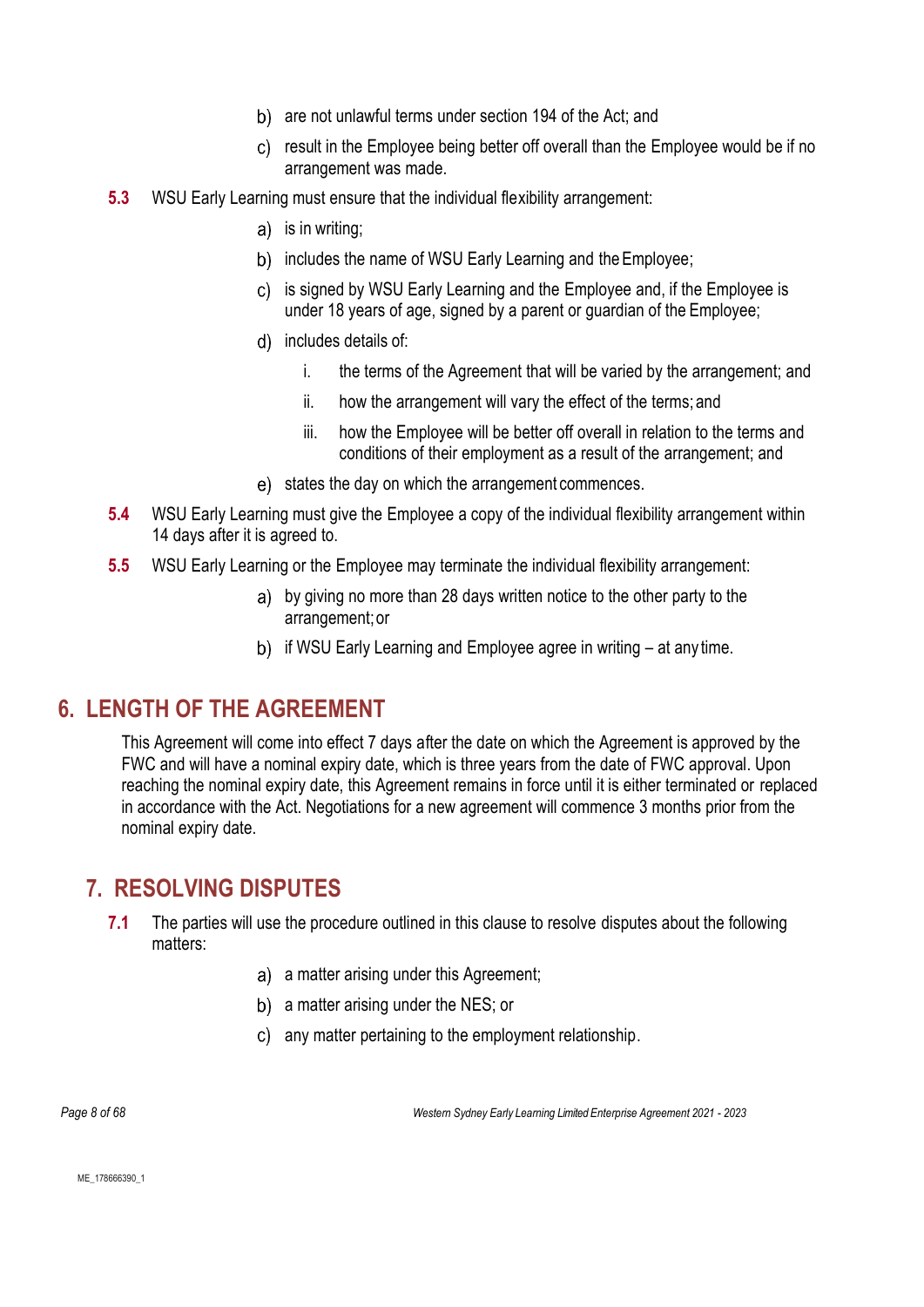b) are not unlawful terms under section 194 of the Act; and

c) result in the Employee being better off overall than the Employee would be if no arrangement was made.

**5.3** WSU Early Learning must ensure that the individual flexibility arrangement:

a) is in writing;

b) includes the name of WSU Early Learning and the Employee;

c) is signed by WSU Early Learning and the Employee and, if the Employee is under 18 years of age, signed by a parent or guardian of the Employee;

d) includes details of:

   i. the terms of the Agreement that will be varied by the arrangement; and

   ii. how the arrangement will vary the effect of the terms; and

   iii. how the Employee will be better off overall in relation to the terms and conditions of their employment as a result of the arrangement; and

e) states the day on which the arrangement commences.

**5.4** WSU Early Learning must give the Employee a copy of the individual flexibility arrangement within 14 days after it is agreed to.

**5.5** WSU Early Learning or the Employee may terminate the individual flexibility arrangement:

a) by giving no more than 28 days written notice to the other party to the arrangement; or

b) if WSU Early Learning and Employee agree in writing – at any time.

## 6. LENGTH OF THE AGREEMENT

This Agreement will come into effect 7 days after the date on which the Agreement is approved by the FWC and will have a nominal expiry date, which is three years from the date of FWC approval. Upon reaching the nominal expiry date, this Agreement remains in force until it is either terminated or replaced in accordance with the Act. Negotiations for a new agreement will commence 3 months prior from the nominal expiry date.

## 7. RESOLVING DISPUTES

**7.1** The parties will use the procedure outlined in this clause to resolve disputes about the following matters:

a) a matter arising under this Agreement;

b) a matter arising under the NES; or

c) any matter pertaining to the employment relationship.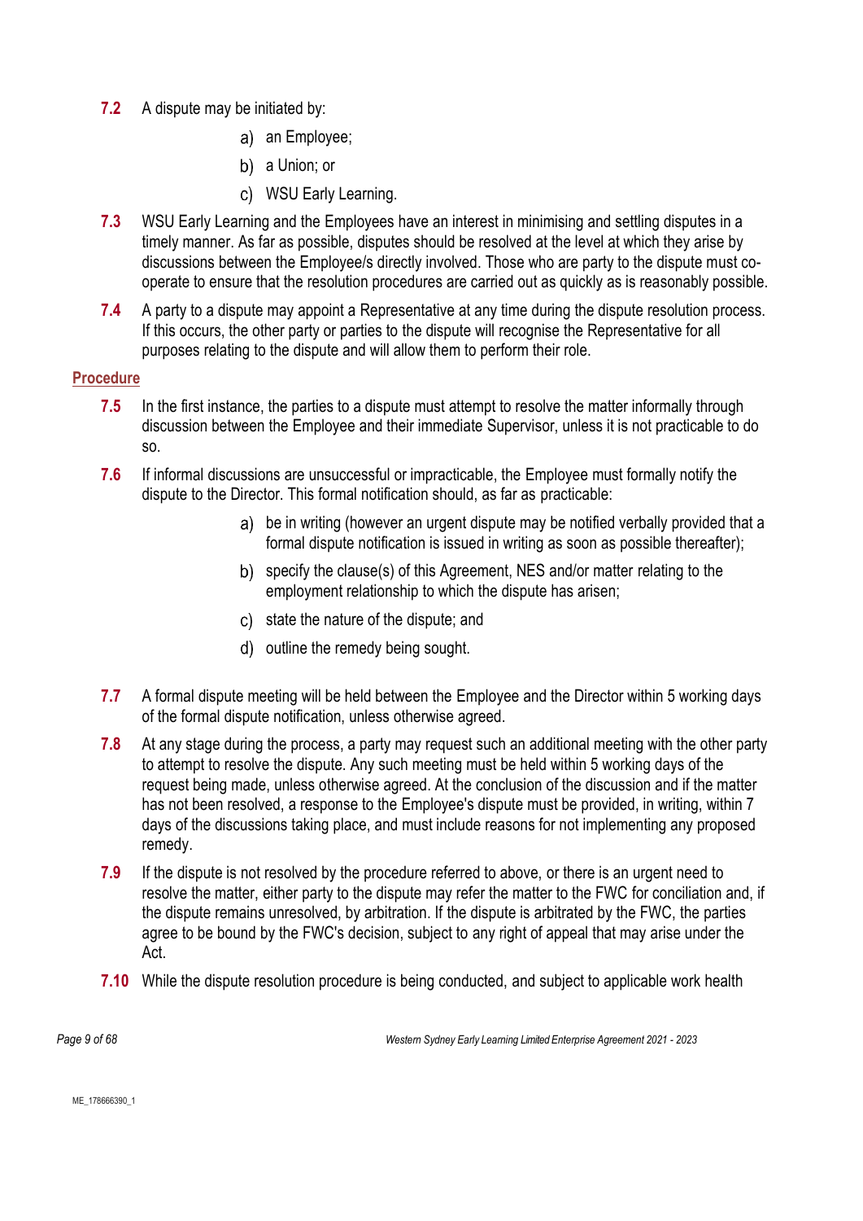**7.2** A dispute may be initiated by:

a) an Employee;

b) a Union; or

c) WSU Early Learning.

**7.3** WSU Early Learning and the Employees have an interest in minimising and settling disputes in a timely manner. As far as possible, disputes should be resolved at the level at which they arise by discussions between the Employee/s directly involved. Those who are party to the dispute must co-operate to ensure that the resolution procedures are carried out as quickly as is reasonably possible.

**7.4** A party to a dispute may appoint a Representative at any time during the dispute resolution process. If this occurs, the other party or parties to the dispute will recognise the Representative for all purposes relating to the dispute and will allow them to perform their role.

## Procedure

**7.5** In the first instance, the parties to a dispute must attempt to resolve the matter informally through discussion between the Employee and their immediate Supervisor, unless it is not practicable to do so.

**7.6** If informal discussions are unsuccessful or impracticable, the Employee must formally notify the dispute to the Director. This formal notification should, as far as practicable:

a) be in writing (however an urgent dispute may be notified verbally provided that a formal dispute notification is issued in writing as soon as possible thereafter);

b) specify the clause(s) of this Agreement, NES and/or matter relating to the employment relationship to which the dispute has arisen;

c) state the nature of the dispute; and

d) outline the remedy being sought.

**7.7** A formal dispute meeting will be held between the Employee and the Director within 5 working days of the formal dispute notification, unless otherwise agreed.

**7.8** At any stage during the process, a party may request such an additional meeting with the other party to attempt to resolve the dispute. Any such meeting must be held within 5 working days of the request being made, unless otherwise agreed. At the conclusion of the discussion and if the matter has not been resolved, a response to the Employee's dispute must be provided, in writing, within 7 days of the discussions taking place, and must include reasons for not implementing any proposed remedy.

**7.9** If the dispute is not resolved by the procedure referred to above, or there is an urgent need to resolve the matter, either party to the dispute may refer the matter to the FWC for conciliation and, if the dispute remains unresolved, by arbitration. If the dispute is arbitrated by the FWC, the parties agree to be bound by the FWC's decision, subject to any right of appeal that may arise under the Act.

**7.10** While the dispute resolution procedure is being conducted, and subject to applicable work health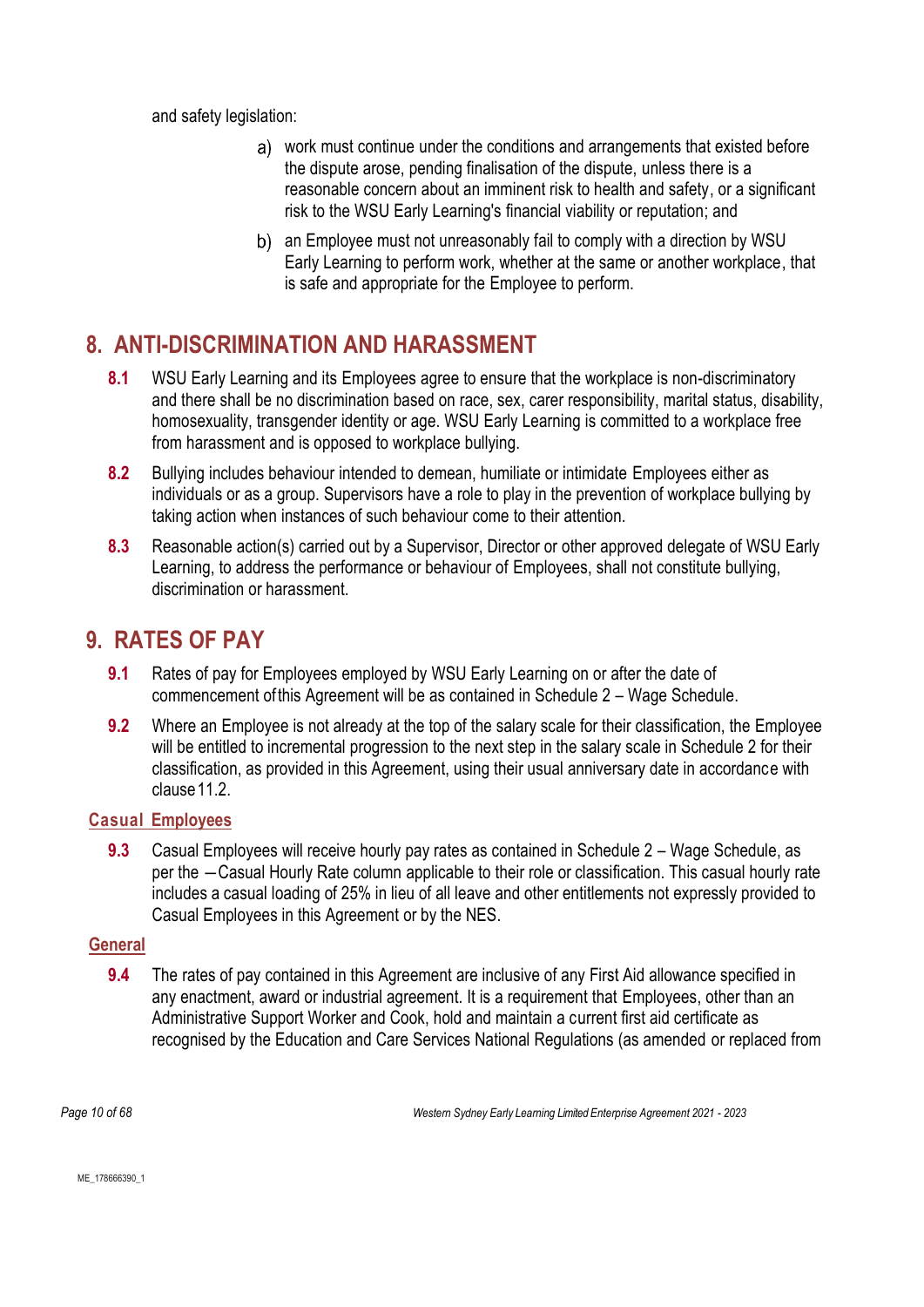and safety legislation:

a) work must continue under the conditions and arrangements that existed before the dispute arose, pending finalisation of the dispute, unless there is a reasonable concern about an imminent risk to health and safety, or a significant risk to the WSU Early Learning's financial viability or reputation; and

b) an Employee must not unreasonably fail to comply with a direction by WSU Early Learning to perform work, whether at the same or another workplace, that is safe and appropriate for the Employee to perform.

## 8. ANTI-DISCRIMINATION AND HARASSMENT

**8.1** WSU Early Learning and its Employees agree to ensure that the workplace is non-discriminatory and there shall be no discrimination based on race, sex, carer responsibility, marital status, disability, homosexuality, transgender identity or age. WSU Early Learning is committed to a workplace free from harassment and is opposed to workplace bullying.

**8.2** Bullying includes behaviour intended to demean, humiliate or intimidate Employees either as individuals or as a group. Supervisors have a role to play in the prevention of workplace bullying by taking action when instances of such behaviour come to their attention.

**8.3** Reasonable action(s) carried out by a Supervisor, Director or other approved delegate of WSU Early Learning, to address the performance or behaviour of Employees, shall not constitute bullying, discrimination or harassment.

## 9. RATES OF PAY

**9.1** Rates of pay for Employees employed by WSU Early Learning on or after the date of commencement of this Agreement will be as contained in Schedule 2 – Wage Schedule.

**9.2** Where an Employee is not already at the top of the salary scale for their classification, the Employee will be entitled to incremental progression to the next step in the salary scale in Schedule 2 for their classification, as provided in this Agreement, using their usual anniversary date in accordance with clause 11.2.

### Casual Employees

**9.3** Casual Employees will receive hourly pay rates as contained in Schedule 2 – Wage Schedule, as per the ―Casual Hourly Rate column applicable to their role or classification. This casual hourly rate includes a casual loading of 25% in lieu of all leave and other entitlements not expressly provided to Casual Employees in this Agreement or by the NES.

### General

**9.4** The rates of pay contained in this Agreement are inclusive of any First Aid allowance specified in any enactment, award or industrial agreement. It is a requirement that Employees, other than an Administrative Support Worker and Cook, hold and maintain a current first aid certificate as recognised by the Education and Care Services National Regulations (as amended or replaced from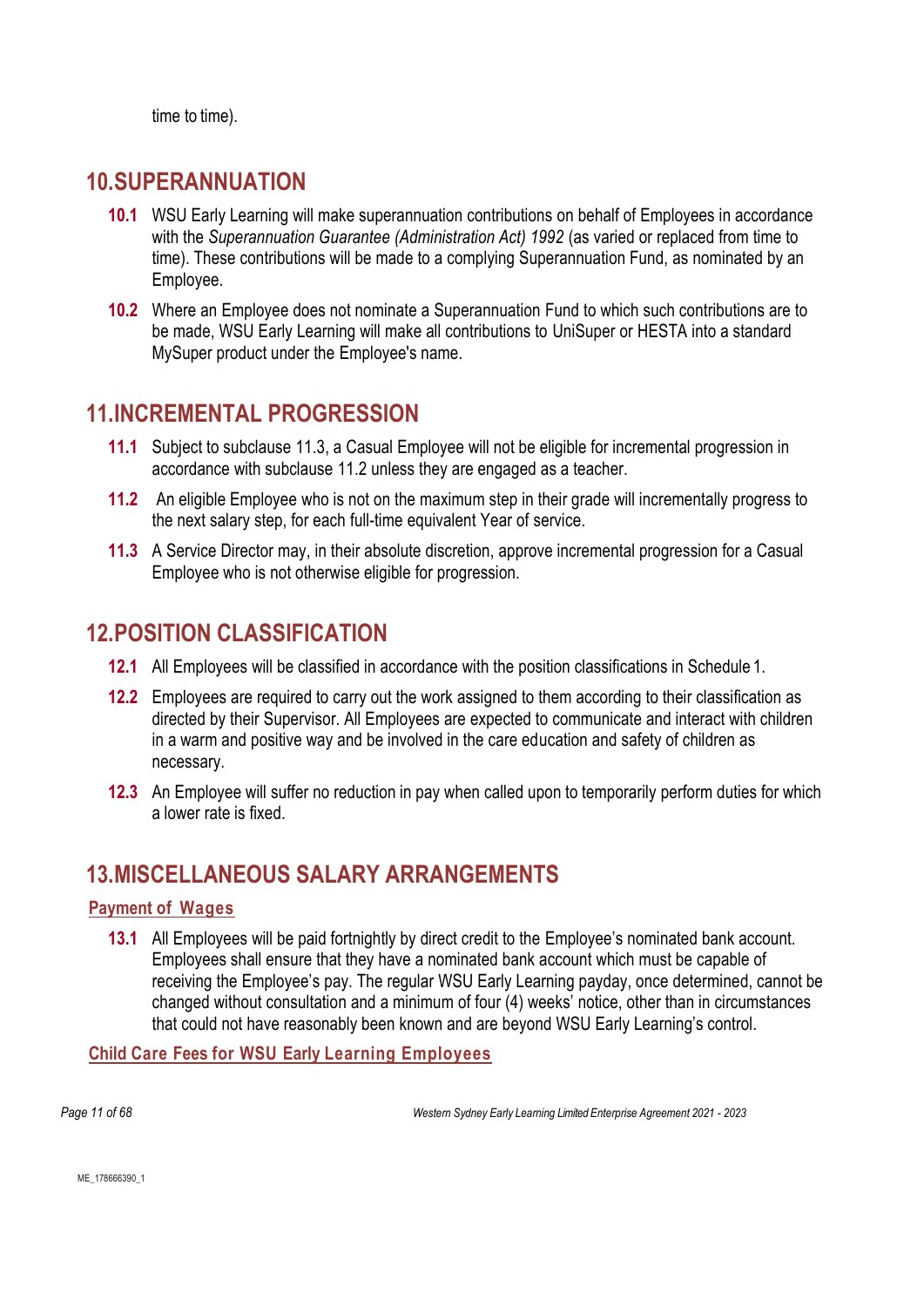time to time).

## 10. SUPERANNUATION

**10.1** WSU Early Learning will make superannuation contributions on behalf of Employees in accordance with the *Superannuation Guarantee (Administration Act) 1992* (as varied or replaced from time to time). These contributions will be made to a complying Superannuation Fund, as nominated by an Employee.

**10.2** Where an Employee does not nominate a Superannuation Fund to which such contributions are to be made, WSU Early Learning will make all contributions to UniSuper or HESTA into a standard MySuper product under the Employee's name.

## 11. INCREMENTAL PROGRESSION

**11.1** Subject to subclause 11.3, a Casual Employee will not be eligible for incremental progression in accordance with subclause 11.2 unless they are engaged as a teacher.

**11.2** An eligible Employee who is not on the maximum step in their grade will incrementally progress to the next salary step, for each full-time equivalent Year of service.

**11.3** A Service Director may, in their absolute discretion, approve incremental progression for a Casual Employee who is not otherwise eligible for progression.

## 12. POSITION CLASSIFICATION

**12.1** All Employees will be classified in accordance with the position classifications in Schedule 1.

**12.2** Employees are required to carry out the work assigned to them according to their classification as directed by their Supervisor. All Employees are expected to communicate and interact with children in a warm and positive way and be involved in the care education and safety of children as necessary.

**12.3** An Employee will suffer no reduction in pay when called upon to temporarily perform duties for which a lower rate is fixed.

## 13. MISCELLANEOUS SALARY ARRANGEMENTS

### Payment of Wages

**13.1** All Employees will be paid fortnightly by direct credit to the Employee's nominated bank account. Employees shall ensure that they have a nominated bank account which must be capable of receiving the Employee's pay. The regular WSU Early Learning payday, once determined, cannot be changed without consultation and a minimum of four (4) weeks' notice, other than in circumstances that could not have reasonably been known and are beyond WSU Early Learning's control.

### Child Care Fees for WSU Early Learning Employees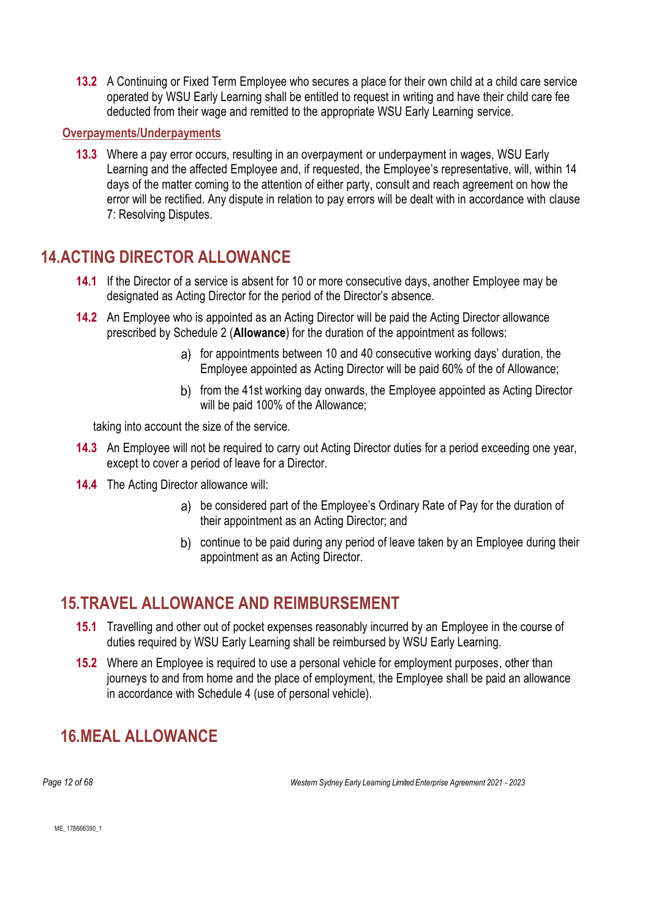**13.2** A Continuing or Fixed Term Employee who secures a place for their own child at a child care service operated by WSU Early Learning shall be entitled to request in writing and have their child care fee deducted from their wage and remitted to the appropriate WSU Early Learning service.

### Overpayments/Underpayments

**13.3** Where a pay error occurs, resulting in an overpayment or underpayment in wages, WSU Early Learning and the affected Employee and, if requested, the Employee's representative, will, within 14 days of the matter coming to the attention of either party, consult and reach agreement on how the error will be rectified. Any dispute in relation to pay errors will be dealt with in accordance with clause 7: Resolving Disputes.

## 14. ACTING DIRECTOR ALLOWANCE

**14.1** If the Director of a service is absent for 10 or more consecutive days, another Employee may be designated as Acting Director for the period of the Director's absence.

**14.2** An Employee who is appointed as an Acting Director will be paid the Acting Director allowance prescribed by Schedule 2 (**Allowance**) for the duration of the appointment as follows:

a) for appointments between 10 and 40 consecutive working days' duration, the Employee appointed as Acting Director will be paid 60% of the of Allowance;

b) from the 41st working day onwards, the Employee appointed as Acting Director will be paid 100% of the Allowance;

taking into account the size of the service.

**14.3** An Employee will not be required to carry out Acting Director duties for a period exceeding one year, except to cover a period of leave for a Director.

**14.4** The Acting Director allowance will:

a) be considered part of the Employee's Ordinary Rate of Pay for the duration of their appointment as an Acting Director; and

b) continue to be paid during any period of leave taken by an Employee during their appointment as an Acting Director.

## 15. TRAVEL ALLOWANCE AND REIMBURSEMENT

**15.1** Travelling and other out of pocket expenses reasonably incurred by an Employee in the course of duties required by WSU Early Learning shall be reimbursed by WSU Early Learning.

**15.2** Where an Employee is required to use a personal vehicle for employment purposes, other than journeys to and from home and the place of employment, the Employee shall be paid an allowance in accordance with Schedule 4 (use of personal vehicle).

## 16. MEAL ALLOWANCE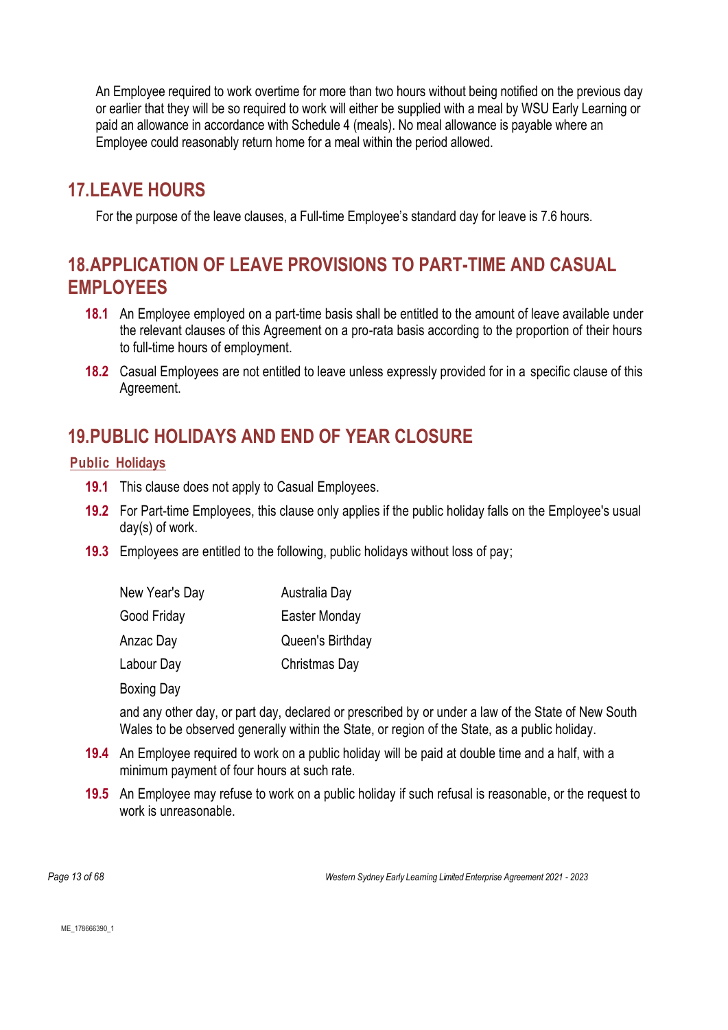An Employee required to work overtime for more than two hours without being notified on the previous day or earlier that they will be so required to work will either be supplied with a meal by WSU Early Learning or paid an allowance in accordance with Schedule 4 (meals). No meal allowance is payable where an Employee could reasonably return home for a meal within the period allowed.

## 17. LEAVE HOURS

For the purpose of the leave clauses, a Full-time Employee's standard day for leave is 7.6 hours.

## 18. APPLICATION OF LEAVE PROVISIONS TO PART-TIME AND CASUAL EMPLOYEES

**18.1** An Employee employed on a part-time basis shall be entitled to the amount of leave available under the relevant clauses of this Agreement on a pro-rata basis according to the proportion of their hours to full-time hours of employment.

**18.2** Casual Employees are not entitled to leave unless expressly provided for in a specific clause of this Agreement.

## 19. PUBLIC HOLIDAYS AND END OF YEAR CLOSURE

### Public Holidays

**19.1** This clause does not apply to Casual Employees.

**19.2** For Part-time Employees, this clause only applies if the public holiday falls on the Employee's usual day(s) of work.

**19.3** Employees are entitled to the following, public holidays without loss of pay;

| | |
|---|---|
| New Year's Day | Australia Day |
| Good Friday | Easter Monday |
| Anzac Day | Queen's Birthday |
| Labour Day | Christmas Day |
| Boxing Day | |

and any other day, or part day, declared or prescribed by or under a law of the State of New South Wales to be observed generally within the State, or region of the State, as a public holiday.

**19.4** An Employee required to work on a public holiday will be paid at double time and a half, with a minimum payment of four hours at such rate.

**19.5** An Employee may refuse to work on a public holiday if such refusal is reasonable, or the request to work is unreasonable.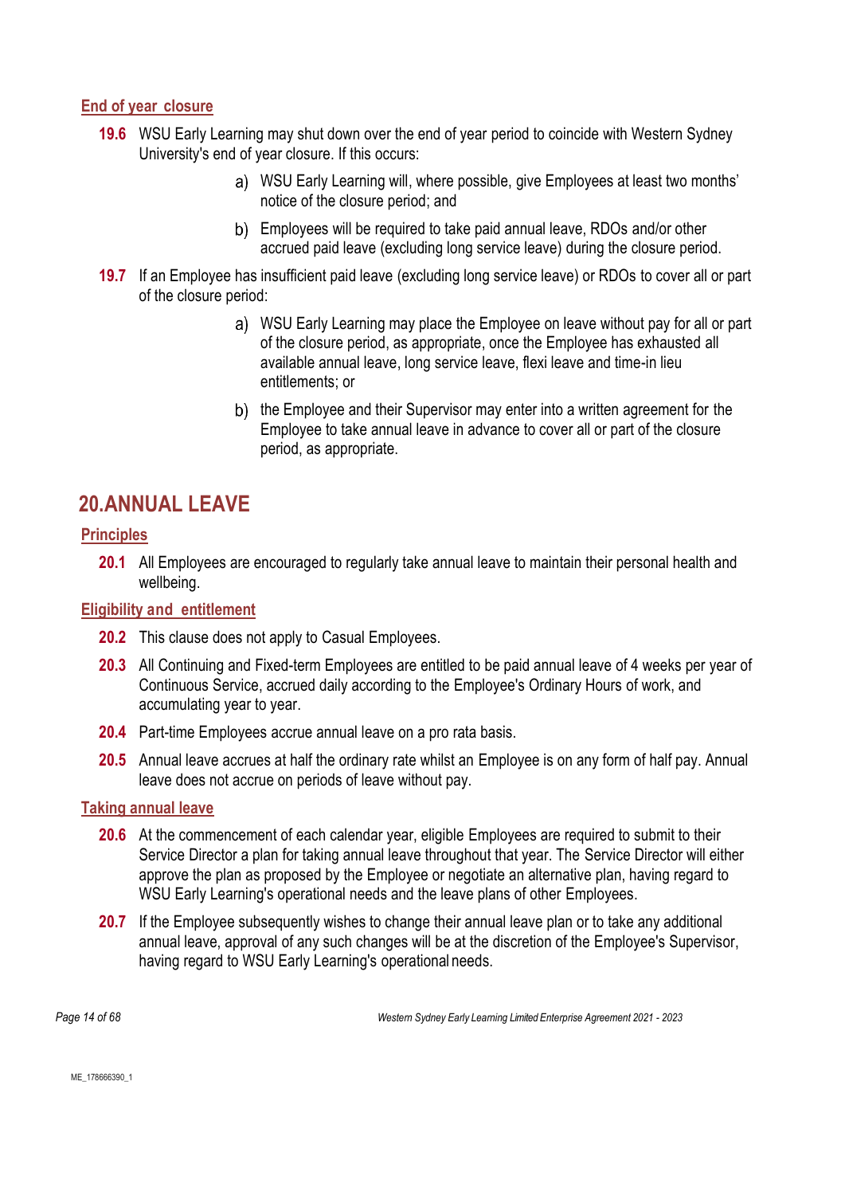### End of year closure

**19.6** WSU Early Learning may shut down over the end of year period to coincide with Western Sydney University's end of year closure. If this occurs:

a) WSU Early Learning will, where possible, give Employees at least two months' notice of the closure period; and

b) Employees will be required to take paid annual leave, RDOs and/or other accrued paid leave (excluding long service leave) during the closure period.

**19.7** If an Employee has insufficient paid leave (excluding long service leave) or RDOs to cover all or part of the closure period:

a) WSU Early Learning may place the Employee on leave without pay for all or part of the closure period, as appropriate, once the Employee has exhausted all available annual leave, long service leave, flexi leave and time-in lieu entitlements; or

b) the Employee and their Supervisor may enter into a written agreement for the Employee to take annual leave in advance to cover all or part of the closure period, as appropriate.

## 20. ANNUAL LEAVE

### Principles

**20.1** All Employees are encouraged to regularly take annual leave to maintain their personal health and wellbeing.

### Eligibility and entitlement

**20.2** This clause does not apply to Casual Employees.

**20.3** All Continuing and Fixed-term Employees are entitled to be paid annual leave of 4 weeks per year of Continuous Service, accrued daily according to the Employee's Ordinary Hours of work, and accumulating year to year.

**20.4** Part-time Employees accrue annual leave on a pro rata basis.

**20.5** Annual leave accrues at half the ordinary rate whilst an Employee is on any form of half pay. Annual leave does not accrue on periods of leave without pay.

### Taking annual leave

**20.6** At the commencement of each calendar year, eligible Employees are required to submit to their Service Director a plan for taking annual leave throughout that year. The Service Director will either approve the plan as proposed by the Employee or negotiate an alternative plan, having regard to WSU Early Learning's operational needs and the leave plans of other Employees.

**20.7** If the Employee subsequently wishes to change their annual leave plan or to take any additional annual leave, approval of any such changes will be at the discretion of the Employee's Supervisor, having regard to WSU Early Learning's operational needs.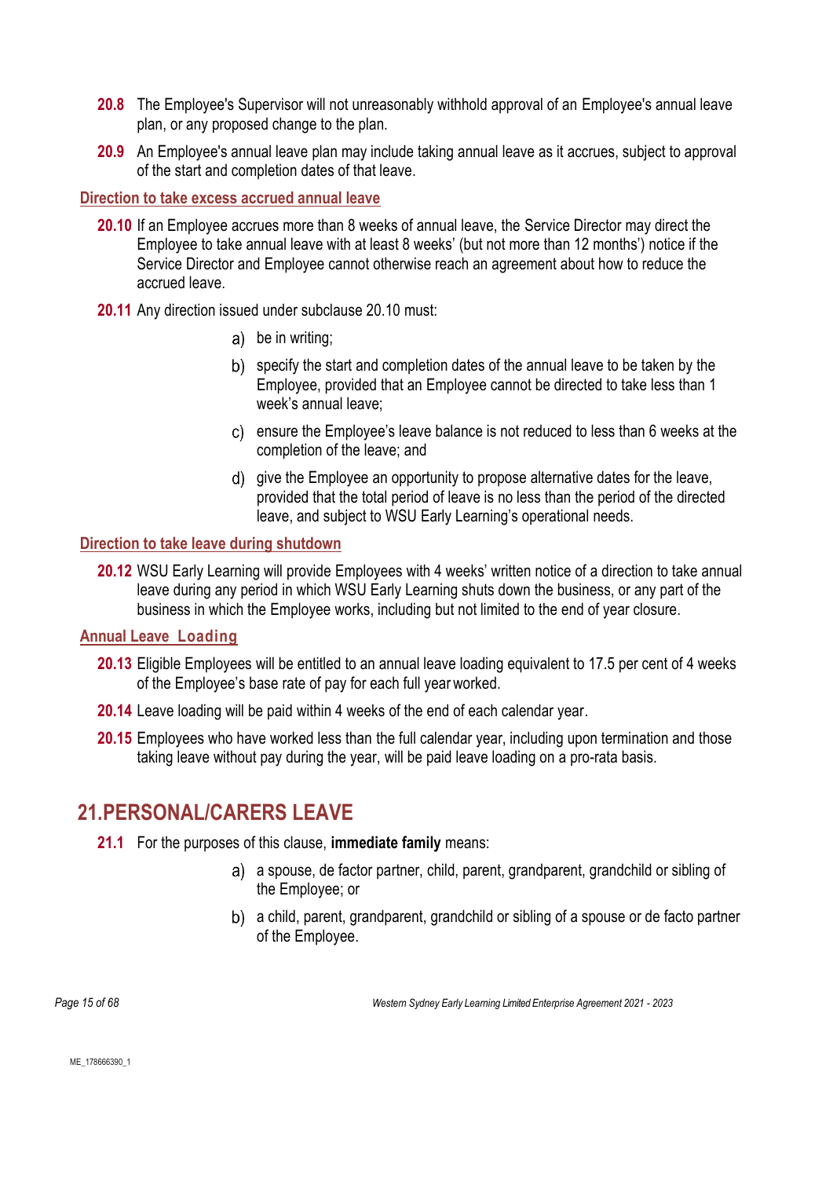**20.8** The Employee's Supervisor will not unreasonably withhold approval of an Employee's annual leave plan, or any proposed change to the plan.

**20.9** An Employee's annual leave plan may include taking annual leave as it accrues, subject to approval of the start and completion dates of that leave.

### Direction to take excess accrued annual leave

**20.10** If an Employee accrues more than 8 weeks of annual leave, the Service Director may direct the Employee to take annual leave with at least 8 weeks' (but not more than 12 months') notice if the Service Director and Employee cannot otherwise reach an agreement about how to reduce the accrued leave.

**20.11** Any direction issued under subclause 20.10 must:

a) be in writing;

b) specify the start and completion dates of the annual leave to be taken by the Employee, provided that an Employee cannot be directed to take less than 1 week's annual leave;

c) ensure the Employee's leave balance is not reduced to less than 6 weeks at the completion of the leave; and

d) give the Employee an opportunity to propose alternative dates for the leave, provided that the total period of leave is no less than the period of the directed leave, and subject to WSU Early Learning's operational needs.

### Direction to take leave during shutdown

**20.12** WSU Early Learning will provide Employees with 4 weeks' written notice of a direction to take annual leave during any period in which WSU Early Learning shuts down the business, or any part of the business in which the Employee works, including but not limited to the end of year closure.

### Annual Leave Loading

**20.13** Eligible Employees will be entitled to an annual leave loading equivalent to 17.5 per cent of 4 weeks of the Employee's base rate of pay for each full year worked.

**20.14** Leave loading will be paid within 4 weeks of the end of each calendar year.

**20.15** Employees who have worked less than the full calendar year, including upon termination and those taking leave without pay during the year, will be paid leave loading on a pro-rata basis.

## 21. PERSONAL/CARERS LEAVE

**21.1** For the purposes of this clause, **immediate family** means:

a) a spouse, de factor partner, child, parent, grandparent, grandchild or sibling of the Employee; or

b) a child, parent, grandparent, grandchild or sibling of a spouse or de facto partner of the Employee.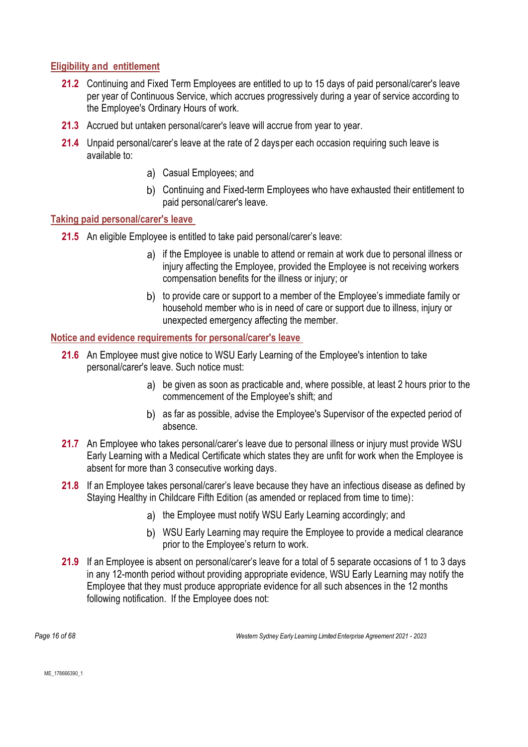### Eligibility and entitlement

**21.2** Continuing and Fixed Term Employees are entitled to up to 15 days of paid personal/carer's leave per year of Continuous Service, which accrues progressively during a year of service according to the Employee's Ordinary Hours of work.

**21.3** Accrued but untaken personal/carer's leave will accrue from year to year.

**21.4** Unpaid personal/carer's leave at the rate of 2 days per each occasion requiring such leave is available to:

a) Casual Employees; and

b) Continuing and Fixed-term Employees who have exhausted their entitlement to paid personal/carer's leave.

### Taking paid personal/carer's leave

**21.5** An eligible Employee is entitled to take paid personal/carer's leave:

a) if the Employee is unable to attend or remain at work due to personal illness or injury affecting the Employee, provided the Employee is not receiving workers compensation benefits for the illness or injury; or

b) to provide care or support to a member of the Employee's immediate family or household member who is in need of care or support due to illness, injury or unexpected emergency affecting the member.

### Notice and evidence requirements for personal/carer's leave

**21.6** An Employee must give notice to WSU Early Learning of the Employee's intention to take personal/carer's leave. Such notice must:

a) be given as soon as practicable and, where possible, at least 2 hours prior to the commencement of the Employee's shift; and

b) as far as possible, advise the Employee's Supervisor of the expected period of absence.

**21.7** An Employee who takes personal/carer's leave due to personal illness or injury must provide WSU Early Learning with a Medical Certificate which states they are unfit for work when the Employee is absent for more than 3 consecutive working days.

**21.8** If an Employee takes personal/carer's leave because they have an infectious disease as defined by Staying Healthy in Childcare Fifth Edition (as amended or replaced from time to time):

a) the Employee must notify WSU Early Learning accordingly; and

b) WSU Early Learning may require the Employee to provide a medical clearance prior to the Employee's return to work.

**21.9** If an Employee is absent on personal/carer's leave for a total of 5 separate occasions of 1 to 3 days in any 12-month period without providing appropriate evidence, WSU Early Learning may notify the Employee that they must produce appropriate evidence for all such absences in the 12 months following notification. If the Employee does not: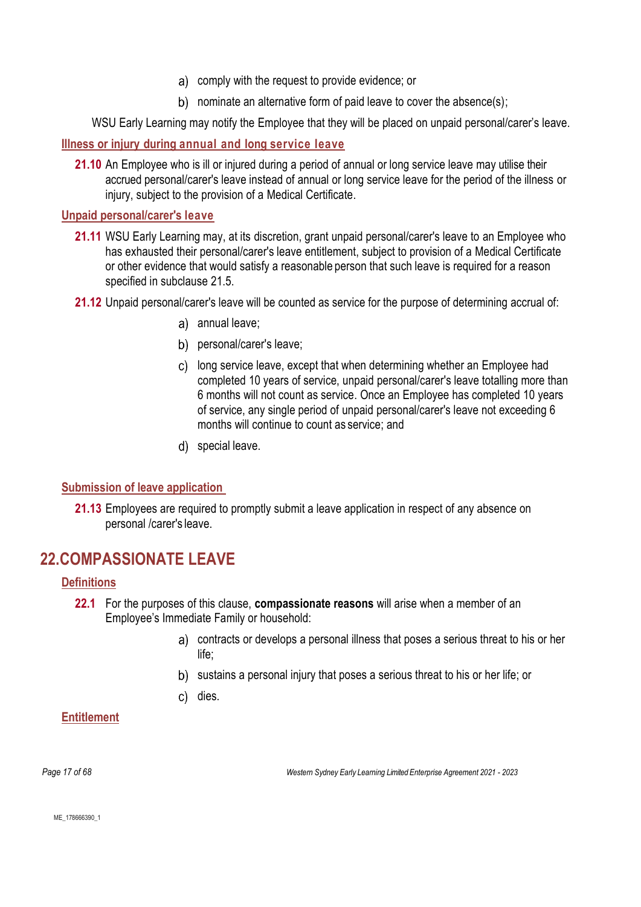a) comply with the request to provide evidence; or

b) nominate an alternative form of paid leave to cover the absence(s);

WSU Early Learning may notify the Employee that they will be placed on unpaid personal/carer's leave.

### Illness or injury during annual and long service leave

**21.10** An Employee who is ill or injured during a period of annual or long service leave may utilise their accrued personal/carer's leave instead of annual or long service leave for the period of the illness or injury, subject to the provision of a Medical Certificate.

### Unpaid personal/carer's leave

**21.11** WSU Early Learning may, at its discretion, grant unpaid personal/carer's leave to an Employee who has exhausted their personal/carer's leave entitlement, subject to provision of a Medical Certificate or other evidence that would satisfy a reasonable person that such leave is required for a reason specified in subclause 21.5.

**21.12** Unpaid personal/carer's leave will be counted as service for the purpose of determining accrual of:

a) annual leave;

b) personal/carer's leave;

c) long service leave, except that when determining whether an Employee had completed 10 years of service, unpaid personal/carer's leave totalling more than 6 months will not count as service. Once an Employee has completed 10 years of service, any single period of unpaid personal/carer's leave not exceeding 6 months will continue to count as service; and

d) special leave.

### Submission of leave application

**21.13** Employees are required to promptly submit a leave application in respect of any absence on personal /carer's leave.

## 22. COMPASSIONATE LEAVE

### Definitions

**22.1** For the purposes of this clause, **compassionate reasons** will arise when a member of an Employee's Immediate Family or household:

a) contracts or develops a personal illness that poses a serious threat to his or her life;

b) sustains a personal injury that poses a serious threat to his or her life; or

c) dies.

### Entitlement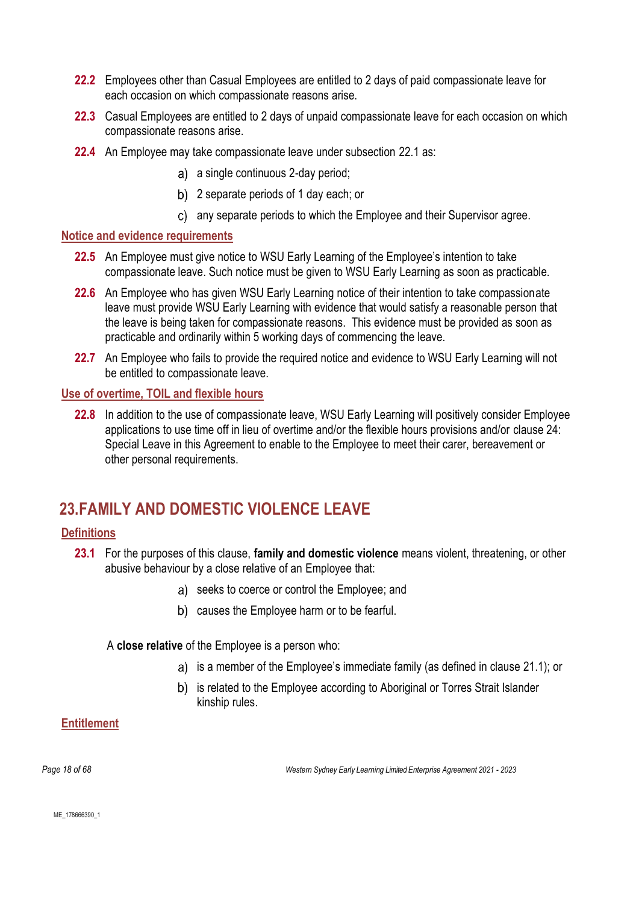**22.2** Employees other than Casual Employees are entitled to 2 days of paid compassionate leave for each occasion on which compassionate reasons arise.

**22.3** Casual Employees are entitled to 2 days of unpaid compassionate leave for each occasion on which compassionate reasons arise.

**22.4** An Employee may take compassionate leave under subsection 22.1 as:

a) a single continuous 2-day period;

b) 2 separate periods of 1 day each; or

c) any separate periods to which the Employee and their Supervisor agree.

**Notice and evidence requirements**

**22.5** An Employee must give notice to WSU Early Learning of the Employee's intention to take compassionate leave. Such notice must be given to WSU Early Learning as soon as practicable.

**22.6** An Employee who has given WSU Early Learning notice of their intention to take compassionate leave must provide WSU Early Learning with evidence that would satisfy a reasonable person that the leave is being taken for compassionate reasons. This evidence must be provided as soon as practicable and ordinarily within 5 working days of commencing the leave.

**22.7** An Employee who fails to provide the required notice and evidence to WSU Early Learning will not be entitled to compassionate leave.

**Use of overtime, TOIL and flexible hours**

**22.8** In addition to the use of compassionate leave, WSU Early Learning will positively consider Employee applications to use time off in lieu of overtime and/or the flexible hours provisions and/or clause 24: Special Leave in this Agreement to enable to the Employee to meet their carer, bereavement or other personal requirements.

## 23. FAMILY AND DOMESTIC VIOLENCE LEAVE

**Definitions**

**23.1** For the purposes of this clause, **family and domestic violence** means violent, threatening, or other abusive behaviour by a close relative of an Employee that:

a) seeks to coerce or control the Employee; and

b) causes the Employee harm or to be fearful.

A **close relative** of the Employee is a person who:

a) is a member of the Employee's immediate family (as defined in clause 21.1); or

b) is related to the Employee according to Aboriginal or Torres Strait Islander kinship rules.

**Entitlement**

ME_178666390_1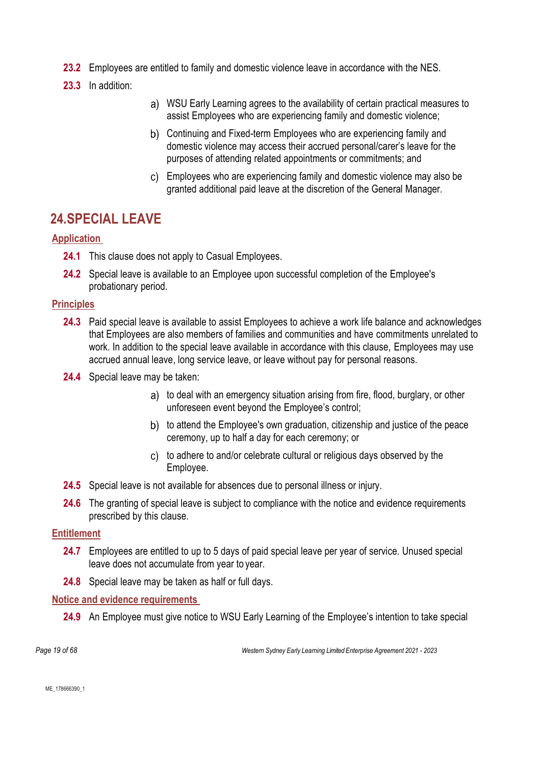**23.2** Employees are entitled to family and domestic violence leave in accordance with the NES.

**23.3** In addition:

a) WSU Early Learning agrees to the availability of certain practical measures to assist Employees who are experiencing family and domestic violence;

b) Continuing and Fixed-term Employees who are experiencing family and domestic violence may access their accrued personal/carer's leave for the purposes of attending related appointments or commitments; and

c) Employees who are experiencing family and domestic violence may also be granted additional paid leave at the discretion of the General Manager.

# 24. SPECIAL LEAVE

### Application

**24.1** This clause does not apply to Casual Employees.

**24.2** Special leave is available to an Employee upon successful completion of the Employee's probationary period.

### Principles

**24.3** Paid special leave is available to assist Employees to achieve a work life balance and acknowledges that Employees are also members of families and communities and have commitments unrelated to work. In addition to the special leave available in accordance with this clause, Employees may use accrued annual leave, long service leave, or leave without pay for personal reasons.

**24.4** Special leave may be taken:

a) to deal with an emergency situation arising from fire, flood, burglary, or other unforeseen event beyond the Employee's control;

b) to attend the Employee's own graduation, citizenship and justice of the peace ceremony, up to half a day for each ceremony; or

c) to adhere to and/or celebrate cultural or religious days observed by the Employee.

**24.5** Special leave is not available for absences due to personal illness or injury.

**24.6** The granting of special leave is subject to compliance with the notice and evidence requirements prescribed by this clause.

### Entitlement

**24.7** Employees are entitled to up to 5 days of paid special leave per year of service. Unused special leave does not accumulate from year to year.

**24.8** Special leave may be taken as half or full days.

### Notice and evidence requirements

**24.9** An Employee must give notice to WSU Early Learning of the Employee's intention to take special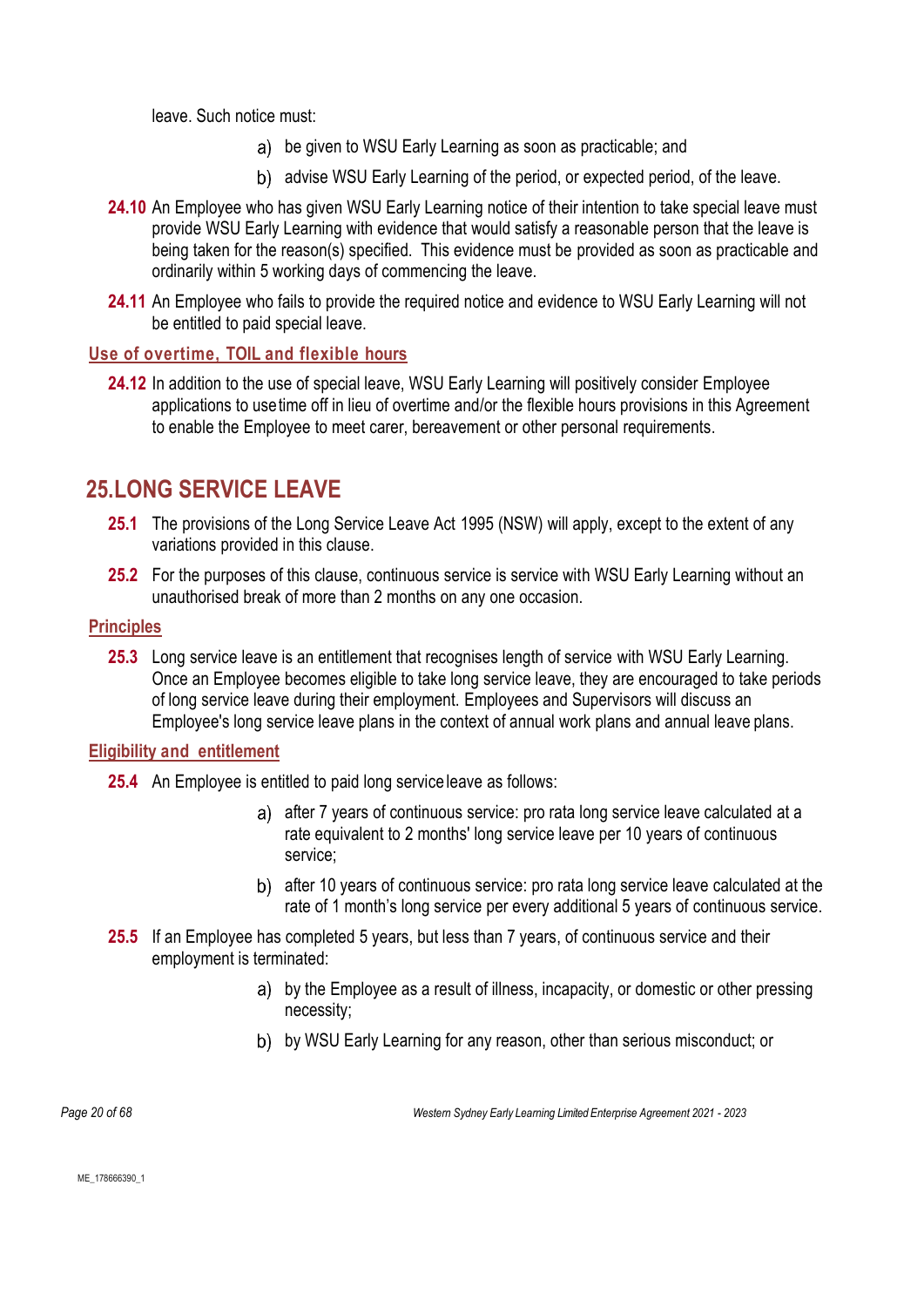leave. Such notice must:

a) be given to WSU Early Learning as soon as practicable; and

b) advise WSU Early Learning of the period, or expected period, of the leave.

**24.10** An Employee who has given WSU Early Learning notice of their intention to take special leave must provide WSU Early Learning with evidence that would satisfy a reasonable person that the leave is being taken for the reason(s) specified. This evidence must be provided as soon as practicable and ordinarily within 5 working days of commencing the leave.

**24.11** An Employee who fails to provide the required notice and evidence to WSU Early Learning will not be entitled to paid special leave.

### Use of overtime, TOIL and flexible hours

**24.12** In addition to the use of special leave, WSU Early Learning will positively consider Employee applications to use time off in lieu of overtime and/or the flexible hours provisions in this Agreement to enable the Employee to meet carer, bereavement or other personal requirements.

## 25. LONG SERVICE LEAVE

**25.1** The provisions of the Long Service Leave Act 1995 (NSW) will apply, except to the extent of any variations provided in this clause.

**25.2** For the purposes of this clause, continuous service is service with WSU Early Learning without an unauthorised break of more than 2 months on any one occasion.

### Principles

**25.3** Long service leave is an entitlement that recognises length of service with WSU Early Learning. Once an Employee becomes eligible to take long service leave, they are encouraged to take periods of long service leave during their employment. Employees and Supervisors will discuss an Employee's long service leave plans in the context of annual work plans and annual leave plans.

### Eligibility and entitlement

**25.4** An Employee is entitled to paid long service leave as follows:

a) after 7 years of continuous service: pro rata long service leave calculated at a rate equivalent to 2 months' long service leave per 10 years of continuous service;

b) after 10 years of continuous service: pro rata long service leave calculated at the rate of 1 month's long service per every additional 5 years of continuous service.

**25.5** If an Employee has completed 5 years, but less than 7 years, of continuous service and their employment is terminated:

a) by the Employee as a result of illness, incapacity, or domestic or other pressing necessity;

b) by WSU Early Learning for any reason, other than serious misconduct; or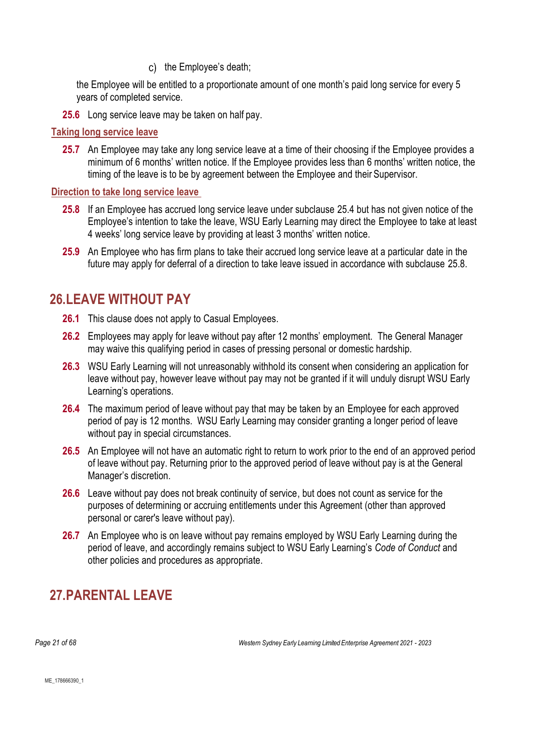c) the Employee's death;

the Employee will be entitled to a proportionate amount of one month's paid long service for every 5 years of completed service.

**25.6** Long service leave may be taken on half pay.

### Taking long service leave

**25.7** An Employee may take any long service leave at a time of their choosing if the Employee provides a minimum of 6 months' written notice. If the Employee provides less than 6 months' written notice, the timing of the leave is to be by agreement between the Employee and their Supervisor.

### Direction to take long service leave

**25.8** If an Employee has accrued long service leave under subclause 25.4 but has not given notice of the Employee's intention to take the leave, WSU Early Learning may direct the Employee to take at least 4 weeks' long service leave by providing at least 3 months' written notice.

**25.9** An Employee who has firm plans to take their accrued long service leave at a particular date in the future may apply for deferral of a direction to take leave issued in accordance with subclause 25.8.

## 26. LEAVE WITHOUT PAY

**26.1** This clause does not apply to Casual Employees.

**26.2** Employees may apply for leave without pay after 12 months' employment. The General Manager may waive this qualifying period in cases of pressing personal or domestic hardship.

**26.3** WSU Early Learning will not unreasonably withhold its consent when considering an application for leave without pay, however leave without pay may not be granted if it will unduly disrupt WSU Early Learning's operations.

**26.4** The maximum period of leave without pay that may be taken by an Employee for each approved period of pay is 12 months. WSU Early Learning may consider granting a longer period of leave without pay in special circumstances.

**26.5** An Employee will not have an automatic right to return to work prior to the end of an approved period of leave without pay. Returning prior to the approved period of leave without pay is at the General Manager's discretion.

**26.6** Leave without pay does not break continuity of service, but does not count as service for the purposes of determining or accruing entitlements under this Agreement (other than approved personal or carer's leave without pay).

**26.7** An Employee who is on leave without pay remains employed by WSU Early Learning during the period of leave, and accordingly remains subject to WSU Early Learning's *Code of Conduct* and other policies and procedures as appropriate.

## 27. PARENTAL LEAVE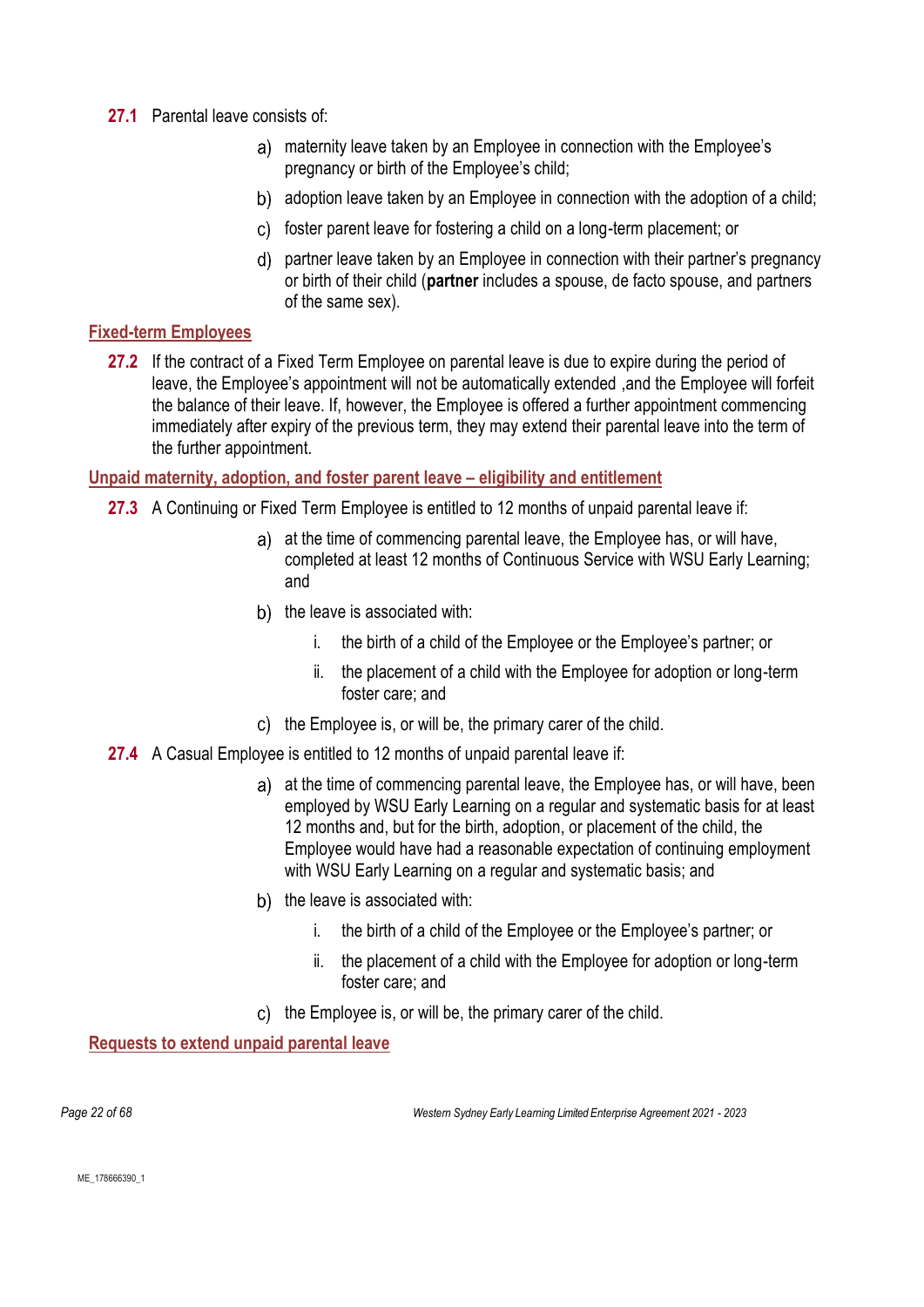**27.1** Parental leave consists of:

a) maternity leave taken by an Employee in connection with the Employee's pregnancy or birth of the Employee's child;

b) adoption leave taken by an Employee in connection with the adoption of a child;

c) foster parent leave for fostering a child on a long-term placement; or

d) partner leave taken by an Employee in connection with their partner's pregnancy or birth of their child (**partner** includes a spouse, de facto spouse, and partners of the same sex).

## Fixed-term Employees

**27.2** If the contract of a Fixed Term Employee on parental leave is due to expire during the period of leave, the Employee's appointment will not be automatically extended ,and the Employee will forfeit the balance of their leave. If, however, the Employee is offered a further appointment commencing immediately after expiry of the previous term, they may extend their parental leave into the term of the further appointment.

## Unpaid maternity, adoption, and foster parent leave – eligibility and entitlement

**27.3** A Continuing or Fixed Term Employee is entitled to 12 months of unpaid parental leave if:

a) at the time of commencing parental leave, the Employee has, or will have, completed at least 12 months of Continuous Service with WSU Early Learning; and

b) the leave is associated with:

i. the birth of a child of the Employee or the Employee's partner; or

ii. the placement of a child with the Employee for adoption or long-term foster care; and

c) the Employee is, or will be, the primary carer of the child.

**27.4** A Casual Employee is entitled to 12 months of unpaid parental leave if:

a) at the time of commencing parental leave, the Employee has, or will have, been employed by WSU Early Learning on a regular and systematic basis for at least 12 months and, but for the birth, adoption, or placement of the child, the Employee would have had a reasonable expectation of continuing employment with WSU Early Learning on a regular and systematic basis; and

b) the leave is associated with:

i. the birth of a child of the Employee or the Employee's partner; or

ii. the placement of a child with the Employee for adoption or long-term foster care; and

c) the Employee is, or will be, the primary carer of the child.

## Requests to extend unpaid parental leave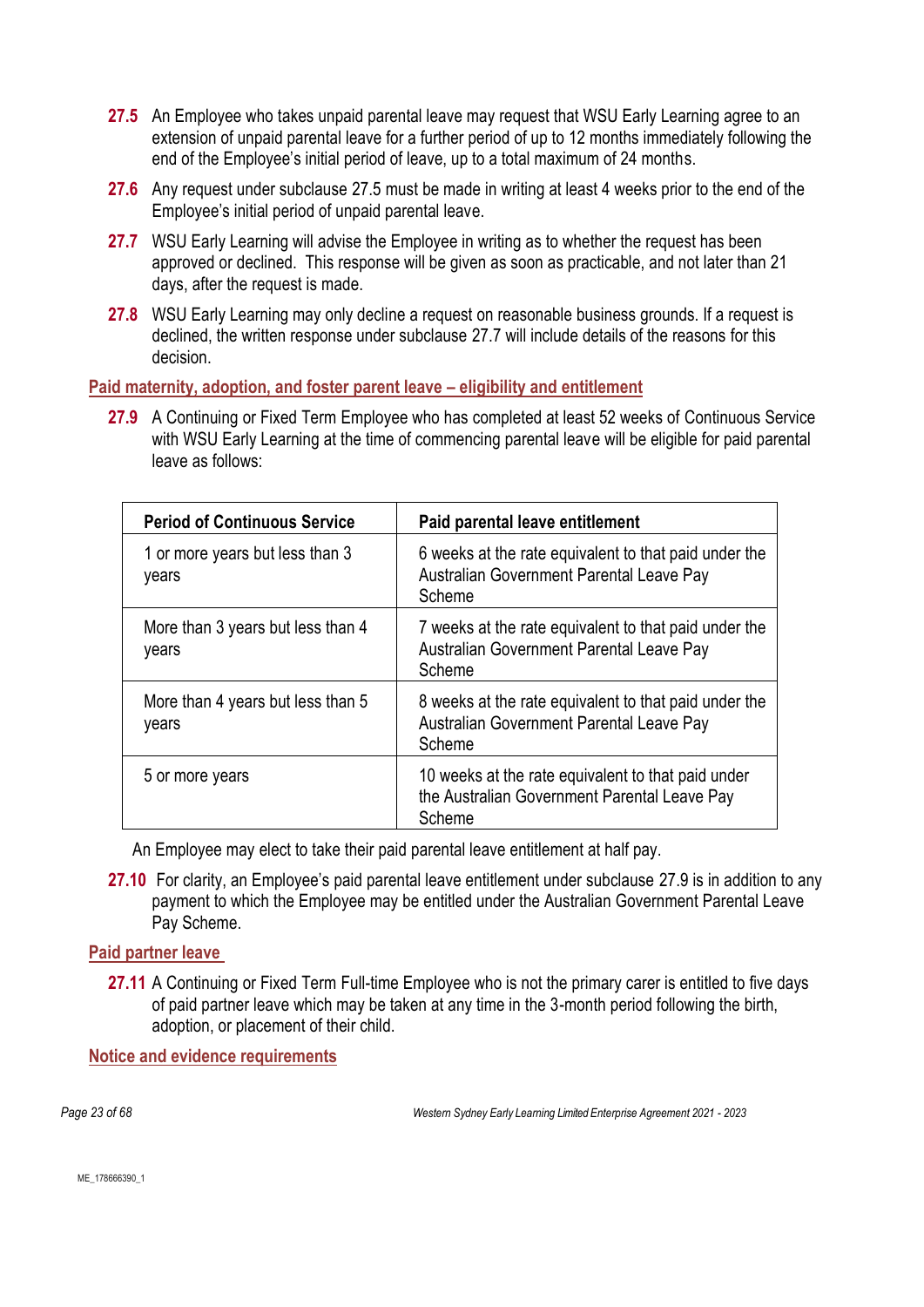**27.5** An Employee who takes unpaid parental leave may request that WSU Early Learning agree to an extension of unpaid parental leave for a further period of up to 12 months immediately following the end of the Employee's initial period of leave, up to a total maximum of 24 months.

**27.6** Any request under subclause 27.5 must be made in writing at least 4 weeks prior to the end of the Employee's initial period of unpaid parental leave.

**27.7** WSU Early Learning will advise the Employee in writing as to whether the request has been approved or declined. This response will be given as soon as practicable, and not later than 21 days, after the request is made.

**27.8** WSU Early Learning may only decline a request on reasonable business grounds. If a request is declined, the written response under subclause 27.7 will include details of the reasons for this decision.

## Paid maternity, adoption, and foster parent leave – eligibility and entitlement

**27.9** A Continuing or Fixed Term Employee who has completed at least 52 weeks of Continuous Service with WSU Early Learning at the time of commencing parental leave will be eligible for paid parental leave as follows:

| Period of Continuous Service | Paid parental leave entitlement |
|---|---|
| 1 or more years but less than 3 years | 6 weeks at the rate equivalent to that paid under the Australian Government Parental Leave Pay Scheme |
| More than 3 years but less than 4 years | 7 weeks at the rate equivalent to that paid under the Australian Government Parental Leave Pay Scheme |
| More than 4 years but less than 5 years | 8 weeks at the rate equivalent to that paid under the Australian Government Parental Leave Pay Scheme |
| 5 or more years | 10 weeks at the rate equivalent to that paid under the Australian Government Parental Leave Pay Scheme |

An Employee may elect to take their paid parental leave entitlement at half pay.

**27.10** For clarity, an Employee's paid parental leave entitlement under subclause 27.9 is in addition to any payment to which the Employee may be entitled under the Australian Government Parental Leave Pay Scheme.

## Paid partner leave

**27.11** A Continuing or Fixed Term Full-time Employee who is not the primary carer is entitled to five days of paid partner leave which may be taken at any time in the 3-month period following the birth, adoption, or placement of their child.

## Notice and evidence requirements

ME_178666390_1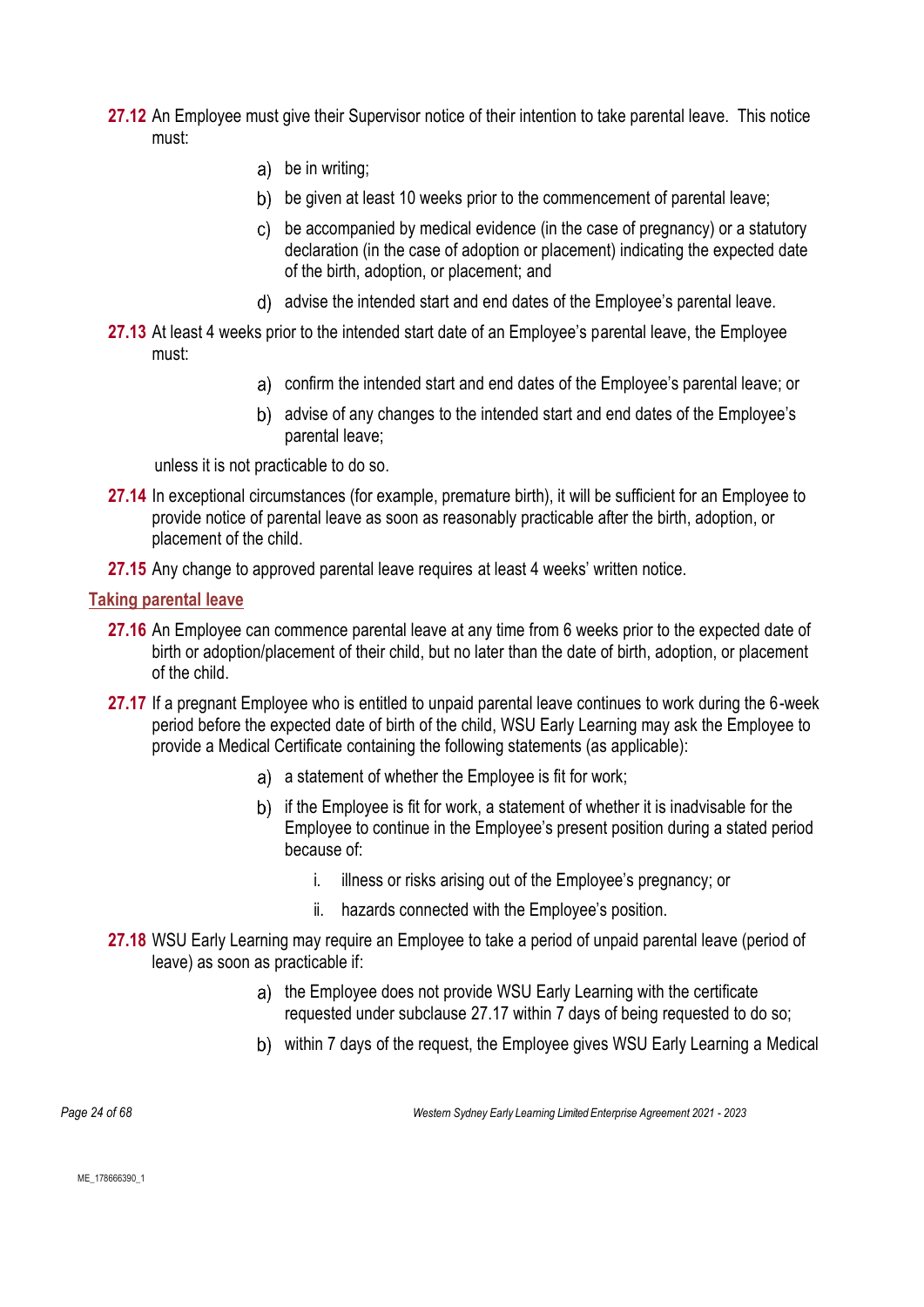**27.12** An Employee must give their Supervisor notice of their intention to take parental leave. This notice must:

a) be in writing;

b) be given at least 10 weeks prior to the commencement of parental leave;

c) be accompanied by medical evidence (in the case of pregnancy) or a statutory declaration (in the case of adoption or placement) indicating the expected date of the birth, adoption, or placement; and

d) advise the intended start and end dates of the Employee's parental leave.

**27.13** At least 4 weeks prior to the intended start date of an Employee's parental leave, the Employee must:

a) confirm the intended start and end dates of the Employee's parental leave; or

b) advise of any changes to the intended start and end dates of the Employee's parental leave;

unless it is not practicable to do so.

**27.14** In exceptional circumstances (for example, premature birth), it will be sufficient for an Employee to provide notice of parental leave as soon as reasonably practicable after the birth, adoption, or placement of the child.

**27.15** Any change to approved parental leave requires at least 4 weeks' written notice.

## Taking parental leave

**27.16** An Employee can commence parental leave at any time from 6 weeks prior to the expected date of birth or adoption/placement of their child, but no later than the date of birth, adoption, or placement of the child.

**27.17** If a pregnant Employee who is entitled to unpaid parental leave continues to work during the 6-week period before the expected date of birth of the child, WSU Early Learning may ask the Employee to provide a Medical Certificate containing the following statements (as applicable):

a) a statement of whether the Employee is fit for work;

b) if the Employee is fit for work, a statement of whether it is inadvisable for the Employee to continue in the Employee's present position during a stated period because of:

   i. illness or risks arising out of the Employee's pregnancy; or

   ii. hazards connected with the Employee's position.

**27.18** WSU Early Learning may require an Employee to take a period of unpaid parental leave (period of leave) as soon as practicable if:

a) the Employee does not provide WSU Early Learning with the certificate requested under subclause 27.17 within 7 days of being requested to do so;

b) within 7 days of the request, the Employee gives WSU Early Learning a Medical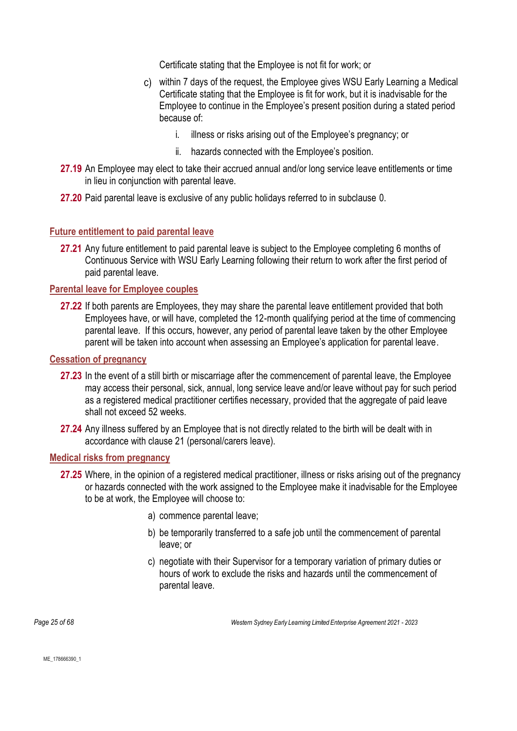Certificate stating that the Employee is not fit for work; or

c) within 7 days of the request, the Employee gives WSU Early Learning a Medical Certificate stating that the Employee is fit for work, but it is inadvisable for the Employee to continue in the Employee's present position during a stated period because of:

   i. illness or risks arising out of the Employee's pregnancy; or

   ii. hazards connected with the Employee's position.

**27.19** An Employee may elect to take their accrued annual and/or long service leave entitlements or time in lieu in conjunction with parental leave.

**27.20** Paid parental leave is exclusive of any public holidays referred to in subclause 0.

## Future entitlement to paid parental leave

**27.21** Any future entitlement to paid parental leave is subject to the Employee completing 6 months of Continuous Service with WSU Early Learning following their return to work after the first period of paid parental leave.

## Parental leave for Employee couples

**27.22** If both parents are Employees, they may share the parental leave entitlement provided that both Employees have, or will have, completed the 12-month qualifying period at the time of commencing parental leave. If this occurs, however, any period of parental leave taken by the other Employee parent will be taken into account when assessing an Employee's application for parental leave.

## Cessation of pregnancy

**27.23** In the event of a still birth or miscarriage after the commencement of parental leave, the Employee may access their personal, sick, annual, long service leave and/or leave without pay for such period as a registered medical practitioner certifies necessary, provided that the aggregate of paid leave shall not exceed 52 weeks.

**27.24** Any illness suffered by an Employee that is not directly related to the birth will be dealt with in accordance with clause 21 (personal/carers leave).

## Medical risks from pregnancy

**27.25** Where, in the opinion of a registered medical practitioner, illness or risks arising out of the pregnancy or hazards connected with the work assigned to the Employee make it inadvisable for the Employee to be at work, the Employee will choose to:

a) commence parental leave;

b) be temporarily transferred to a safe job until the commencement of parental leave; or

c) negotiate with their Supervisor for a temporary variation of primary duties or hours of work to exclude the risks and hazards until the commencement of parental leave.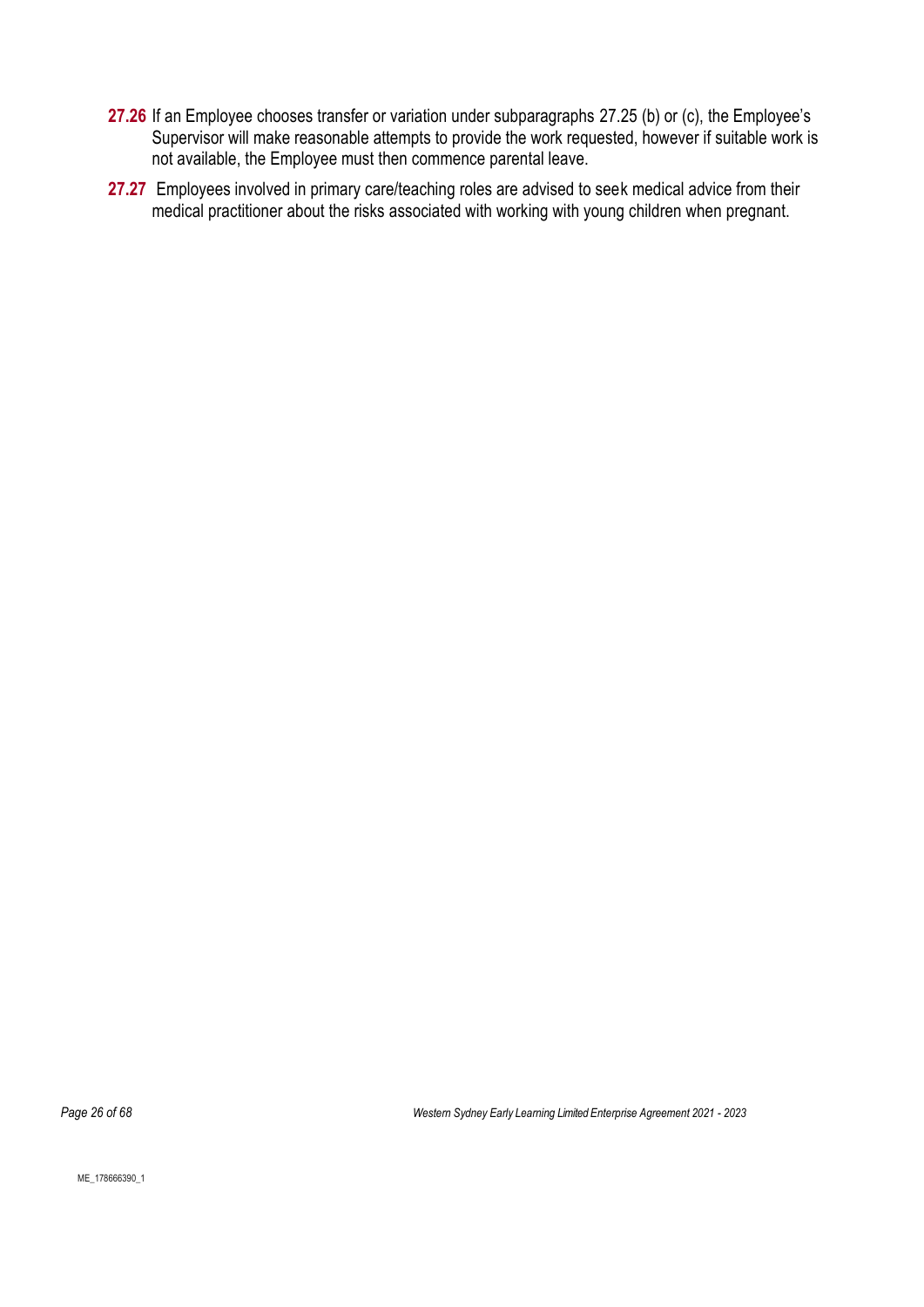**27.26** If an Employee chooses transfer or variation under subparagraphs 27.25 (b) or (c), the Employee's Supervisor will make reasonable attempts to provide the work requested, however if suitable work is not available, the Employee must then commence parental leave.

**27.27** Employees involved in primary care/teaching roles are advised to seek medical advice from their medical practitioner about the risks associated with working with young children when pregnant.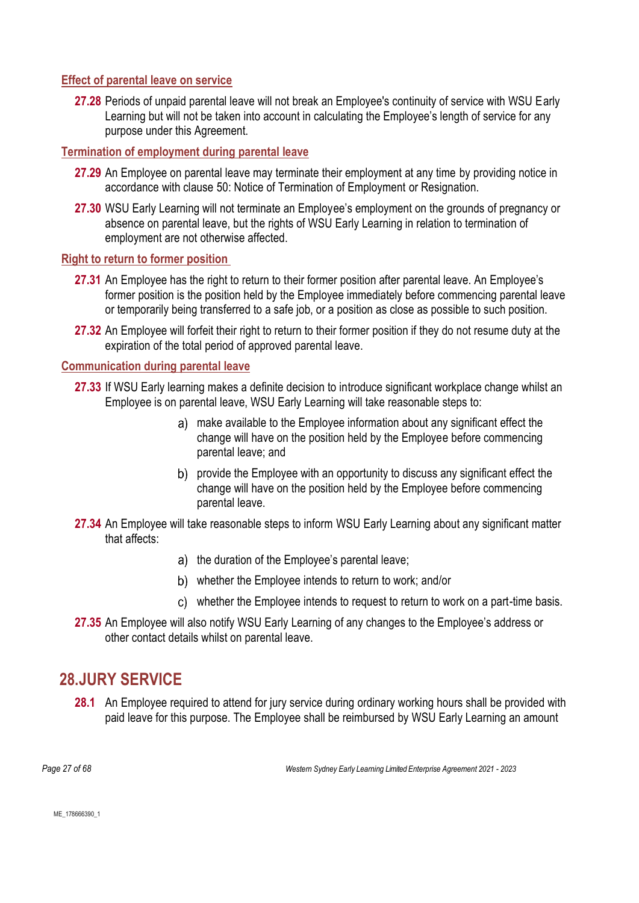### Effect of parental leave on service

**27.28** Periods of unpaid parental leave will not break an Employee's continuity of service with WSU Early Learning but will not be taken into account in calculating the Employee's length of service for any purpose under this Agreement.

### Termination of employment during parental leave

**27.29** An Employee on parental leave may terminate their employment at any time by providing notice in accordance with clause 50: Notice of Termination of Employment or Resignation.

**27.30** WSU Early Learning will not terminate an Employee's employment on the grounds of pregnancy or absence on parental leave, but the rights of WSU Early Learning in relation to termination of employment are not otherwise affected.

### Right to return to former position

**27.31** An Employee has the right to return to their former position after parental leave. An Employee's former position is the position held by the Employee immediately before commencing parental leave or temporarily being transferred to a safe job, or a position as close as possible to such position.

**27.32** An Employee will forfeit their right to return to their former position if they do not resume duty at the expiration of the total period of approved parental leave.

### Communication during parental leave

**27.33** If WSU Early learning makes a definite decision to introduce significant workplace change whilst an Employee is on parental leave, WSU Early Learning will take reasonable steps to:

a) make available to the Employee information about any significant effect the change will have on the position held by the Employee before commencing parental leave; and

b) provide the Employee with an opportunity to discuss any significant effect the change will have on the position held by the Employee before commencing parental leave.

**27.34** An Employee will take reasonable steps to inform WSU Early Learning about any significant matter that affects:

a) the duration of the Employee's parental leave;

b) whether the Employee intends to return to work; and/or

c) whether the Employee intends to request to return to work on a part-time basis.

**27.35** An Employee will also notify WSU Early Learning of any changes to the Employee's address or other contact details whilst on parental leave.

## 28. JURY SERVICE

**28.1** An Employee required to attend for jury service during ordinary working hours shall be provided with paid leave for this purpose. The Employee shall be reimbursed by WSU Early Learning an amount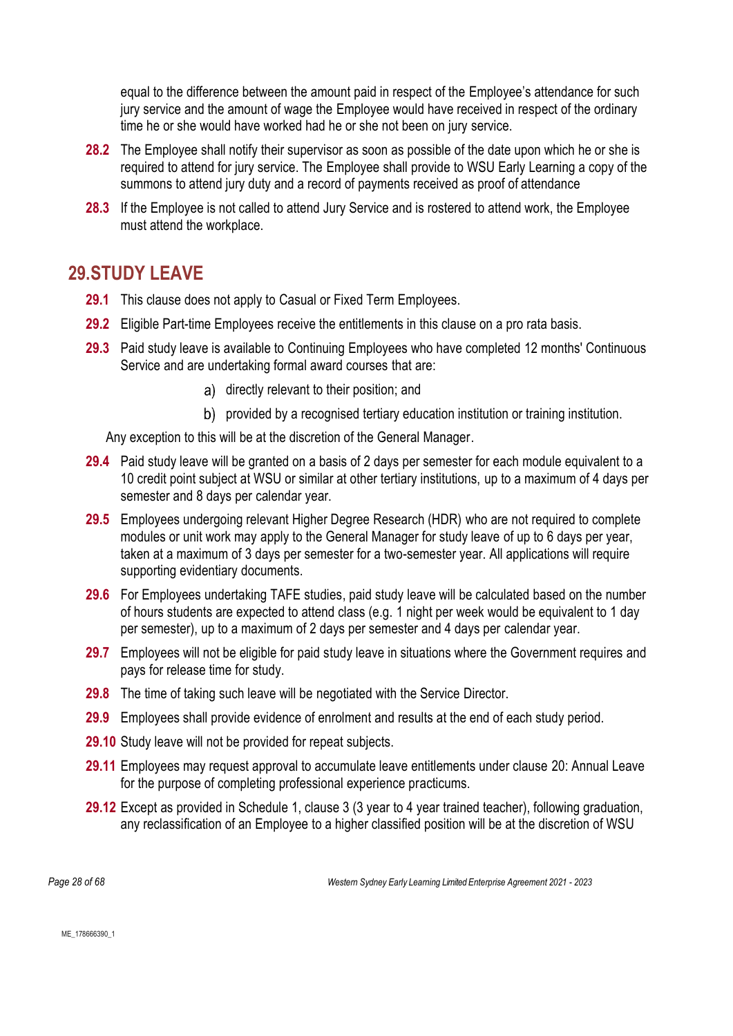equal to the difference between the amount paid in respect of the Employee's attendance for such jury service and the amount of wage the Employee would have received in respect of the ordinary time he or she would have worked had he or she not been on jury service.

**28.2** The Employee shall notify their supervisor as soon as possible of the date upon which he or she is required to attend for jury service. The Employee shall provide to WSU Early Learning a copy of the summons to attend jury duty and a record of payments received as proof of attendance

**28.3** If the Employee is not called to attend Jury Service and is rostered to attend work, the Employee must attend the workplace.

## 29. STUDY LEAVE

**29.1** This clause does not apply to Casual or Fixed Term Employees.

**29.2** Eligible Part-time Employees receive the entitlements in this clause on a pro rata basis.

**29.3** Paid study leave is available to Continuing Employees who have completed 12 months' Continuous Service and are undertaking formal award courses that are:

a) directly relevant to their position; and

b) provided by a recognised tertiary education institution or training institution.

Any exception to this will be at the discretion of the General Manager.

**29.4** Paid study leave will be granted on a basis of 2 days per semester for each module equivalent to a 10 credit point subject at WSU or similar at other tertiary institutions, up to a maximum of 4 days per semester and 8 days per calendar year.

**29.5** Employees undergoing relevant Higher Degree Research (HDR) who are not required to complete modules or unit work may apply to the General Manager for study leave of up to 6 days per year, taken at a maximum of 3 days per semester for a two-semester year. All applications will require supporting evidentiary documents.

**29.6** For Employees undertaking TAFE studies, paid study leave will be calculated based on the number of hours students are expected to attend class (e.g. 1 night per week would be equivalent to 1 day per semester), up to a maximum of 2 days per semester and 4 days per calendar year.

**29.7** Employees will not be eligible for paid study leave in situations where the Government requires and pays for release time for study.

**29.8** The time of taking such leave will be negotiated with the Service Director.

**29.9** Employees shall provide evidence of enrolment and results at the end of each study period.

**29.10** Study leave will not be provided for repeat subjects.

**29.11** Employees may request approval to accumulate leave entitlements under clause 20: Annual Leave for the purpose of completing professional experience practicums.

**29.12** Except as provided in Schedule 1, clause 3 (3 year to 4 year trained teacher), following graduation, any reclassification of an Employee to a higher classified position will be at the discretion of WSU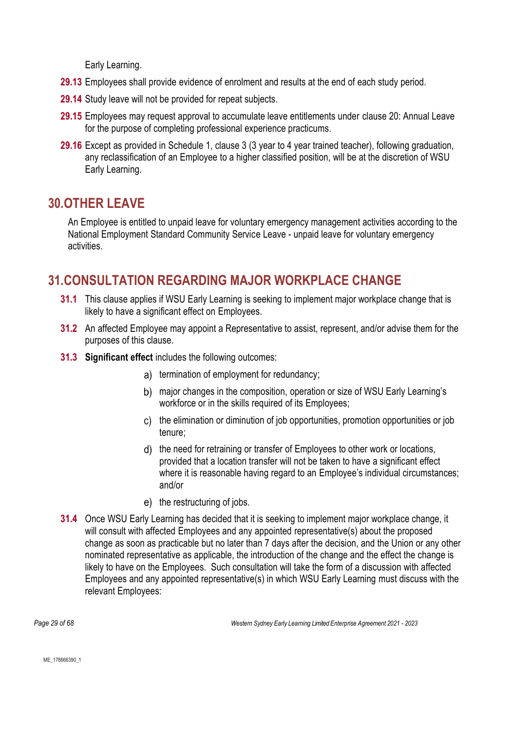Early Learning.

**29.13** Employees shall provide evidence of enrolment and results at the end of each study period.

**29.14** Study leave will not be provided for repeat subjects.

**29.15** Employees may request approval to accumulate leave entitlements under clause 20: Annual Leave for the purpose of completing professional experience practicums.

**29.16** Except as provided in Schedule 1, clause 3 (3 year to 4 year trained teacher), following graduation, any reclassification of an Employee to a higher classified position, will be at the discretion of WSU Early Learning.

## 30. OTHER LEAVE

An Employee is entitled to unpaid leave for voluntary emergency management activities according to the National Employment Standard Community Service Leave - unpaid leave for voluntary emergency activities.

## 31. CONSULTATION REGARDING MAJOR WORKPLACE CHANGE

**31.1** This clause applies if WSU Early Learning is seeking to implement major workplace change that is likely to have a significant effect on Employees.

**31.2** An affected Employee may appoint a Representative to assist, represent, and/or advise them for the purposes of this clause.

**31.3** **Significant effect** includes the following outcomes:

a) termination of employment for redundancy;

b) major changes in the composition, operation or size of WSU Early Learning's workforce or in the skills required of its Employees;

c) the elimination or diminution of job opportunities, promotion opportunities or job tenure;

d) the need for retraining or transfer of Employees to other work or locations, provided that a location transfer will not be taken to have a significant effect where it is reasonable having regard to an Employee's individual circumstances; and/or

e) the restructuring of jobs.

**31.4** Once WSU Early Learning has decided that it is seeking to implement major workplace change, it will consult with affected Employees and any appointed representative(s) about the proposed change as soon as practicable but no later than 7 days after the decision, and the Union or any other nominated representative as applicable, the introduction of the change and the effect the change is likely to have on the Employees. Such consultation will take the form of a discussion with affected Employees and any appointed representative(s) in which WSU Early Learning must discuss with the relevant Employees: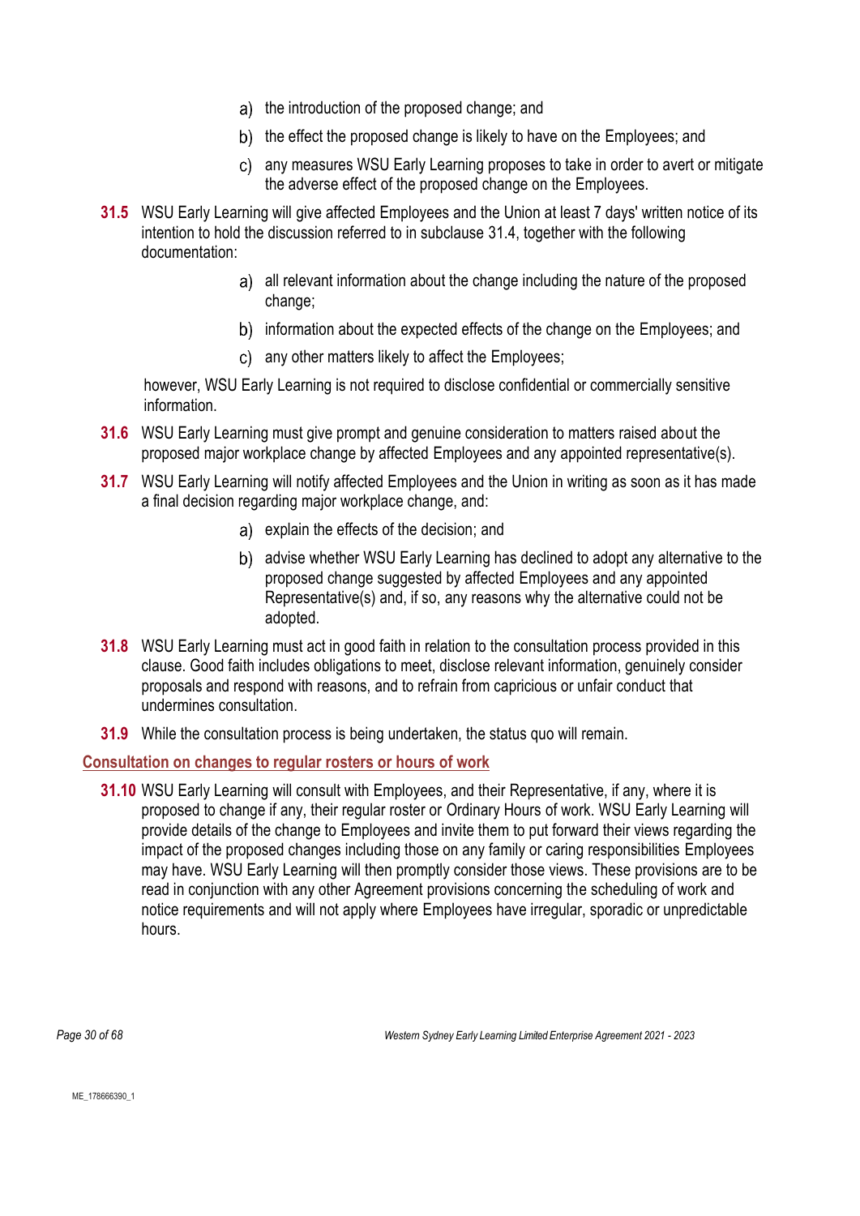a) the introduction of the proposed change; and

b) the effect the proposed change is likely to have on the Employees; and

c) any measures WSU Early Learning proposes to take in order to avert or mitigate the adverse effect of the proposed change on the Employees.

**31.5** WSU Early Learning will give affected Employees and the Union at least 7 days' written notice of its intention to hold the discussion referred to in subclause 31.4, together with the following documentation:

a) all relevant information about the change including the nature of the proposed change;

b) information about the expected effects of the change on the Employees; and

c) any other matters likely to affect the Employees;

however, WSU Early Learning is not required to disclose confidential or commercially sensitive information.

**31.6** WSU Early Learning must give prompt and genuine consideration to matters raised about the proposed major workplace change by affected Employees and any appointed representative(s).

**31.7** WSU Early Learning will notify affected Employees and the Union in writing as soon as it has made a final decision regarding major workplace change, and:

a) explain the effects of the decision; and

b) advise whether WSU Early Learning has declined to adopt any alternative to the proposed change suggested by affected Employees and any appointed Representative(s) and, if so, any reasons why the alternative could not be adopted.

**31.8** WSU Early Learning must act in good faith in relation to the consultation process provided in this clause. Good faith includes obligations to meet, disclose relevant information, genuinely consider proposals and respond with reasons, and to refrain from capricious or unfair conduct that undermines consultation.

**31.9** While the consultation process is being undertaken, the status quo will remain.

## Consultation on changes to regular rosters or hours of work

**31.10** WSU Early Learning will consult with Employees, and their Representative, if any, where it is proposed to change if any, their regular roster or Ordinary Hours of work. WSU Early Learning will provide details of the change to Employees and invite them to put forward their views regarding the impact of the proposed changes including those on any family or caring responsibilities Employees may have. WSU Early Learning will then promptly consider those views. These provisions are to be read in conjunction with any other Agreement provisions concerning the scheduling of work and notice requirements and will not apply where Employees have irregular, sporadic or unpredictable hours.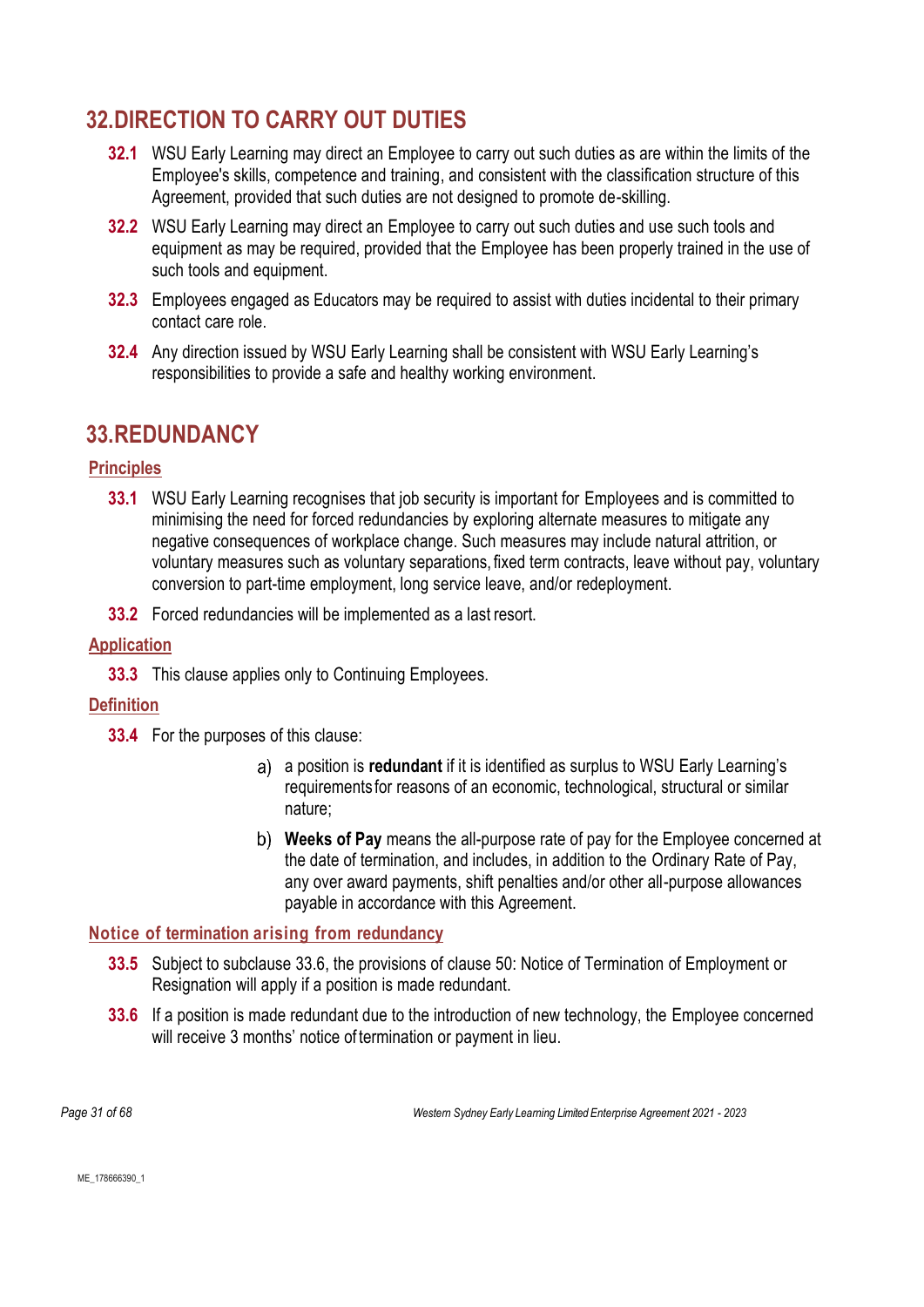# 32. DIRECTION TO CARRY OUT DUTIES

**32.1** WSU Early Learning may direct an Employee to carry out such duties as are within the limits of the Employee's skills, competence and training, and consistent with the classification structure of this Agreement, provided that such duties are not designed to promote de-skilling.

**32.2** WSU Early Learning may direct an Employee to carry out such duties and use such tools and equipment as may be required, provided that the Employee has been properly trained in the use of such tools and equipment.

**32.3** Employees engaged as Educators may be required to assist with duties incidental to their primary contact care role.

**32.4** Any direction issued by WSU Early Learning shall be consistent with WSU Early Learning's responsibilities to provide a safe and healthy working environment.

# 33. REDUNDANCY

## Principles

**33.1** WSU Early Learning recognises that job security is important for Employees and is committed to minimising the need for forced redundancies by exploring alternate measures to mitigate any negative consequences of workplace change. Such measures may include natural attrition, or voluntary measures such as voluntary separations, fixed term contracts, leave without pay, voluntary conversion to part-time employment, long service leave, and/or redeployment.

**33.2** Forced redundancies will be implemented as a last resort.

## Application

**33.3** This clause applies only to Continuing Employees.

## Definition

**33.4** For the purposes of this clause:

a) a position is **redundant** if it is identified as surplus to WSU Early Learning's requirements for reasons of an economic, technological, structural or similar nature;

b) **Weeks of Pay** means the all-purpose rate of pay for the Employee concerned at the date of termination, and includes, in addition to the Ordinary Rate of Pay, any over award payments, shift penalties and/or other all-purpose allowances payable in accordance with this Agreement.

## Notice of termination arising from redundancy

**33.5** Subject to subclause 33.6, the provisions of clause 50: Notice of Termination of Employment or Resignation will apply if a position is made redundant.

**33.6** If a position is made redundant due to the introduction of new technology, the Employee concerned will receive 3 months' notice of termination or payment in lieu.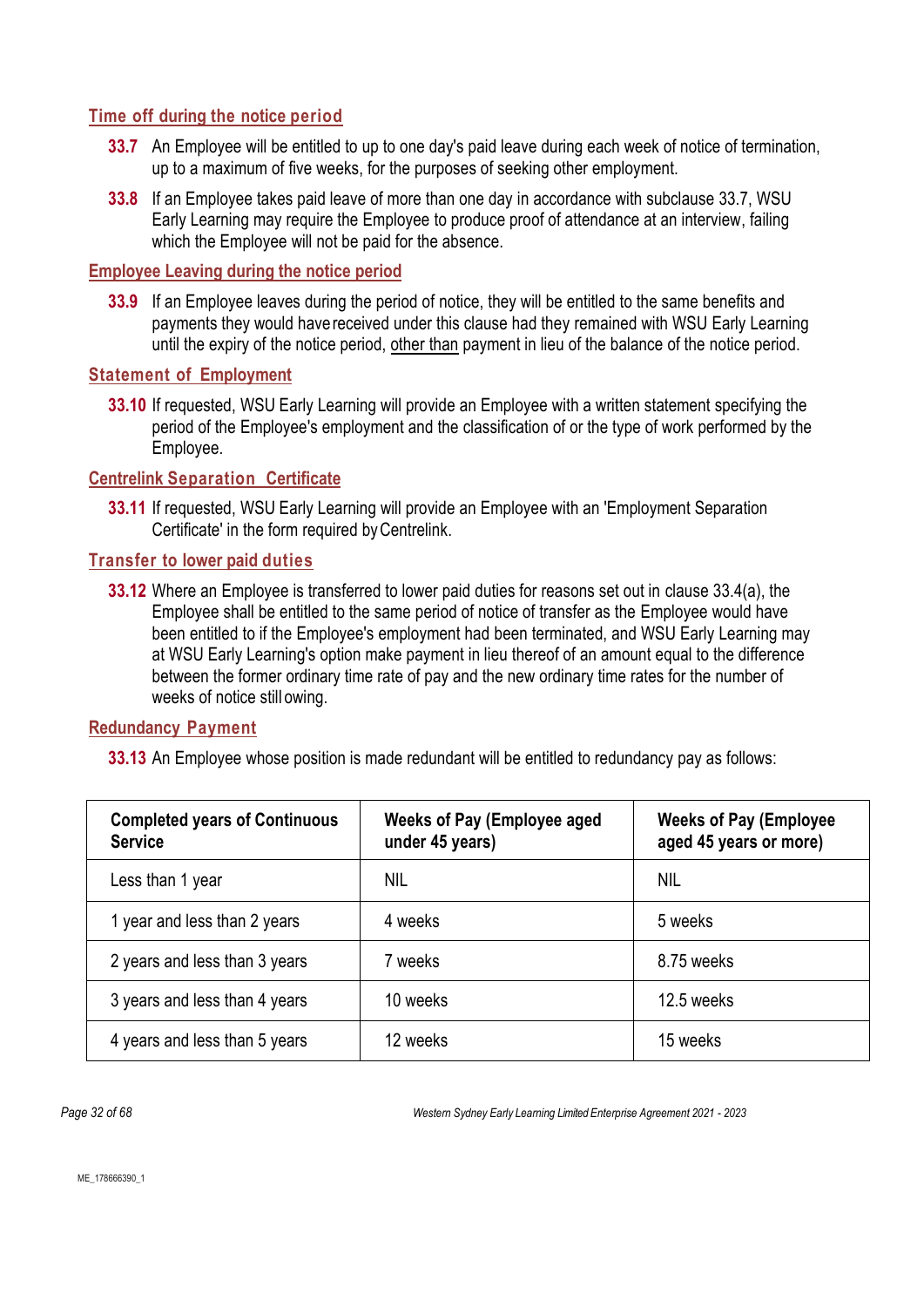### Time off during the notice period

**33.7** An Employee will be entitled to up to one day's paid leave during each week of notice of termination, up to a maximum of five weeks, for the purposes of seeking other employment.

**33.8** If an Employee takes paid leave of more than one day in accordance with subclause 33.7, WSU Early Learning may require the Employee to produce proof of attendance at an interview, failing which the Employee will not be paid for the absence.

### Employee Leaving during the notice period

**33.9** If an Employee leaves during the period of notice, they will be entitled to the same benefits and payments they would have received under this clause had they remained with WSU Early Learning until the expiry of the notice period, other than payment in lieu of the balance of the notice period.

### Statement of Employment

**33.10** If requested, WSU Early Learning will provide an Employee with a written statement specifying the period of the Employee's employment and the classification of or the type of work performed by the Employee.

### Centrelink Separation Certificate

**33.11** If requested, WSU Early Learning will provide an Employee with an 'Employment Separation Certificate' in the form required by Centrelink.

### Transfer to lower paid duties

**33.12** Where an Employee is transferred to lower paid duties for reasons set out in clause 33.4(a), the Employee shall be entitled to the same period of notice of transfer as the Employee would have been entitled to if the Employee's employment had been terminated, and WSU Early Learning may at WSU Early Learning's option make payment in lieu thereof of an amount equal to the difference between the former ordinary time rate of pay and the new ordinary time rates for the number of weeks of notice still owing.

### Redundancy Payment

**33.13** An Employee whose position is made redundant will be entitled to redundancy pay as follows:

| Completed years of Continuous Service | Weeks of Pay (Employee aged under 45 years) | Weeks of Pay (Employee aged 45 years or more) |
|---|---|---|
| Less than 1 year | NIL | NIL |
| 1 year and less than 2 years | 4 weeks | 5 weeks |
| 2 years and less than 3 years | 7 weeks | 8.75 weeks |
| 3 years and less than 4 years | 10 weeks | 12.5 weeks |
| 4 years and less than 5 years | 12 weeks | 15 weeks |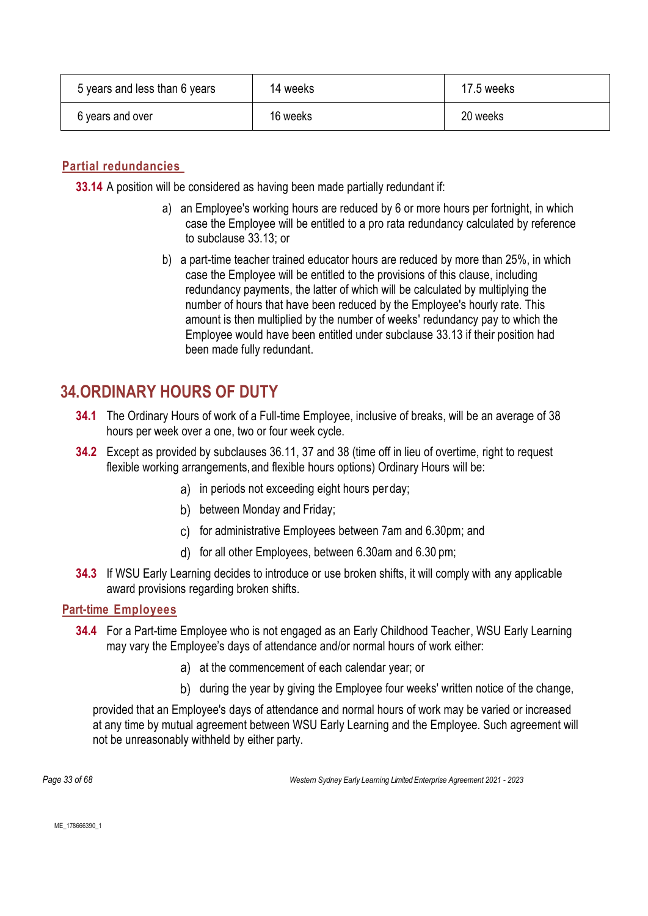| | | |
|---|---|---|
| 5 years and less than 6 years | 14 weeks | 17.5 weeks |
| 6 years and over | 16 weeks | 20 weeks |

### Partial redundancies

**33.14** A position will be considered as having been made partially redundant if:

a) an Employee's working hours are reduced by 6 or more hours per fortnight, in which case the Employee will be entitled to a pro rata redundancy calculated by reference to subclause 33.13; or

b) a part-time teacher trained educator hours are reduced by more than 25%, in which case the Employee will be entitled to the provisions of this clause, including redundancy payments, the latter of which will be calculated by multiplying the number of hours that have been reduced by the Employee's hourly rate. This amount is then multiplied by the number of weeks' redundancy pay to which the Employee would have been entitled under subclause 33.13 if their position had been made fully redundant.

## 34. ORDINARY HOURS OF DUTY

**34.1** The Ordinary Hours of work of a Full-time Employee, inclusive of breaks, will be an average of 38 hours per week over a one, two or four week cycle.

**34.2** Except as provided by subclauses 36.11, 37 and 38 (time off in lieu of overtime, right to request flexible working arrangements, and flexible hours options) Ordinary Hours will be:

a) in periods not exceeding eight hours per day;

b) between Monday and Friday;

c) for administrative Employees between 7am and 6.30pm; and

d) for all other Employees, between 6.30am and 6.30 pm;

**34.3** If WSU Early Learning decides to introduce or use broken shifts, it will comply with any applicable award provisions regarding broken shifts.

### Part-time Employees

**34.4** For a Part-time Employee who is not engaged as an Early Childhood Teacher, WSU Early Learning may vary the Employee's days of attendance and/or normal hours of work either:

a) at the commencement of each calendar year; or

b) during the year by giving the Employee four weeks' written notice of the change,

provided that an Employee's days of attendance and normal hours of work may be varied or increased at any time by mutual agreement between WSU Early Learning and the Employee. Such agreement will not be unreasonably withheld by either party.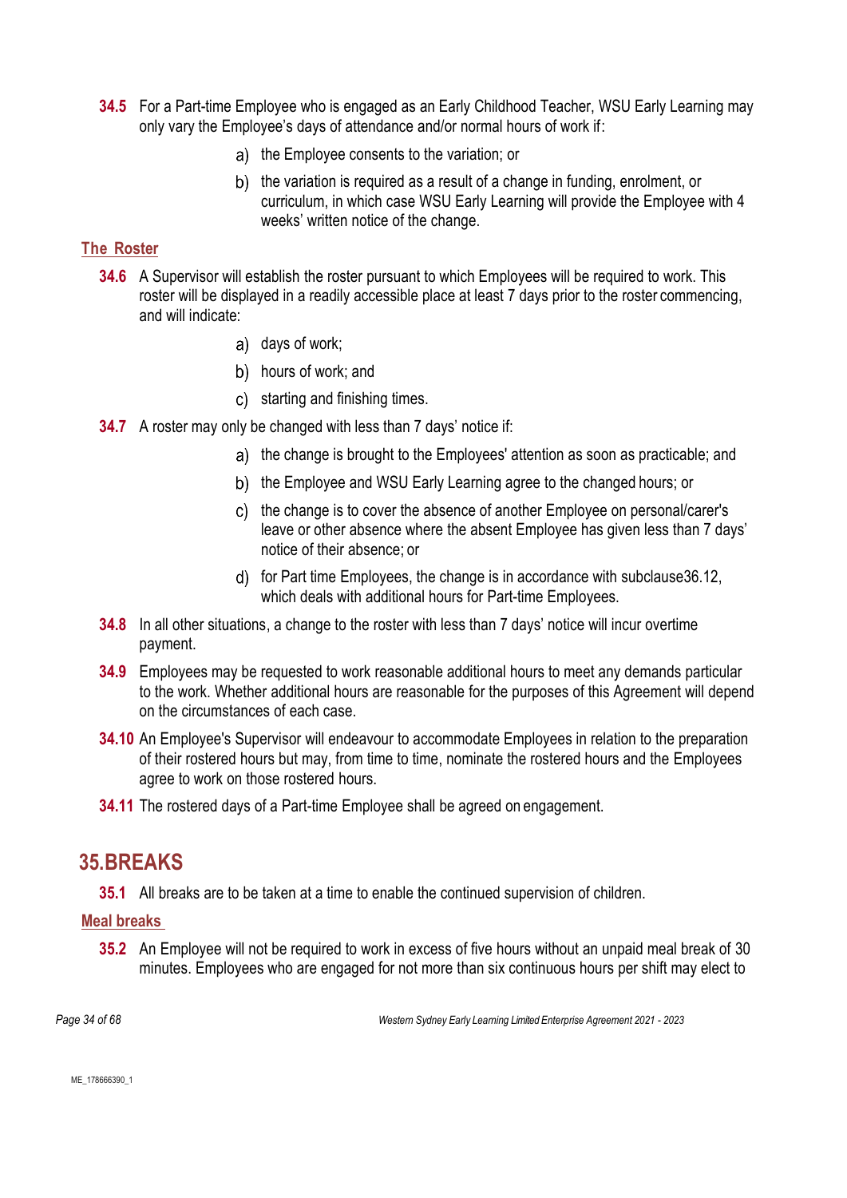**34.5** For a Part-time Employee who is engaged as an Early Childhood Teacher, WSU Early Learning may only vary the Employee's days of attendance and/or normal hours of work if:

a) the Employee consents to the variation; or

b) the variation is required as a result of a change in funding, enrolment, or curriculum, in which case WSU Early Learning will provide the Employee with 4 weeks' written notice of the change.

### The Roster

**34.6** A Supervisor will establish the roster pursuant to which Employees will be required to work. This roster will be displayed in a readily accessible place at least 7 days prior to the roster commencing, and will indicate:

a) days of work;

b) hours of work; and

c) starting and finishing times.

**34.7** A roster may only be changed with less than 7 days' notice if:

a) the change is brought to the Employees' attention as soon as practicable; and

b) the Employee and WSU Early Learning agree to the changed hours; or

c) the change is to cover the absence of another Employee on personal/carer's leave or other absence where the absent Employee has given less than 7 days' notice of their absence; or

d) for Part time Employees, the change is in accordance with subclause36.12, which deals with additional hours for Part-time Employees.

**34.8** In all other situations, a change to the roster with less than 7 days' notice will incur overtime payment.

**34.9** Employees may be requested to work reasonable additional hours to meet any demands particular to the work. Whether additional hours are reasonable for the purposes of this Agreement will depend on the circumstances of each case.

**34.10** An Employee's Supervisor will endeavour to accommodate Employees in relation to the preparation of their rostered hours but may, from time to time, nominate the rostered hours and the Employees agree to work on those rostered hours.

**34.11** The rostered days of a Part-time Employee shall be agreed on engagement.

## 35.BREAKS

**35.1** All breaks are to be taken at a time to enable the continued supervision of children.

### Meal breaks

**35.2** An Employee will not be required to work in excess of five hours without an unpaid meal break of 30 minutes. Employees who are engaged for not more than six continuous hours per shift may elect to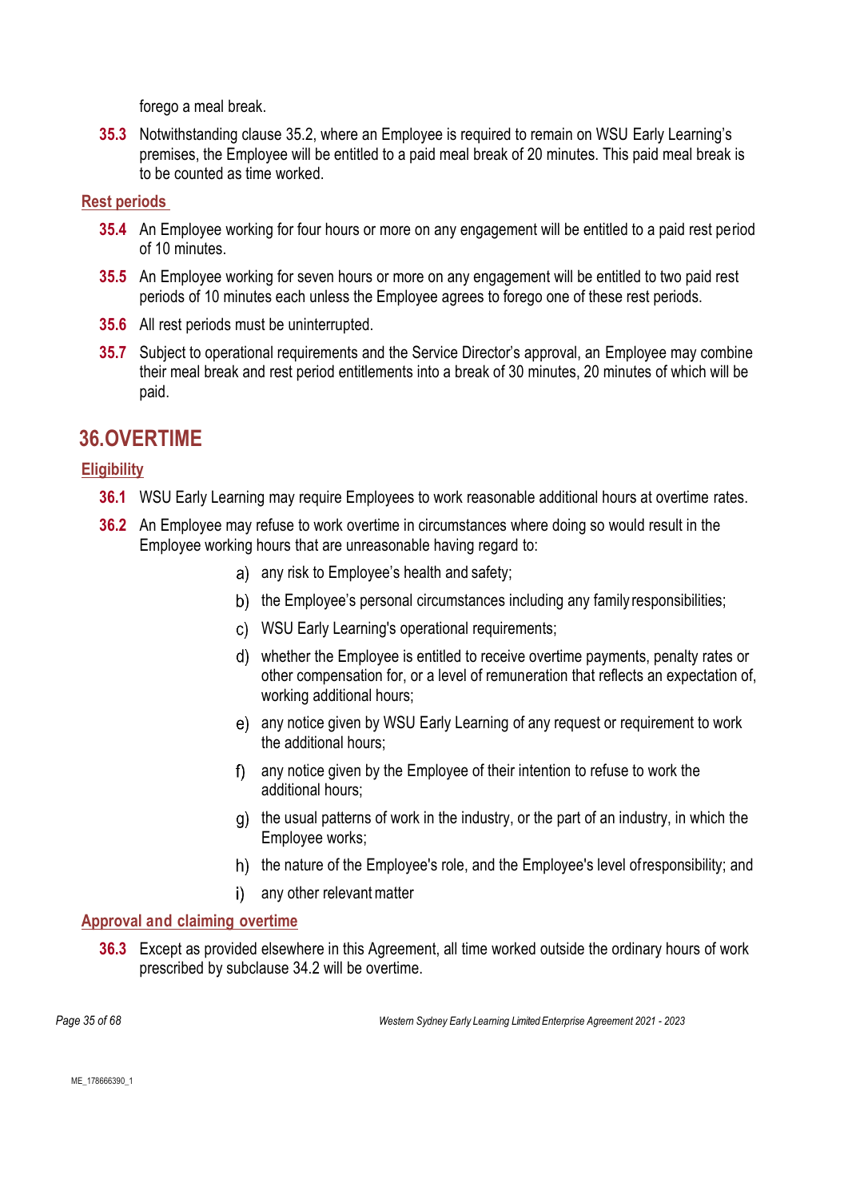forego a meal break.

**35.3** Notwithstanding clause 35.2, where an Employee is required to remain on WSU Early Learning's premises, the Employee will be entitled to a paid meal break of 20 minutes. This paid meal break is to be counted as time worked.

### Rest periods

**35.4** An Employee working for four hours or more on any engagement will be entitled to a paid rest period of 10 minutes.

**35.5** An Employee working for seven hours or more on any engagement will be entitled to two paid rest periods of 10 minutes each unless the Employee agrees to forego one of these rest periods.

**35.6** All rest periods must be uninterrupted.

**35.7** Subject to operational requirements and the Service Director's approval, an Employee may combine their meal break and rest period entitlements into a break of 30 minutes, 20 minutes of which will be paid.

## 36. OVERTIME

### Eligibility

**36.1** WSU Early Learning may require Employees to work reasonable additional hours at overtime rates.

**36.2** An Employee may refuse to work overtime in circumstances where doing so would result in the Employee working hours that are unreasonable having regard to:

a) any risk to Employee's health and safety;

b) the Employee's personal circumstances including any family responsibilities;

c) WSU Early Learning's operational requirements;

d) whether the Employee is entitled to receive overtime payments, penalty rates or other compensation for, or a level of remuneration that reflects an expectation of, working additional hours;

e) any notice given by WSU Early Learning of any request or requirement to work the additional hours;

f) any notice given by the Employee of their intention to refuse to work the additional hours;

g) the usual patterns of work in the industry, or the part of an industry, in which the Employee works;

h) the nature of the Employee's role, and the Employee's level of responsibility; and

i) any other relevant matter

### Approval and claiming overtime

**36.3** Except as provided elsewhere in this Agreement, all time worked outside the ordinary hours of work prescribed by subclause 34.2 will be overtime.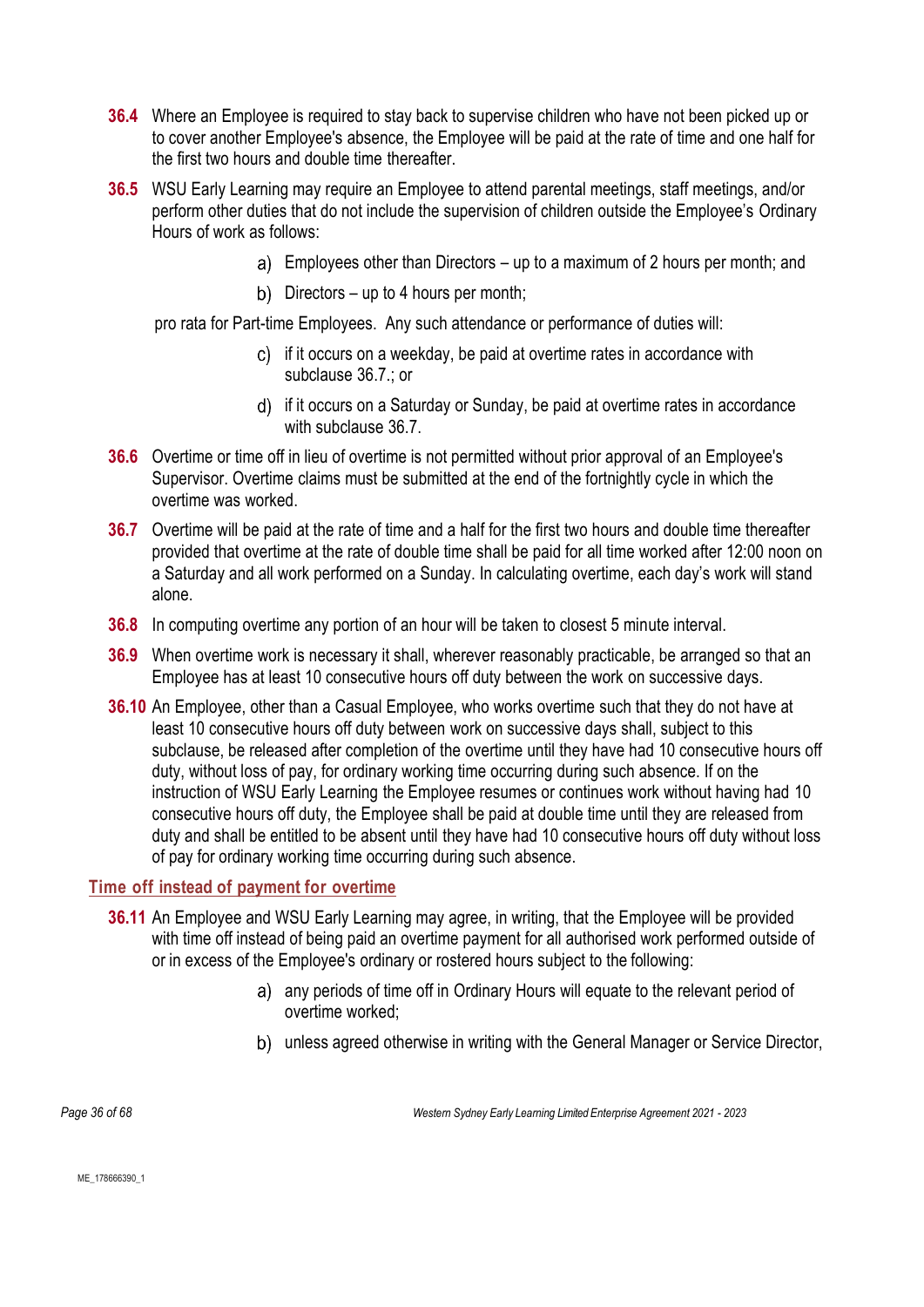**36.4** Where an Employee is required to stay back to supervise children who have not been picked up or to cover another Employee's absence, the Employee will be paid at the rate of time and one half for the first two hours and double time thereafter.

**36.5** WSU Early Learning may require an Employee to attend parental meetings, staff meetings, and/or perform other duties that do not include the supervision of children outside the Employee's Ordinary Hours of work as follows:

a) Employees other than Directors – up to a maximum of 2 hours per month; and

b) Directors – up to 4 hours per month;

pro rata for Part-time Employees. Any such attendance or performance of duties will:

c) if it occurs on a weekday, be paid at overtime rates in accordance with subclause 36.7.; or

d) if it occurs on a Saturday or Sunday, be paid at overtime rates in accordance with subclause 36.7.

**36.6** Overtime or time off in lieu of overtime is not permitted without prior approval of an Employee's Supervisor. Overtime claims must be submitted at the end of the fortnightly cycle in which the overtime was worked.

**36.7** Overtime will be paid at the rate of time and a half for the first two hours and double time thereafter provided that overtime at the rate of double time shall be paid for all time worked after 12:00 noon on a Saturday and all work performed on a Sunday. In calculating overtime, each day's work will stand alone.

**36.8** In computing overtime any portion of an hour will be taken to closest 5 minute interval.

**36.9** When overtime work is necessary it shall, wherever reasonably practicable, be arranged so that an Employee has at least 10 consecutive hours off duty between the work on successive days.

**36.10** An Employee, other than a Casual Employee, who works overtime such that they do not have at least 10 consecutive hours off duty between work on successive days shall, subject to this subclause, be released after completion of the overtime until they have had 10 consecutive hours off duty, without loss of pay, for ordinary working time occurring during such absence. If on the instruction of WSU Early Learning the Employee resumes or continues work without having had 10 consecutive hours off duty, the Employee shall be paid at double time until they are released from duty and shall be entitled to be absent until they have had 10 consecutive hours off duty without loss of pay for ordinary working time occurring during such absence.

### Time off instead of payment for overtime

**36.11** An Employee and WSU Early Learning may agree, in writing, that the Employee will be provided with time off instead of being paid an overtime payment for all authorised work performed outside of or in excess of the Employee's ordinary or rostered hours subject to the following:

a) any periods of time off in Ordinary Hours will equate to the relevant period of overtime worked;

b) unless agreed otherwise in writing with the General Manager or Service Director,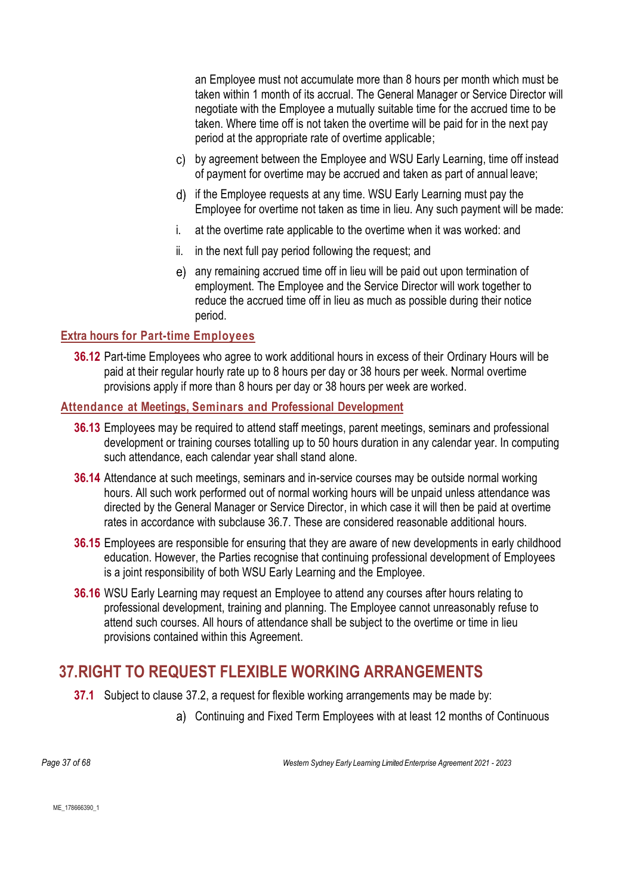an Employee must not accumulate more than 8 hours per month which must be taken within 1 month of its accrual. The General Manager or Service Director will negotiate with the Employee a mutually suitable time for the accrued time to be taken. Where time off is not taken the overtime will be paid for in the next pay period at the appropriate rate of overtime applicable;

c) by agreement between the Employee and WSU Early Learning, time off instead of payment for overtime may be accrued and taken as part of annual leave;

d) if the Employee requests at any time. WSU Early Learning must pay the Employee for overtime not taken as time in lieu. Any such payment will be made:

i. at the overtime rate applicable to the overtime when it was worked: and

ii. in the next full pay period following the request; and

e) any remaining accrued time off in lieu will be paid out upon termination of employment. The Employee and the Service Director will work together to reduce the accrued time off in lieu as much as possible during their notice period.

### Extra hours for Part-time Employees

**36.12** Part-time Employees who agree to work additional hours in excess of their Ordinary Hours will be paid at their regular hourly rate up to 8 hours per day or 38 hours per week. Normal overtime provisions apply if more than 8 hours per day or 38 hours per week are worked.

### Attendance at Meetings, Seminars and Professional Development

**36.13** Employees may be required to attend staff meetings, parent meetings, seminars and professional development or training courses totalling up to 50 hours duration in any calendar year. In computing such attendance, each calendar year shall stand alone.

**36.14** Attendance at such meetings, seminars and in-service courses may be outside normal working hours. All such work performed out of normal working hours will be unpaid unless attendance was directed by the General Manager or Service Director, in which case it will then be paid at overtime rates in accordance with subclause 36.7. These are considered reasonable additional hours.

**36.15** Employees are responsible for ensuring that they are aware of new developments in early childhood education. However, the Parties recognise that continuing professional development of Employees is a joint responsibility of both WSU Early Learning and the Employee.

**36.16** WSU Early Learning may request an Employee to attend any courses after hours relating to professional development, training and planning. The Employee cannot unreasonably refuse to attend such courses. All hours of attendance shall be subject to the overtime or time in lieu provisions contained within this Agreement.

## 37. RIGHT TO REQUEST FLEXIBLE WORKING ARRANGEMENTS

**37.1** Subject to clause 37.2, a request for flexible working arrangements may be made by:

a) Continuing and Fixed Term Employees with at least 12 months of Continuous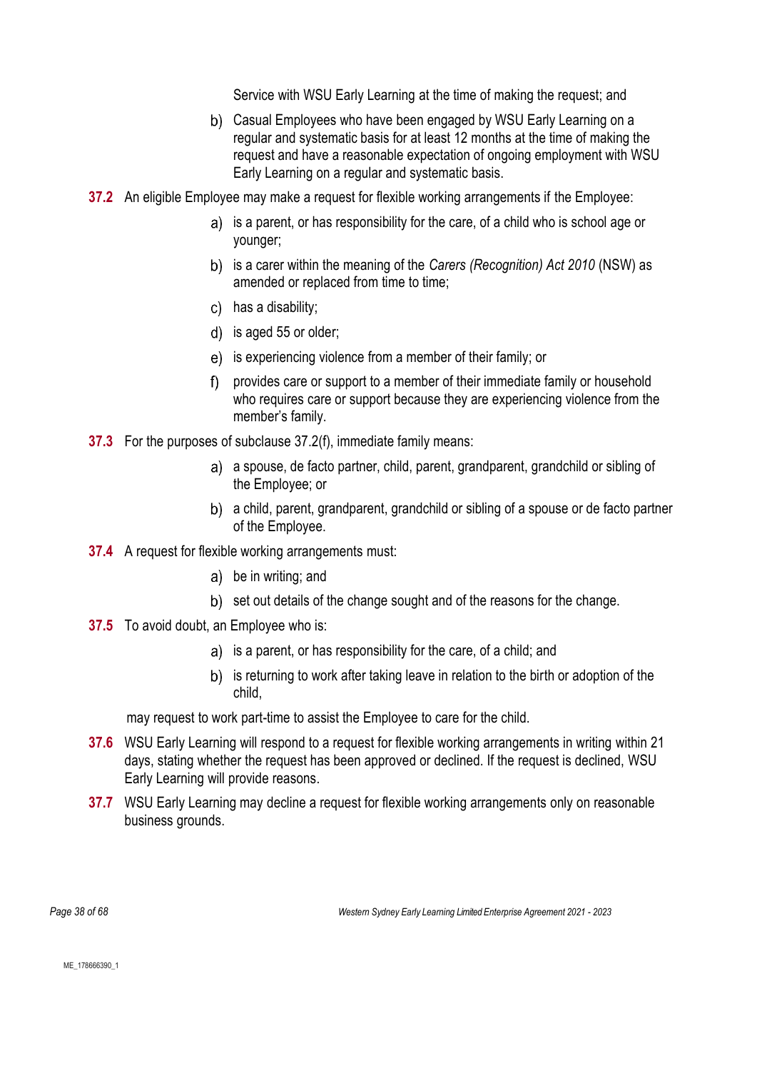Service with WSU Early Learning at the time of making the request; and

b) Casual Employees who have been engaged by WSU Early Learning on a regular and systematic basis for at least 12 months at the time of making the request and have a reasonable expectation of ongoing employment with WSU Early Learning on a regular and systematic basis.

**37.2** An eligible Employee may make a request for flexible working arrangements if the Employee:

a) is a parent, or has responsibility for the care, of a child who is school age or younger;

b) is a carer within the meaning of the *Carers (Recognition) Act 2010* (NSW) as amended or replaced from time to time;

c) has a disability;

d) is aged 55 or older;

e) is experiencing violence from a member of their family; or

f) provides care or support to a member of their immediate family or household who requires care or support because they are experiencing violence from the member's family.

**37.3** For the purposes of subclause 37.2(f), immediate family means:

a) a spouse, de facto partner, child, parent, grandparent, grandchild or sibling of the Employee; or

b) a child, parent, grandparent, grandchild or sibling of a spouse or de facto partner of the Employee.

**37.4** A request for flexible working arrangements must:

a) be in writing; and

b) set out details of the change sought and of the reasons for the change.

**37.5** To avoid doubt, an Employee who is:

a) is a parent, or has responsibility for the care, of a child; and

b) is returning to work after taking leave in relation to the birth or adoption of the child,

may request to work part-time to assist the Employee to care for the child.

**37.6** WSU Early Learning will respond to a request for flexible working arrangements in writing within 21 days, stating whether the request has been approved or declined. If the request is declined, WSU Early Learning will provide reasons.

**37.7** WSU Early Learning may decline a request for flexible working arrangements only on reasonable business grounds.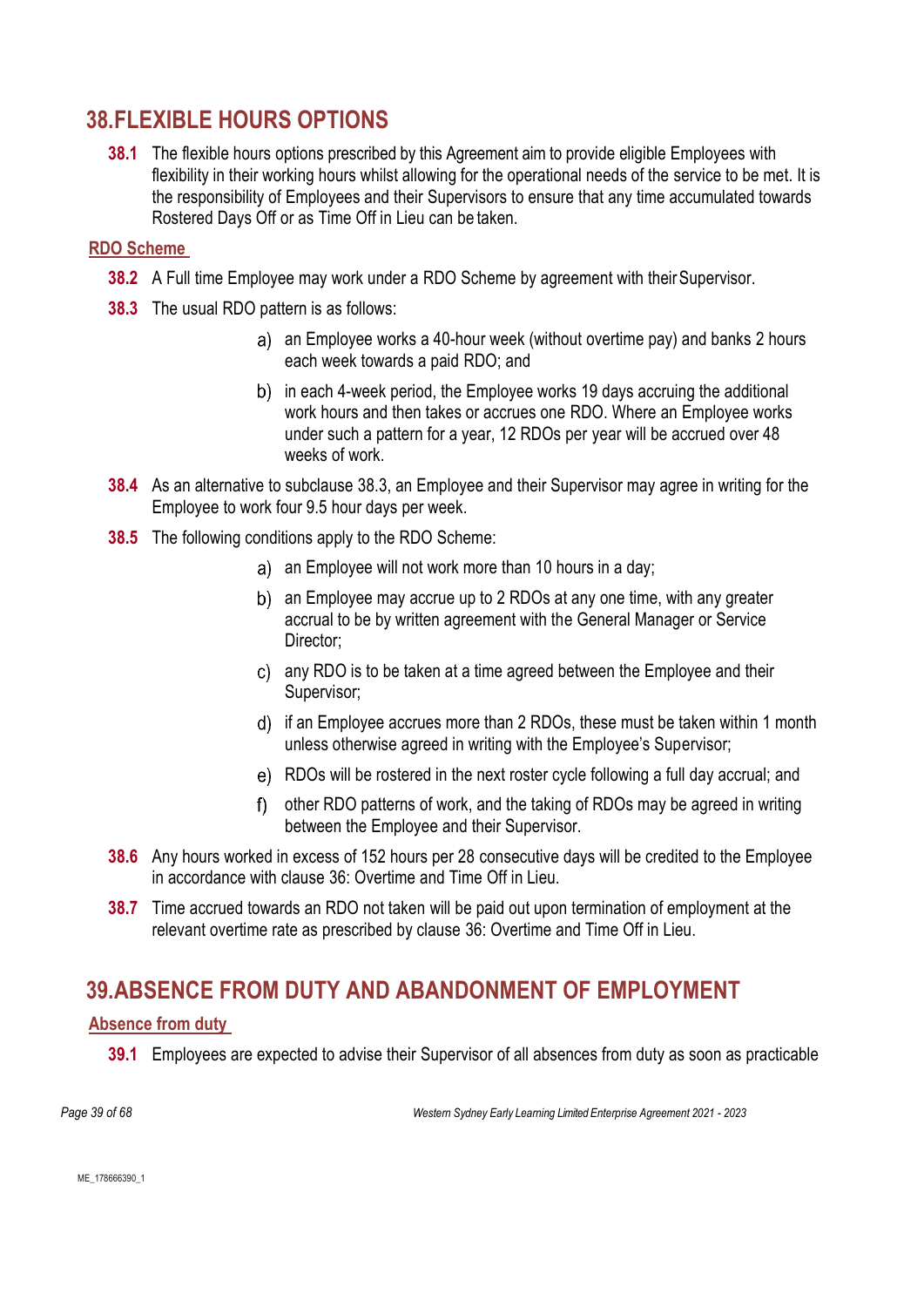## 38. FLEXIBLE HOURS OPTIONS

**38.1** The flexible hours options prescribed by this Agreement aim to provide eligible Employees with flexibility in their working hours whilst allowing for the operational needs of the service to be met. It is the responsibility of Employees and their Supervisors to ensure that any time accumulated towards Rostered Days Off or as Time Off in Lieu can be taken.

### RDO Scheme

**38.2** A Full time Employee may work under a RDO Scheme by agreement with their Supervisor.

**38.3** The usual RDO pattern is as follows:

a) an Employee works a 40-hour week (without overtime pay) and banks 2 hours each week towards a paid RDO; and

b) in each 4-week period, the Employee works 19 days accruing the additional work hours and then takes or accrues one RDO. Where an Employee works under such a pattern for a year, 12 RDOs per year will be accrued over 48 weeks of work.

**38.4** As an alternative to subclause 38.3, an Employee and their Supervisor may agree in writing for the Employee to work four 9.5 hour days per week.

**38.5** The following conditions apply to the RDO Scheme:

a) an Employee will not work more than 10 hours in a day;

b) an Employee may accrue up to 2 RDOs at any one time, with any greater accrual to be by written agreement with the General Manager or Service Director;

c) any RDO is to be taken at a time agreed between the Employee and their Supervisor;

d) if an Employee accrues more than 2 RDOs, these must be taken within 1 month unless otherwise agreed in writing with the Employee's Supervisor;

e) RDOs will be rostered in the next roster cycle following a full day accrual; and

f) other RDO patterns of work, and the taking of RDOs may be agreed in writing between the Employee and their Supervisor.

**38.6** Any hours worked in excess of 152 hours per 28 consecutive days will be credited to the Employee in accordance with clause 36: Overtime and Time Off in Lieu.

**38.7** Time accrued towards an RDO not taken will be paid out upon termination of employment at the relevant overtime rate as prescribed by clause 36: Overtime and Time Off in Lieu.

## 39. ABSENCE FROM DUTY AND ABANDONMENT OF EMPLOYMENT

### Absence from duty

**39.1** Employees are expected to advise their Supervisor of all absences from duty as soon as practicable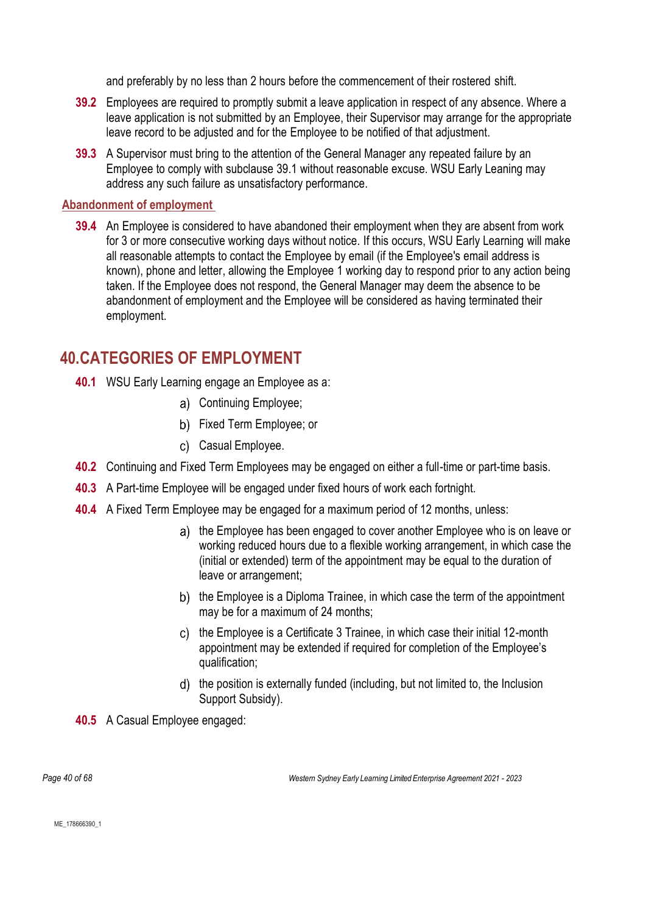and preferably by no less than 2 hours before the commencement of their rostered shift.

**39.2** Employees are required to promptly submit a leave application in respect of any absence. Where a leave application is not submitted by an Employee, their Supervisor may arrange for the appropriate leave record to be adjusted and for the Employee to be notified of that adjustment.

**39.3** A Supervisor must bring to the attention of the General Manager any repeated failure by an Employee to comply with subclause 39.1 without reasonable excuse. WSU Early Leaning may address any such failure as unsatisfactory performance.

**Abandonment of employment**

**39.4** An Employee is considered to have abandoned their employment when they are absent from work for 3 or more consecutive working days without notice. If this occurs, WSU Early Learning will make all reasonable attempts to contact the Employee by email (if the Employee's email address is known), phone and letter, allowing the Employee 1 working day to respond prior to any action being taken. If the Employee does not respond, the General Manager may deem the absence to be abandonment of employment and the Employee will be considered as having terminated their employment.

## 40. CATEGORIES OF EMPLOYMENT

**40.1** WSU Early Learning engage an Employee as a:

a) Continuing Employee;

b) Fixed Term Employee; or

c) Casual Employee.

**40.2** Continuing and Fixed Term Employees may be engaged on either a full-time or part-time basis.

**40.3** A Part-time Employee will be engaged under fixed hours of work each fortnight.

**40.4** A Fixed Term Employee may be engaged for a maximum period of 12 months, unless:

a) the Employee has been engaged to cover another Employee who is on leave or working reduced hours due to a flexible working arrangement, in which case the (initial or extended) term of the appointment may be equal to the duration of leave or arrangement;

b) the Employee is a Diploma Trainee, in which case the term of the appointment may be for a maximum of 24 months;

c) the Employee is a Certificate 3 Trainee, in which case their initial 12-month appointment may be extended if required for completion of the Employee's qualification;

d) the position is externally funded (including, but not limited to, the Inclusion Support Subsidy).

**40.5** A Casual Employee engaged: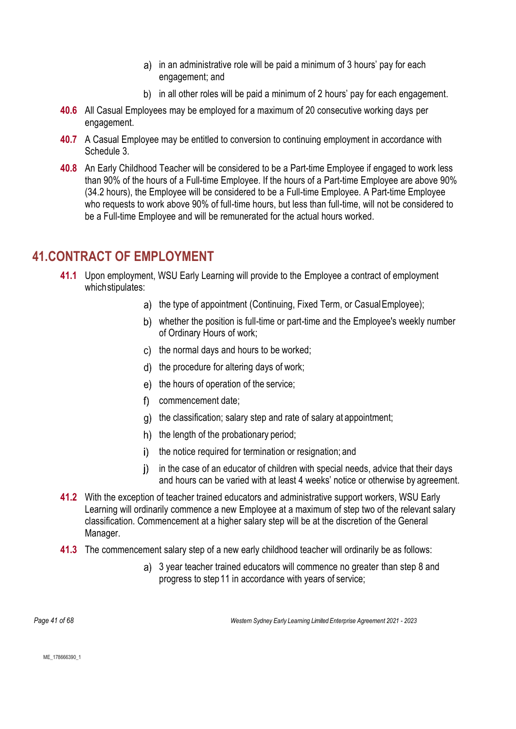a) in an administrative role will be paid a minimum of 3 hours' pay for each engagement; and

b) in all other roles will be paid a minimum of 2 hours' pay for each engagement.

**40.6** All Casual Employees may be employed for a maximum of 20 consecutive working days per engagement.

**40.7** A Casual Employee may be entitled to conversion to continuing employment in accordance with Schedule 3.

**40.8** An Early Childhood Teacher will be considered to be a Part-time Employee if engaged to work less than 90% of the hours of a Full-time Employee. If the hours of a Part-time Employee are above 90% (34.2 hours), the Employee will be considered to be a Full-time Employee. A Part-time Employee who requests to work above 90% of full-time hours, but less than full-time, will not be considered to be a Full-time Employee and will be remunerated for the actual hours worked.

## 41. CONTRACT OF EMPLOYMENT

**41.1** Upon employment, WSU Early Learning will provide to the Employee a contract of employment which stipulates:

a) the type of appointment (Continuing, Fixed Term, or Casual Employee);

b) whether the position is full-time or part-time and the Employee's weekly number of Ordinary Hours of work;

c) the normal days and hours to be worked;

d) the procedure for altering days of work;

e) the hours of operation of the service;

f) commencement date;

g) the classification; salary step and rate of salary at appointment;

h) the length of the probationary period;

i) the notice required for termination or resignation; and

j) in the case of an educator of children with special needs, advice that their days and hours can be varied with at least 4 weeks' notice or otherwise by agreement.

**41.2** With the exception of teacher trained educators and administrative support workers, WSU Early Learning will ordinarily commence a new Employee at a maximum of step two of the relevant salary classification. Commencement at a higher salary step will be at the discretion of the General Manager.

**41.3** The commencement salary step of a new early childhood teacher will ordinarily be as follows:

a) 3 year teacher trained educators will commence no greater than step 8 and progress to step 11 in accordance with years of service;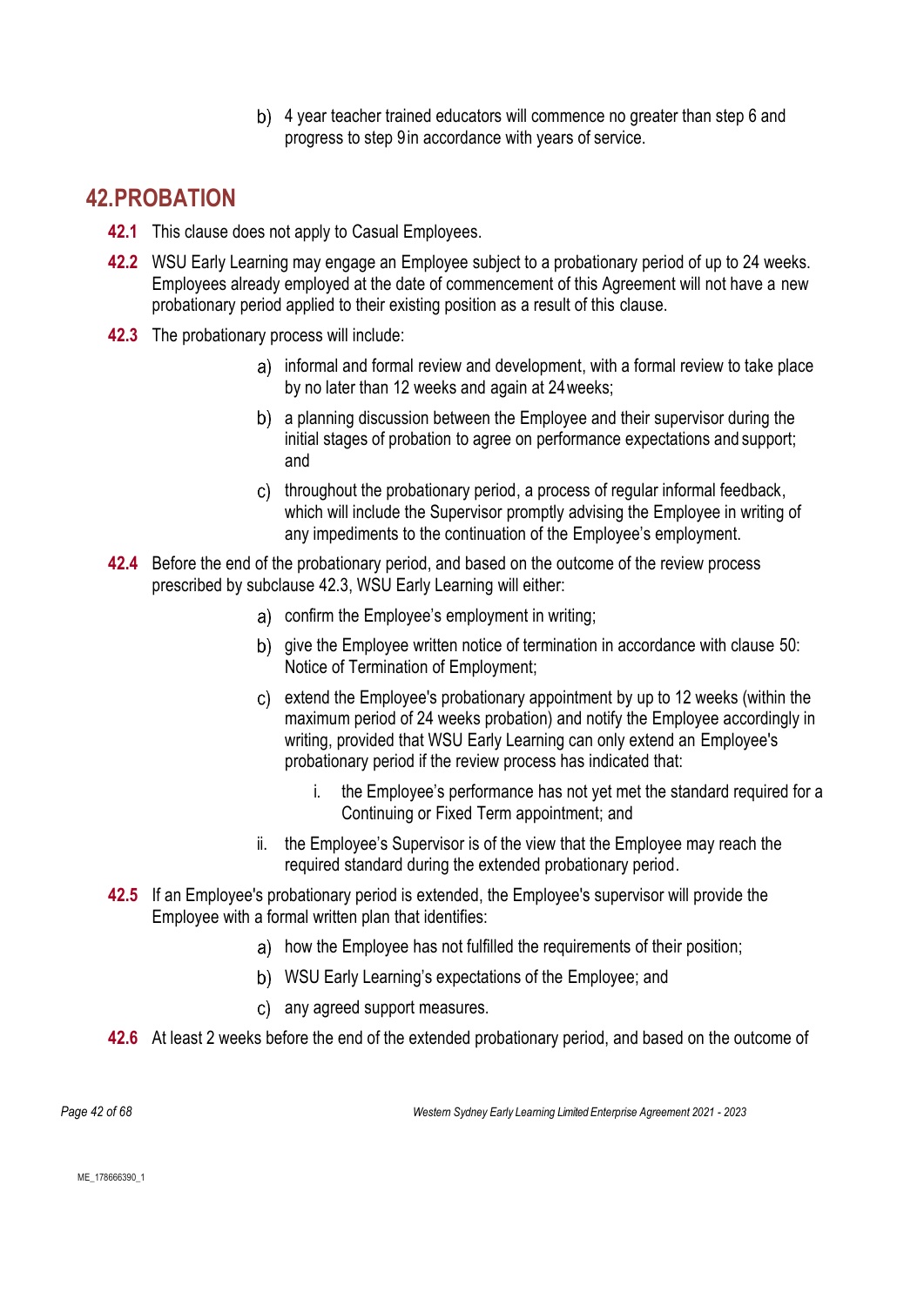b) 4 year teacher trained educators will commence no greater than step 6 and progress to step 9 in accordance with years of service.

## 42. PROBATION

**42.1** This clause does not apply to Casual Employees.

**42.2** WSU Early Learning may engage an Employee subject to a probationary period of up to 24 weeks. Employees already employed at the date of commencement of this Agreement will not have a new probationary period applied to their existing position as a result of this clause.

**42.3** The probationary process will include:

a) informal and formal review and development, with a formal review to take place by no later than 12 weeks and again at 24 weeks;

b) a planning discussion between the Employee and their supervisor during the initial stages of probation to agree on performance expectations and support; and

c) throughout the probationary period, a process of regular informal feedback, which will include the Supervisor promptly advising the Employee in writing of any impediments to the continuation of the Employee's employment.

**42.4** Before the end of the probationary period, and based on the outcome of the review process prescribed by subclause 42.3, WSU Early Learning will either:

a) confirm the Employee's employment in writing;

b) give the Employee written notice of termination in accordance with clause 50: Notice of Termination of Employment;

c) extend the Employee's probationary appointment by up to 12 weeks (within the maximum period of 24 weeks probation) and notify the Employee accordingly in writing, provided that WSU Early Learning can only extend an Employee's probationary period if the review process has indicated that:

i. the Employee's performance has not yet met the standard required for a Continuing or Fixed Term appointment; and

ii. the Employee's Supervisor is of the view that the Employee may reach the required standard during the extended probationary period.

**42.5** If an Employee's probationary period is extended, the Employee's supervisor will provide the Employee with a formal written plan that identifies:

a) how the Employee has not fulfilled the requirements of their position;

b) WSU Early Learning's expectations of the Employee; and

c) any agreed support measures.

**42.6** At least 2 weeks before the end of the extended probationary period, and based on the outcome of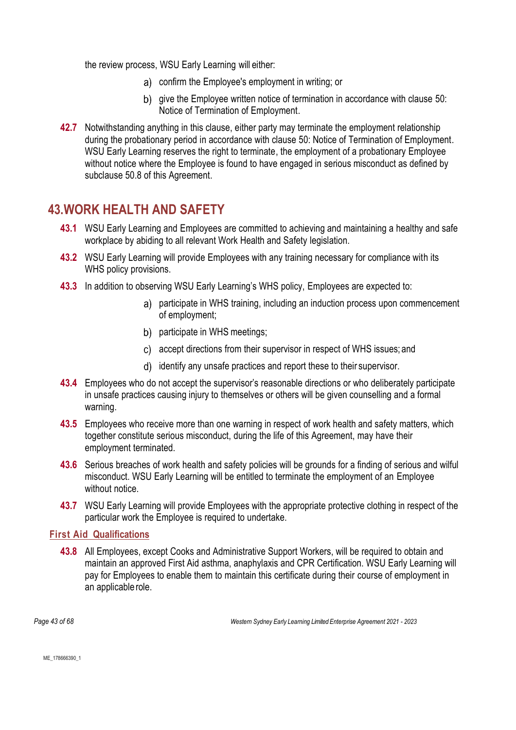the review process, WSU Early Learning will either:

a) confirm the Employee's employment in writing; or

b) give the Employee written notice of termination in accordance with clause 50: Notice of Termination of Employment.

**42.7** Notwithstanding anything in this clause, either party may terminate the employment relationship during the probationary period in accordance with clause 50: Notice of Termination of Employment. WSU Early Learning reserves the right to terminate, the employment of a probationary Employee without notice where the Employee is found to have engaged in serious misconduct as defined by subclause 50.8 of this Agreement.

## 43. WORK HEALTH AND SAFETY

**43.1** WSU Early Learning and Employees are committed to achieving and maintaining a healthy and safe workplace by abiding to all relevant Work Health and Safety legislation.

**43.2** WSU Early Learning will provide Employees with any training necessary for compliance with its WHS policy provisions.

**43.3** In addition to observing WSU Early Learning's WHS policy, Employees are expected to:

a) participate in WHS training, including an induction process upon commencement of employment;

b) participate in WHS meetings;

c) accept directions from their supervisor in respect of WHS issues; and

d) identify any unsafe practices and report these to their supervisor.

**43.4** Employees who do not accept the supervisor's reasonable directions or who deliberately participate in unsafe practices causing injury to themselves or others will be given counselling and a formal warning.

**43.5** Employees who receive more than one warning in respect of work health and safety matters, which together constitute serious misconduct, during the life of this Agreement, may have their employment terminated.

**43.6** Serious breaches of work health and safety policies will be grounds for a finding of serious and wilful misconduct. WSU Early Learning will be entitled to terminate the employment of an Employee without notice.

**43.7** WSU Early Learning will provide Employees with the appropriate protective clothing in respect of the particular work the Employee is required to undertake.

### First Aid Qualifications

**43.8** All Employees, except Cooks and Administrative Support Workers, will be required to obtain and maintain an approved First Aid asthma, anaphylaxis and CPR Certification. WSU Early Learning will pay for Employees to enable them to maintain this certificate during their course of employment in an applicable role.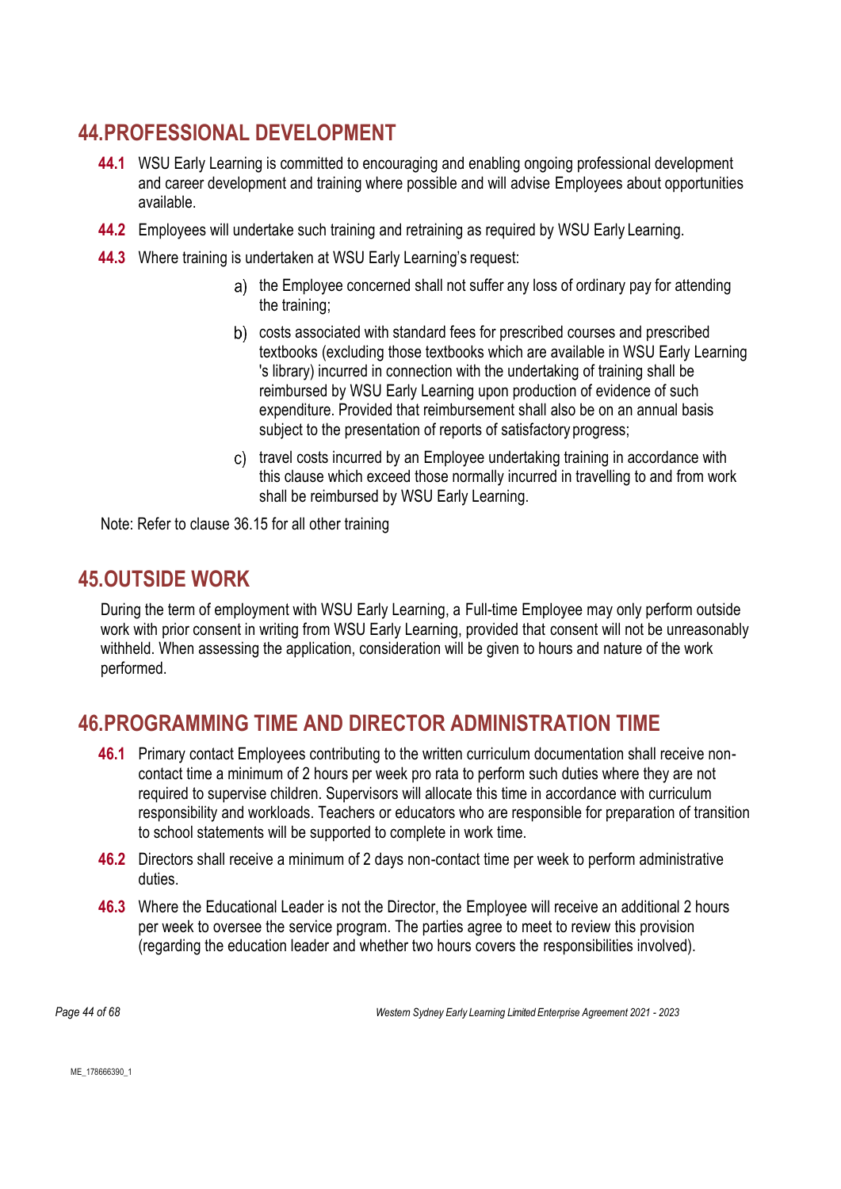## 44. PROFESSIONAL DEVELOPMENT

**44.1** WSU Early Learning is committed to encouraging and enabling ongoing professional development and career development and training where possible and will advise Employees about opportunities available.

**44.2** Employees will undertake such training and retraining as required by WSU Early Learning.

**44.3** Where training is undertaken at WSU Early Learning's request:

a) the Employee concerned shall not suffer any loss of ordinary pay for attending the training;

b) costs associated with standard fees for prescribed courses and prescribed textbooks (excluding those textbooks which are available in WSU Early Learning 's library) incurred in connection with the undertaking of training shall be reimbursed by WSU Early Learning upon production of evidence of such expenditure. Provided that reimbursement shall also be on an annual basis subject to the presentation of reports of satisfactory progress;

c) travel costs incurred by an Employee undertaking training in accordance with this clause which exceed those normally incurred in travelling to and from work shall be reimbursed by WSU Early Learning.

Note: Refer to clause 36.15 for all other training

## 45. OUTSIDE WORK

During the term of employment with WSU Early Learning, a Full-time Employee may only perform outside work with prior consent in writing from WSU Early Learning, provided that consent will not be unreasonably withheld. When assessing the application, consideration will be given to hours and nature of the work performed.

## 46. PROGRAMMING TIME AND DIRECTOR ADMINISTRATION TIME

**46.1** Primary contact Employees contributing to the written curriculum documentation shall receive non-contact time a minimum of 2 hours per week pro rata to perform such duties where they are not required to supervise children. Supervisors will allocate this time in accordance with curriculum responsibility and workloads. Teachers or educators who are responsible for preparation of transition to school statements will be supported to complete in work time.

**46.2** Directors shall receive a minimum of 2 days non-contact time per week to perform administrative duties.

**46.3** Where the Educational Leader is not the Director, the Employee will receive an additional 2 hours per week to oversee the service program. The parties agree to meet to review this provision (regarding the education leader and whether two hours covers the responsibilities involved).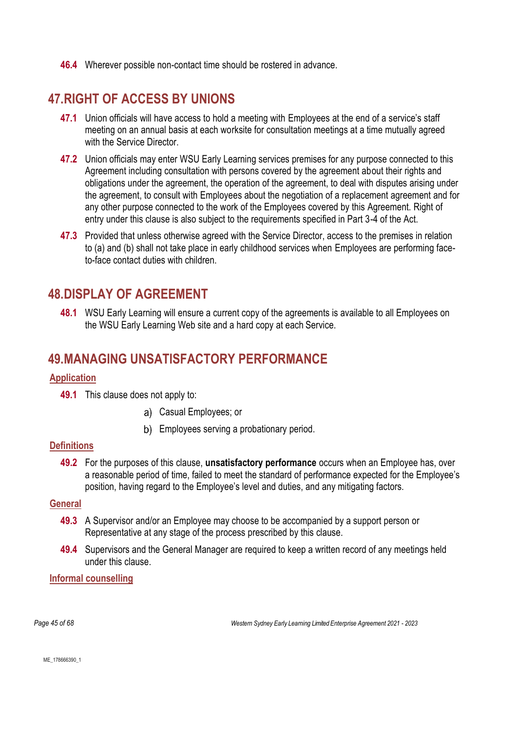**46.4** Wherever possible non-contact time should be rostered in advance.

# 47. RIGHT OF ACCESS BY UNIONS

**47.1** Union officials will have access to hold a meeting with Employees at the end of a service's staff meeting on an annual basis at each worksite for consultation meetings at a time mutually agreed with the Service Director.

**47.2** Union officials may enter WSU Early Learning services premises for any purpose connected to this Agreement including consultation with persons covered by the agreement about their rights and obligations under the agreement, the operation of the agreement, to deal with disputes arising under the agreement, to consult with Employees about the negotiation of a replacement agreement and for any other purpose connected to the work of the Employees covered by this Agreement. Right of entry under this clause is also subject to the requirements specified in Part 3-4 of the Act.

**47.3** Provided that unless otherwise agreed with the Service Director, access to the premises in relation to (a) and (b) shall not take place in early childhood services when Employees are performing face-to-face contact duties with children.

# 48. DISPLAY OF AGREEMENT

**48.1** WSU Early Learning will ensure a current copy of the agreements is available to all Employees on the WSU Early Learning Web site and a hard copy at each Service.

# 49. MANAGING UNSATISFACTORY PERFORMANCE

## Application

**49.1** This clause does not apply to:

a) Casual Employees; or

b) Employees serving a probationary period.

## Definitions

**49.2** For the purposes of this clause, **unsatisfactory performance** occurs when an Employee has, over a reasonable period of time, failed to meet the standard of performance expected for the Employee's position, having regard to the Employee's level and duties, and any mitigating factors.

## General

**49.3** A Supervisor and/or an Employee may choose to be accompanied by a support person or Representative at any stage of the process prescribed by this clause.

**49.4** Supervisors and the General Manager are required to keep a written record of any meetings held under this clause.

## Informal counselling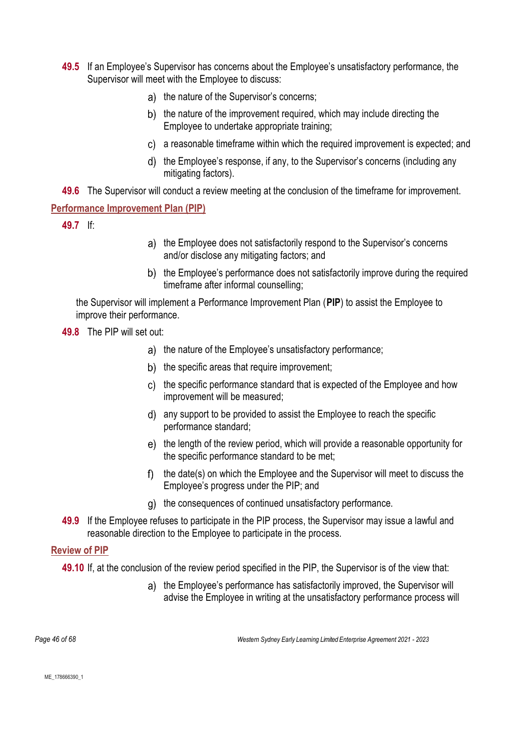**49.5** If an Employee's Supervisor has concerns about the Employee's unsatisfactory performance, the Supervisor will meet with the Employee to discuss:

a) the nature of the Supervisor's concerns;

b) the nature of the improvement required, which may include directing the Employee to undertake appropriate training;

c) a reasonable timeframe within which the required improvement is expected; and

d) the Employee's response, if any, to the Supervisor's concerns (including any mitigating factors).

**49.6** The Supervisor will conduct a review meeting at the conclusion of the timeframe for improvement.

### Performance Improvement Plan (PIP)

**49.7** If:

a) the Employee does not satisfactorily respond to the Supervisor's concerns and/or disclose any mitigating factors; and

b) the Employee's performance does not satisfactorily improve during the required timeframe after informal counselling;

the Supervisor will implement a Performance Improvement Plan (**PIP**) to assist the Employee to improve their performance.

**49.8** The PIP will set out:

a) the nature of the Employee's unsatisfactory performance;

b) the specific areas that require improvement;

c) the specific performance standard that is expected of the Employee and how improvement will be measured;

d) any support to be provided to assist the Employee to reach the specific performance standard;

e) the length of the review period, which will provide a reasonable opportunity for the specific performance standard to be met;

f) the date(s) on which the Employee and the Supervisor will meet to discuss the Employee's progress under the PIP; and

g) the consequences of continued unsatisfactory performance.

**49.9** If the Employee refuses to participate in the PIP process, the Supervisor may issue a lawful and reasonable direction to the Employee to participate in the process.

### Review of PIP

**49.10** If, at the conclusion of the review period specified in the PIP, the Supervisor is of the view that:

a) the Employee's performance has satisfactorily improved, the Supervisor will advise the Employee in writing at the unsatisfactory performance process will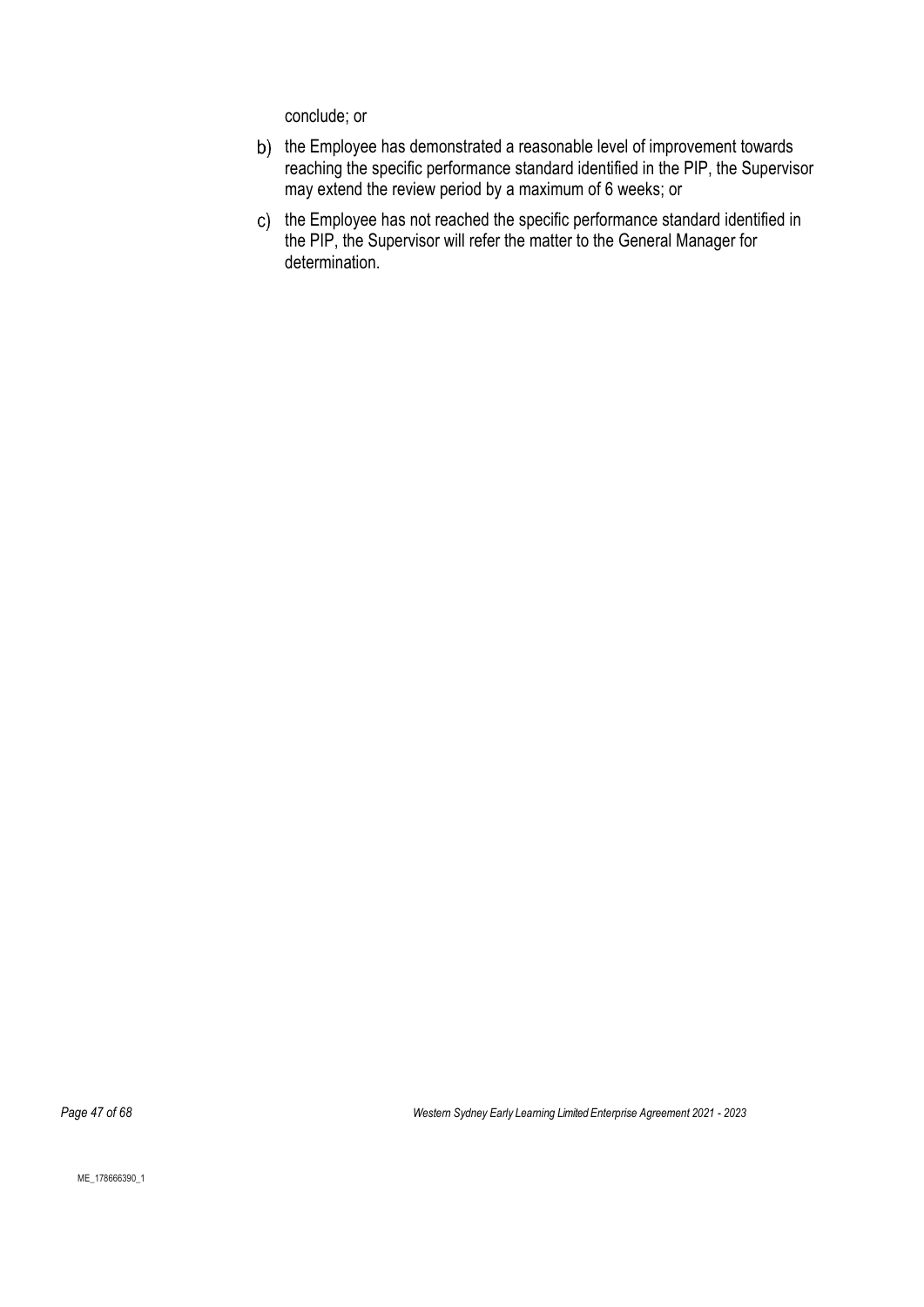conclude; or

b) the Employee has demonstrated a reasonable level of improvement towards reaching the specific performance standard identified in the PIP, the Supervisor may extend the review period by a maximum of 6 weeks; or

c) the Employee has not reached the specific performance standard identified in the PIP, the Supervisor will refer the matter to the General Manager for determination.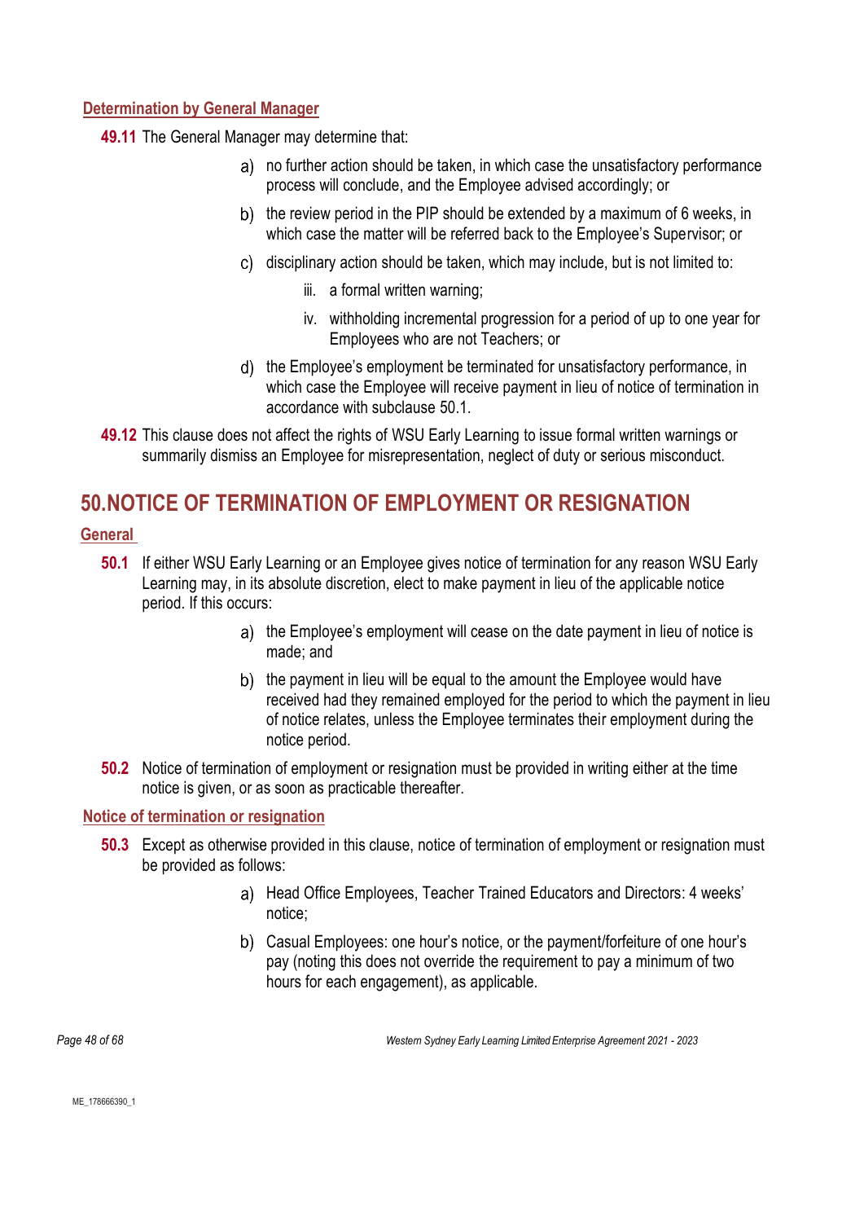### Determination by General Manager

**49.11** The General Manager may determine that:

a) no further action should be taken, in which case the unsatisfactory performance process will conclude, and the Employee advised accordingly; or

b) the review period in the PIP should be extended by a maximum of 6 weeks, in which case the matter will be referred back to the Employee's Supervisor; or

c) disciplinary action should be taken, which may include, but is not limited to:

iii. a formal written warning;

iv. withholding incremental progression for a period of up to one year for Employees who are not Teachers; or

d) the Employee's employment be terminated for unsatisfactory performance, in which case the Employee will receive payment in lieu of notice of termination in accordance with subclause 50.1.

**49.12** This clause does not affect the rights of WSU Early Learning to issue formal written warnings or summarily dismiss an Employee for misrepresentation, neglect of duty or serious misconduct.

## 50. NOTICE OF TERMINATION OF EMPLOYMENT OR RESIGNATION

### General

**50.1** If either WSU Early Learning or an Employee gives notice of termination for any reason WSU Early Learning may, in its absolute discretion, elect to make payment in lieu of the applicable notice period. If this occurs:

a) the Employee's employment will cease on the date payment in lieu of notice is made; and

b) the payment in lieu will be equal to the amount the Employee would have received had they remained employed for the period to which the payment in lieu of notice relates, unless the Employee terminates their employment during the notice period.

**50.2** Notice of termination of employment or resignation must be provided in writing either at the time notice is given, or as soon as practicable thereafter.

### Notice of termination or resignation

**50.3** Except as otherwise provided in this clause, notice of termination of employment or resignation must be provided as follows:

a) Head Office Employees, Teacher Trained Educators and Directors: 4 weeks' notice;

b) Casual Employees: one hour's notice, or the payment/forfeiture of one hour's pay (noting this does not override the requirement to pay a minimum of two hours for each engagement), as applicable.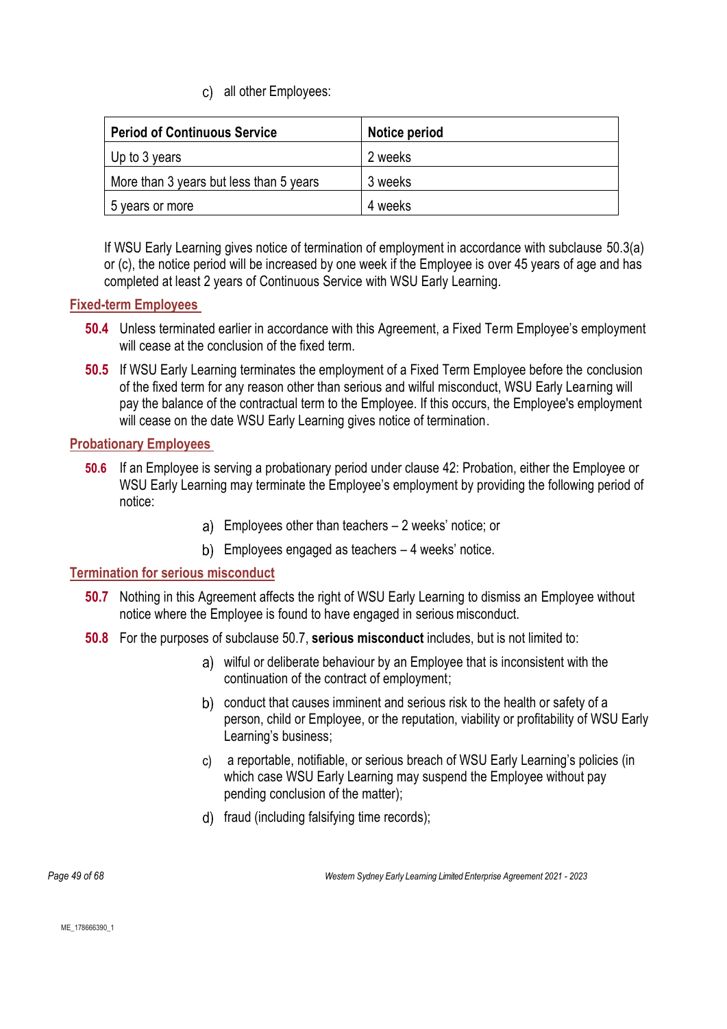c) all other Employees:

| Period of Continuous Service | Notice period |
|---|---|
| Up to 3 years | 2 weeks |
| More than 3 years but less than 5 years | 3 weeks |
| 5 years or more | 4 weeks |

If WSU Early Learning gives notice of termination of employment in accordance with subclause 50.3(a) or (c), the notice period will be increased by one week if the Employee is over 45 years of age and has completed at least 2 years of Continuous Service with WSU Early Learning.

### Fixed-term Employees

**50.4** Unless terminated earlier in accordance with this Agreement, a Fixed Term Employee's employment will cease at the conclusion of the fixed term.

**50.5** If WSU Early Learning terminates the employment of a Fixed Term Employee before the conclusion of the fixed term for any reason other than serious and wilful misconduct, WSU Early Learning will pay the balance of the contractual term to the Employee. If this occurs, the Employee's employment will cease on the date WSU Early Learning gives notice of termination.

### Probationary Employees

**50.6** If an Employee is serving a probationary period under clause 42: Probation, either the Employee or WSU Early Learning may terminate the Employee's employment by providing the following period of notice:

a) Employees other than teachers – 2 weeks' notice; or

b) Employees engaged as teachers – 4 weeks' notice.

### Termination for serious misconduct

**50.7** Nothing in this Agreement affects the right of WSU Early Learning to dismiss an Employee without notice where the Employee is found to have engaged in serious misconduct.

**50.8** For the purposes of subclause 50.7, **serious misconduct** includes, but is not limited to:

a) wilful or deliberate behaviour by an Employee that is inconsistent with the continuation of the contract of employment;

b) conduct that causes imminent and serious risk to the health or safety of a person, child or Employee, or the reputation, viability or profitability of WSU Early Learning's business;

c) a reportable, notifiable, or serious breach of WSU Early Learning's policies (in which case WSU Early Learning may suspend the Employee without pay pending conclusion of the matter);

d) fraud (including falsifying time records);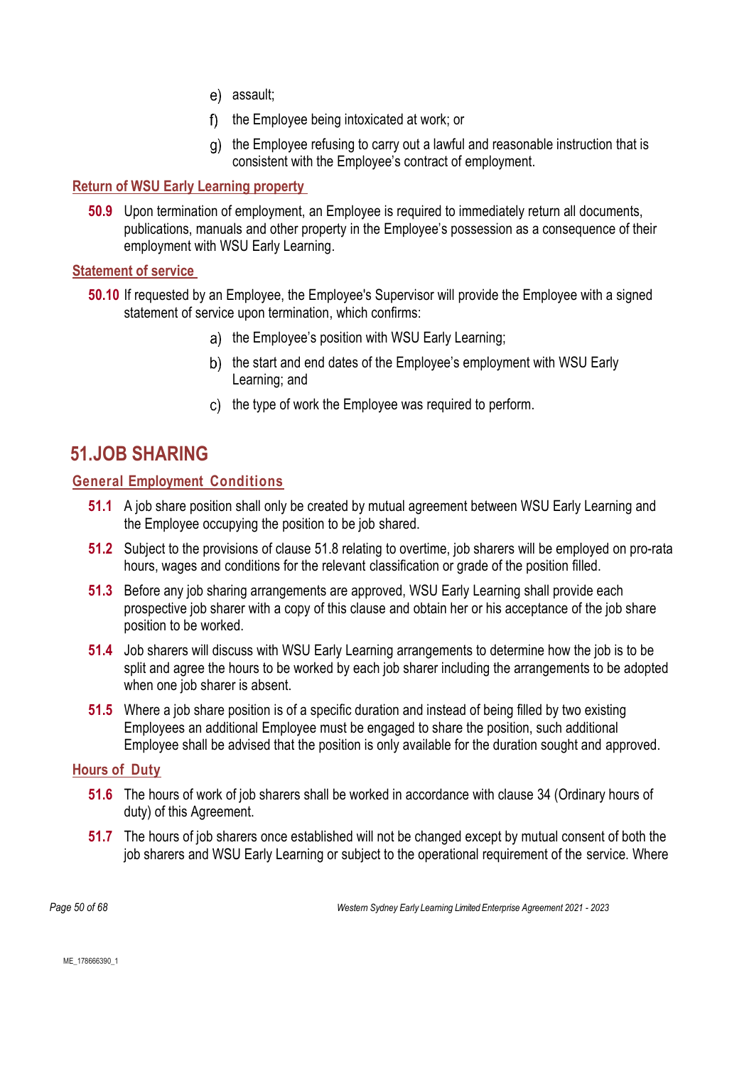e) assault;

f) the Employee being intoxicated at work; or

g) the Employee refusing to carry out a lawful and reasonable instruction that is consistent with the Employee's contract of employment.

### Return of WSU Early Learning property

**50.9** Upon termination of employment, an Employee is required to immediately return all documents, publications, manuals and other property in the Employee's possession as a consequence of their employment with WSU Early Learning.

### Statement of service

**50.10** If requested by an Employee, the Employee's Supervisor will provide the Employee with a signed statement of service upon termination, which confirms:

a) the Employee's position with WSU Early Learning;

b) the start and end dates of the Employee's employment with WSU Early Learning; and

c) the type of work the Employee was required to perform.

## 51. JOB SHARING

### General Employment Conditions

**51.1** A job share position shall only be created by mutual agreement between WSU Early Learning and the Employee occupying the position to be job shared.

**51.2** Subject to the provisions of clause 51.8 relating to overtime, job sharers will be employed on pro-rata hours, wages and conditions for the relevant classification or grade of the position filled.

**51.3** Before any job sharing arrangements are approved, WSU Early Learning shall provide each prospective job sharer with a copy of this clause and obtain her or his acceptance of the job share position to be worked.

**51.4** Job sharers will discuss with WSU Early Learning arrangements to determine how the job is to be split and agree the hours to be worked by each job sharer including the arrangements to be adopted when one job sharer is absent.

**51.5** Where a job share position is of a specific duration and instead of being filled by two existing Employees an additional Employee must be engaged to share the position, such additional Employee shall be advised that the position is only available for the duration sought and approved.

### Hours of Duty

**51.6** The hours of work of job sharers shall be worked in accordance with clause 34 (Ordinary hours of duty) of this Agreement.

**51.7** The hours of job sharers once established will not be changed except by mutual consent of both the job sharers and WSU Early Learning or subject to the operational requirement of the service. Where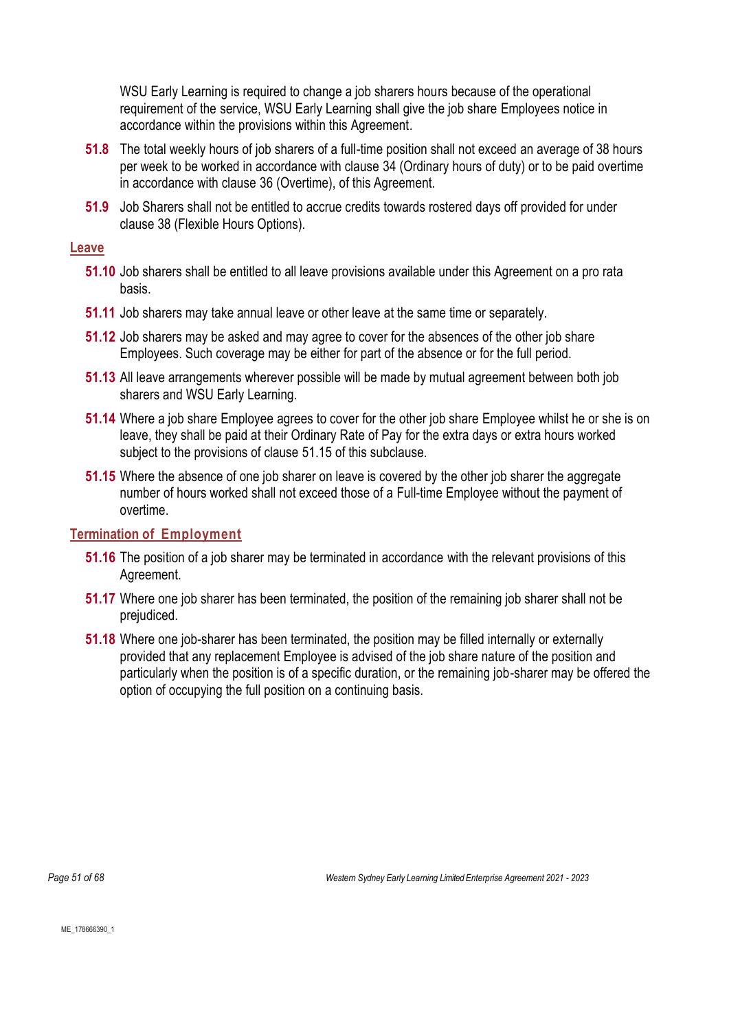WSU Early Learning is required to change a job sharers hours because of the operational requirement of the service, WSU Early Learning shall give the job share Employees notice in accordance within the provisions within this Agreement.

**51.8** The total weekly hours of job sharers of a full-time position shall not exceed an average of 38 hours per week to be worked in accordance with clause 34 (Ordinary hours of duty) or to be paid overtime in accordance with clause 36 (Overtime), of this Agreement.

**51.9** Job Sharers shall not be entitled to accrue credits towards rostered days off provided for under clause 38 (Flexible Hours Options).

### Leave

**51.10** Job sharers shall be entitled to all leave provisions available under this Agreement on a pro rata basis.

**51.11** Job sharers may take annual leave or other leave at the same time or separately.

**51.12** Job sharers may be asked and may agree to cover for the absences of the other job share Employees. Such coverage may be either for part of the absence or for the full period.

**51.13** All leave arrangements wherever possible will be made by mutual agreement between both job sharers and WSU Early Learning.

**51.14** Where a job share Employee agrees to cover for the other job share Employee whilst he or she is on leave, they shall be paid at their Ordinary Rate of Pay for the extra days or extra hours worked subject to the provisions of clause 51.15 of this subclause.

**51.15** Where the absence of one job sharer on leave is covered by the other job sharer the aggregate number of hours worked shall not exceed those of a Full-time Employee without the payment of overtime.

### Termination of Employment

**51.16** The position of a job sharer may be terminated in accordance with the relevant provisions of this Agreement.

**51.17** Where one job sharer has been terminated, the position of the remaining job sharer shall not be prejudiced.

**51.18** Where one job-sharer has been terminated, the position may be filled internally or externally provided that any replacement Employee is advised of the job share nature of the position and particularly when the position is of a specific duration, or the remaining job-sharer may be offered the option of occupying the full position on a continuing basis.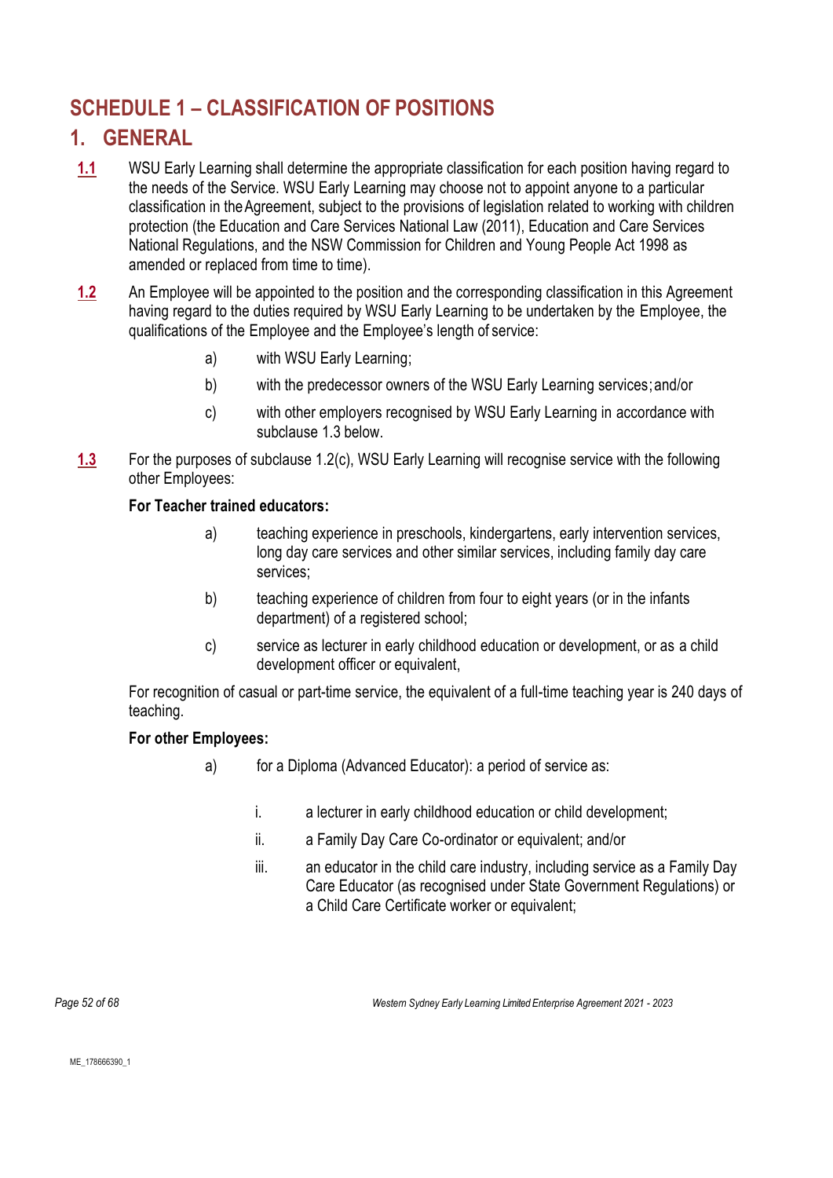# SCHEDULE 1 – CLASSIFICATION OF POSITIONS

## 1. GENERAL

**1.1** WSU Early Learning shall determine the appropriate classification for each position having regard to the needs of the Service. WSU Early Learning may choose not to appoint anyone to a particular classification in the Agreement, subject to the provisions of legislation related to working with children protection (the Education and Care Services National Law (2011), Education and Care Services National Regulations, and the NSW Commission for Children and Young People Act 1998 as amended or replaced from time to time).

**1.2** An Employee will be appointed to the position and the corresponding classification in this Agreement having regard to the duties required by WSU Early Learning to be undertaken by the Employee, the qualifications of the Employee and the Employee's length of service:

a) with WSU Early Learning;

b) with the predecessor owners of the WSU Early Learning services; and/or

c) with other employers recognised by WSU Early Learning in accordance with subclause 1.3 below.

**1.3** For the purposes of subclause 1.2(c), WSU Early Learning will recognise service with the following other Employees:

**For Teacher trained educators:**

a) teaching experience in preschools, kindergartens, early intervention services, long day care services and other similar services, including family day care services;

b) teaching experience of children from four to eight years (or in the infants department) of a registered school;

c) service as lecturer in early childhood education or development, or as a child development officer or equivalent,

For recognition of casual or part-time service, the equivalent of a full-time teaching year is 240 days of teaching.

**For other Employees:**

a) for a Diploma (Advanced Educator): a period of service as:

i. a lecturer in early childhood education or child development;

ii. a Family Day Care Co-ordinator or equivalent; and/or

iii. an educator in the child care industry, including service as a Family Day Care Educator (as recognised under State Government Regulations) or a Child Care Certificate worker or equivalent;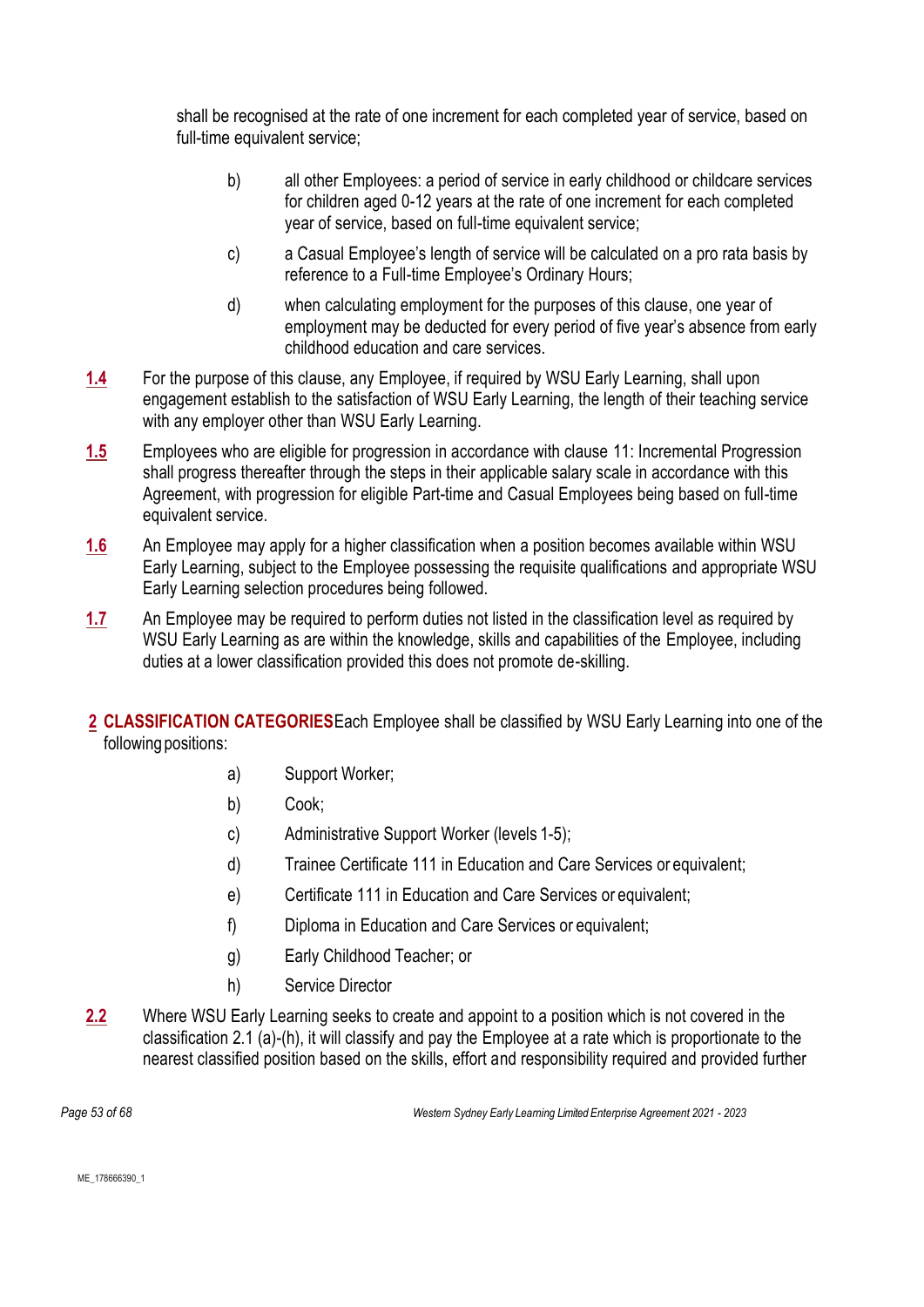shall be recognised at the rate of one increment for each completed year of service, based on full-time equivalent service;

b) all other Employees: a period of service in early childhood or childcare services for children aged 0-12 years at the rate of one increment for each completed year of service, based on full-time equivalent service;

c) a Casual Employee's length of service will be calculated on a pro rata basis by reference to a Full-time Employee's Ordinary Hours;

d) when calculating employment for the purposes of this clause, one year of employment may be deducted for every period of five year's absence from early childhood education and care services.

**1.4** For the purpose of this clause, any Employee, if required by WSU Early Learning, shall upon engagement establish to the satisfaction of WSU Early Learning, the length of their teaching service with any employer other than WSU Early Learning.

**1.5** Employees who are eligible for progression in accordance with clause 11: Incremental Progression shall progress thereafter through the steps in their applicable salary scale in accordance with this Agreement, with progression for eligible Part-time and Casual Employees being based on full-time equivalent service.

**1.6** An Employee may apply for a higher classification when a position becomes available within WSU Early Learning, subject to the Employee possessing the requisite qualifications and appropriate WSU Early Learning selection procedures being followed.

**1.7** An Employee may be required to perform duties not listed in the classification level as required by WSU Early Learning as are within the knowledge, skills and capabilities of the Employee, including duties at a lower classification provided this does not promote de-skilling.

## 2 CLASSIFICATION CATEGORIES

Each Employee shall be classified by WSU Early Learning into one of the following positions:

a) Support Worker;

b) Cook;

c) Administrative Support Worker (levels 1-5);

d) Trainee Certificate 111 in Education and Care Services or equivalent;

e) Certificate 111 in Education and Care Services or equivalent;

f) Diploma in Education and Care Services or equivalent;

g) Early Childhood Teacher; or

h) Service Director

**2.2** Where WSU Early Learning seeks to create and appoint to a position which is not covered in the classification 2.1 (a)-(h), it will classify and pay the Employee at a rate which is proportionate to the nearest classified position based on the skills, effort and responsibility required and provided further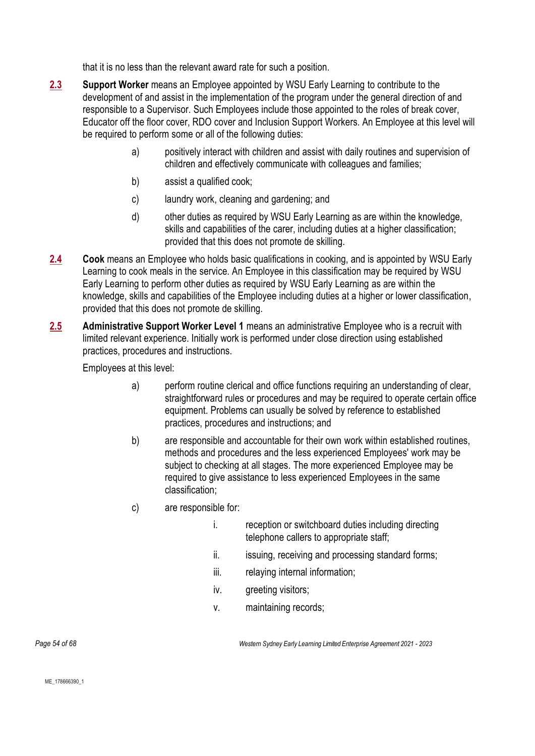that it is no less than the relevant award rate for such a position.

**2.3** **Support Worker** means an Employee appointed by WSU Early Learning to contribute to the development of and assist in the implementation of the program under the general direction of and responsible to a Supervisor. Such Employees include those appointed to the roles of break cover, Educator off the floor cover, RDO cover and Inclusion Support Workers. An Employee at this level will be required to perform some or all of the following duties:

a) positively interact with children and assist with daily routines and supervision of children and effectively communicate with colleagues and families;

b) assist a qualified cook;

c) laundry work, cleaning and gardening; and

d) other duties as required by WSU Early Learning as are within the knowledge, skills and capabilities of the carer, including duties at a higher classification; provided that this does not promote de skilling.

**2.4** **Cook** means an Employee who holds basic qualifications in cooking, and is appointed by WSU Early Learning to cook meals in the service. An Employee in this classification may be required by WSU Early Learning to perform other duties as required by WSU Early Learning as are within the knowledge, skills and capabilities of the Employee including duties at a higher or lower classification, provided that this does not promote de skilling.

**2.5** **Administrative Support Worker Level 1** means an administrative Employee who is a recruit with limited relevant experience. Initially work is performed under close direction using established practices, procedures and instructions.

Employees at this level:

a) perform routine clerical and office functions requiring an understanding of clear, straightforward rules or procedures and may be required to operate certain office equipment. Problems can usually be solved by reference to established practices, procedures and instructions; and

b) are responsible and accountable for their own work within established routines, methods and procedures and the less experienced Employees' work may be subject to checking at all stages. The more experienced Employee may be required to give assistance to less experienced Employees in the same classification;

c) are responsible for:

i. reception or switchboard duties including directing telephone callers to appropriate staff;

ii. issuing, receiving and processing standard forms;

iii. relaying internal information;

iv. greeting visitors;

v. maintaining records;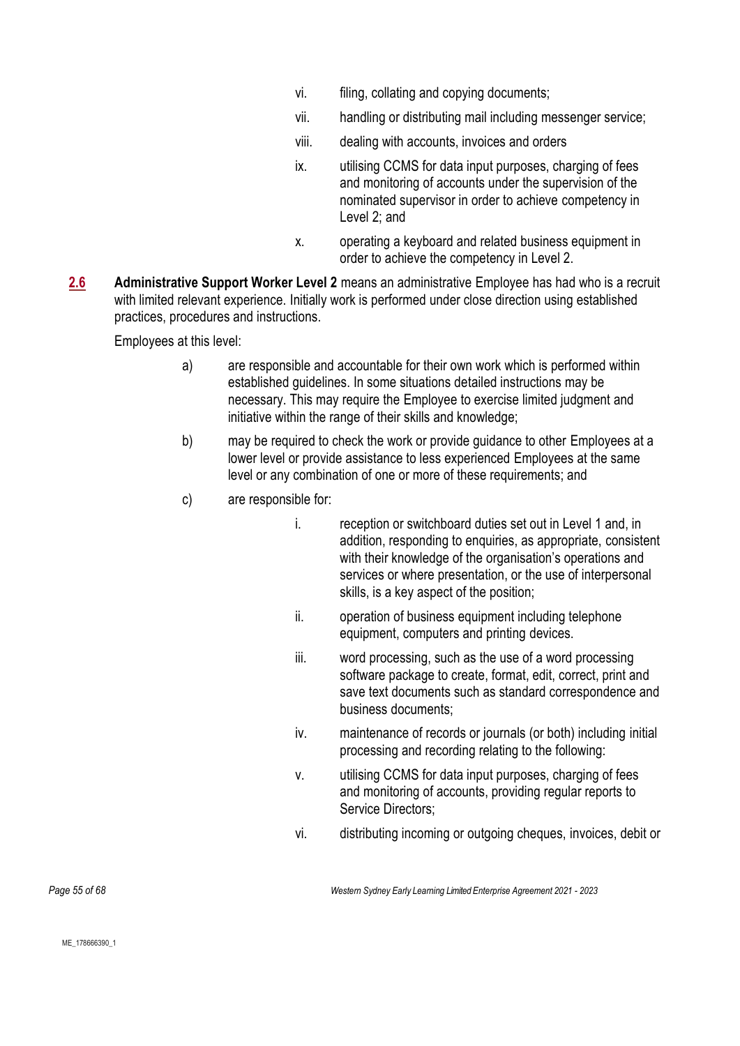vi. filing, collating and copying documents;

vii. handling or distributing mail including messenger service;

viii. dealing with accounts, invoices and orders

ix. utilising CCMS for data input purposes, charging of fees and monitoring of accounts under the supervision of the nominated supervisor in order to achieve competency in Level 2; and

x. operating a keyboard and related business equipment in order to achieve the competency in Level 2.

**2.6** **Administrative Support Worker Level 2** means an administrative Employee has had who is a recruit with limited relevant experience. Initially work is performed under close direction using established practices, procedures and instructions.

Employees at this level:

a) are responsible and accountable for their own work which is performed within established guidelines. In some situations detailed instructions may be necessary. This may require the Employee to exercise limited judgment and initiative within the range of their skills and knowledge;

b) may be required to check the work or provide guidance to other Employees at a lower level or provide assistance to less experienced Employees at the same level or any combination of one or more of these requirements; and

c) are responsible for:

i. reception or switchboard duties set out in Level 1 and, in addition, responding to enquiries, as appropriate, consistent with their knowledge of the organisation's operations and services or where presentation, or the use of interpersonal skills, is a key aspect of the position;

ii. operation of business equipment including telephone equipment, computers and printing devices.

iii. word processing, such as the use of a word processing software package to create, format, edit, correct, print and save text documents such as standard correspondence and business documents;

iv. maintenance of records or journals (or both) including initial processing and recording relating to the following:

v. utilising CCMS for data input purposes, charging of fees and monitoring of accounts, providing regular reports to Service Directors;

vi. distributing incoming or outgoing cheques, invoices, debit or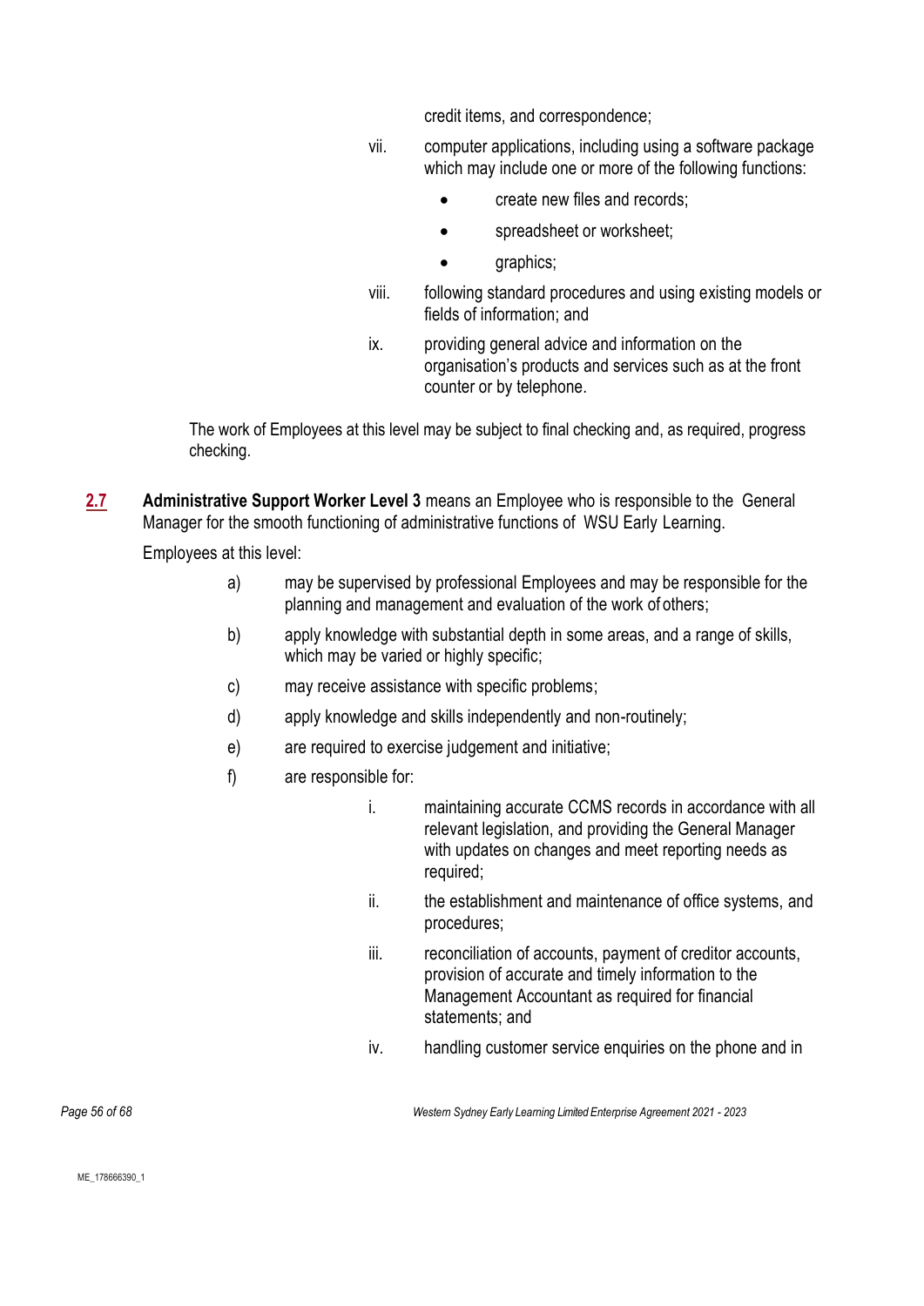credit items, and correspondence;

vii. computer applications, including using a software package which may include one or more of the following functions:

- create new files and records;
- spreadsheet or worksheet;
- graphics;

viii. following standard procedures and using existing models or fields of information; and

ix. providing general advice and information on the organisation's products and services such as at the front counter or by telephone.

The work of Employees at this level may be subject to final checking and, as required, progress checking.

**2.7** **Administrative Support Worker Level 3** means an Employee who is responsible to the General Manager for the smooth functioning of administrative functions of WSU Early Learning.

Employees at this level:

a) may be supervised by professional Employees and may be responsible for the planning and management and evaluation of the work of others;

b) apply knowledge with substantial depth in some areas, and a range of skills, which may be varied or highly specific;

c) may receive assistance with specific problems;

d) apply knowledge and skills independently and non-routinely;

e) are required to exercise judgement and initiative;

f) are responsible for:

i. maintaining accurate CCMS records in accordance with all relevant legislation, and providing the General Manager with updates on changes and meet reporting needs as required;

ii. the establishment and maintenance of office systems, and procedures;

iii. reconciliation of accounts, payment of creditor accounts, provision of accurate and timely information to the Management Accountant as required for financial statements; and

iv. handling customer service enquiries on the phone and in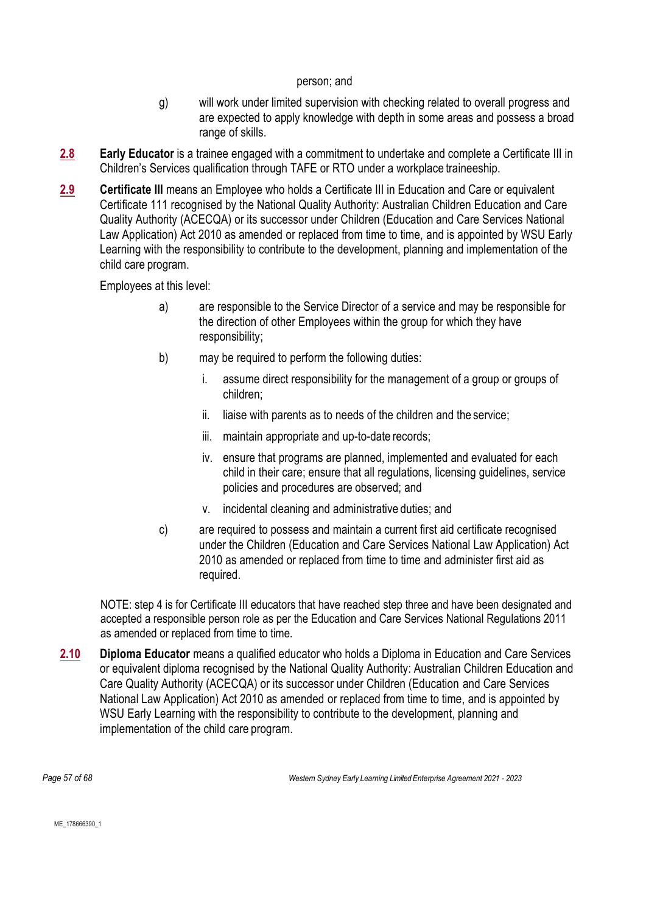person; and

g) will work under limited supervision with checking related to overall progress and are expected to apply knowledge with depth in some areas and possess a broad range of skills.

**2.8** **Early Educator** is a trainee engaged with a commitment to undertake and complete a Certificate III in Children's Services qualification through TAFE or RTO under a workplace traineeship.

**2.9** **Certificate III** means an Employee who holds a Certificate III in Education and Care or equivalent Certificate 111 recognised by the National Quality Authority: Australian Children Education and Care Quality Authority (ACECQA) or its successor under Children (Education and Care Services National Law Application) Act 2010 as amended or replaced from time to time, and is appointed by WSU Early Learning with the responsibility to contribute to the development, planning and implementation of the child care program.

Employees at this level:

a) are responsible to the Service Director of a service and may be responsible for the direction of other Employees within the group for which they have responsibility;

b) may be required to perform the following duties:

   i. assume direct responsibility for the management of a group or groups of children;

   ii. liaise with parents as to needs of the children and the service;

   iii. maintain appropriate and up-to-date records;

   iv. ensure that programs are planned, implemented and evaluated for each child in their care; ensure that all regulations, licensing guidelines, service policies and procedures are observed; and

   v. incidental cleaning and administrative duties; and

c) are required to possess and maintain a current first aid certificate recognised under the Children (Education and Care Services National Law Application) Act 2010 as amended or replaced from time to time and administer first aid as required.

NOTE: step 4 is for Certificate III educators that have reached step three and have been designated and accepted a responsible person role as per the Education and Care Services National Regulations 2011 as amended or replaced from time to time.

**2.10** **Diploma Educator** means a qualified educator who holds a Diploma in Education and Care Services or equivalent diploma recognised by the National Quality Authority: Australian Children Education and Care Quality Authority (ACECQA) or its successor under Children (Education and Care Services National Law Application) Act 2010 as amended or replaced from time to time, and is appointed by WSU Early Learning with the responsibility to contribute to the development, planning and implementation of the child care program.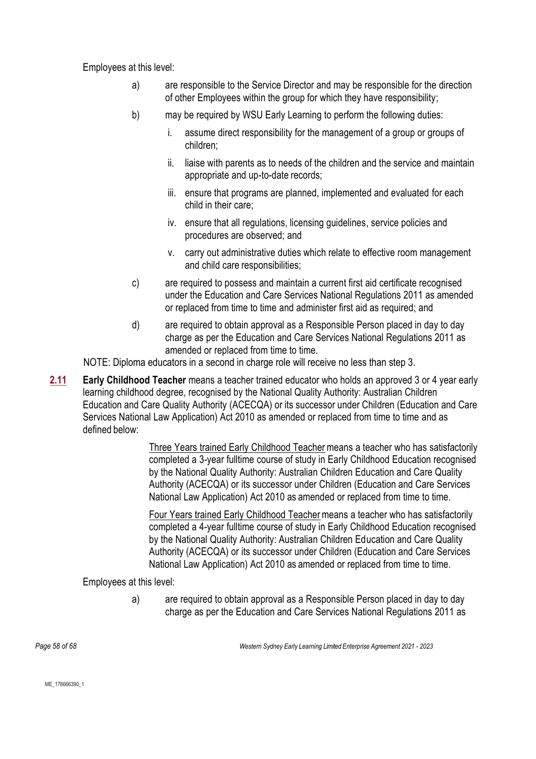Employees at this level:

a) are responsible to the Service Director and may be responsible for the direction of other Employees within the group for which they have responsibility;

b) may be required by WSU Early Learning to perform the following duties:

   i. assume direct responsibility for the management of a group or groups of children;

   ii. liaise with parents as to needs of the children and the service and maintain appropriate and up-to-date records;

   iii. ensure that programs are planned, implemented and evaluated for each child in their care;

   iv. ensure that all regulations, licensing guidelines, service policies and procedures are observed; and

   v. carry out administrative duties which relate to effective room management and child care responsibilities;

c) are required to possess and maintain a current first aid certificate recognised under the Education and Care Services National Regulations 2011 as amended or replaced from time to time and administer first aid as required; and

d) are required to obtain approval as a Responsible Person placed in day to day charge as per the Education and Care Services National Regulations 2011 as amended or replaced from time to time.

NOTE: Diploma educators in a second in charge role will receive no less than step 3.

**2.11** **Early Childhood Teacher** means a teacher trained educator who holds an approved 3 or 4 year early learning childhood degree, recognised by the National Quality Authority: Australian Children Education and Care Quality Authority (ACECQA) or its successor under Children (Education and Care Services National Law Application) Act 2010 as amended or replaced from time to time and as defined below:

> Three Years trained Early Childhood Teacher means a teacher who has satisfactorily completed a 3-year fulltime course of study in Early Childhood Education recognised by the National Quality Authority: Australian Children Education and Care Quality Authority (ACECQA) or its successor under Children (Education and Care Services National Law Application) Act 2010 as amended or replaced from time to time.
>
> Four Years trained Early Childhood Teacher means a teacher who has satisfactorily completed a 4-year fulltime course of study in Early Childhood Education recognised by the National Quality Authority: Australian Children Education and Care Quality Authority (ACECQA) or its successor under Children (Education and Care Services National Law Application) Act 2010 as amended or replaced from time to time.

Employees at this level:

a) are required to obtain approval as a Responsible Person placed in day to day charge as per the Education and Care Services National Regulations 2011 as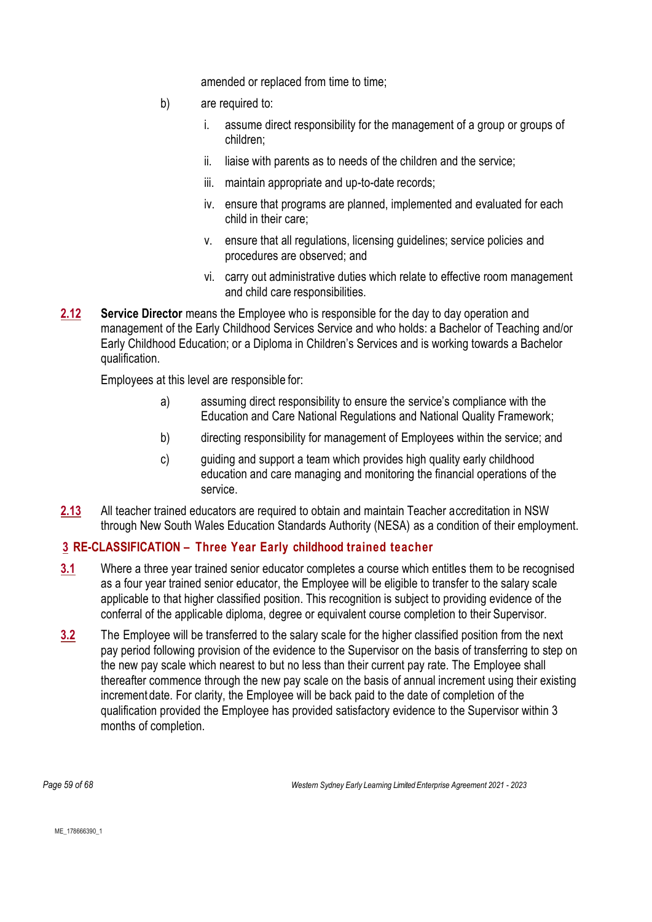amended or replaced from time to time;

b) are required to:

   i. assume direct responsibility for the management of a group or groups of children;

   ii. liaise with parents as to needs of the children and the service;

   iii. maintain appropriate and up-to-date records;

   iv. ensure that programs are planned, implemented and evaluated for each child in their care;

   v. ensure that all regulations, licensing guidelines; service policies and procedures are observed; and

   vi. carry out administrative duties which relate to effective room management and child care responsibilities.

**2.12** **Service Director** means the Employee who is responsible for the day to day operation and management of the Early Childhood Services Service and who holds: a Bachelor of Teaching and/or Early Childhood Education; or a Diploma in Children's Services and is working towards a Bachelor qualification.

Employees at this level are responsible for:

a) assuming direct responsibility to ensure the service's compliance with the Education and Care National Regulations and National Quality Framework;

b) directing responsibility for management of Employees within the service; and

c) guiding and support a team which provides high quality early childhood education and care managing and monitoring the financial operations of the service.

**2.13** All teacher trained educators are required to obtain and maintain Teacher accreditation in NSW through New South Wales Education Standards Authority (NESA) as a condition of their employment.

## 3 RE-CLASSIFICATION – Three Year Early childhood trained teacher

**3.1** Where a three year trained senior educator completes a course which entitles them to be recognised as a four year trained senior educator, the Employee will be eligible to transfer to the salary scale applicable to that higher classified position. This recognition is subject to providing evidence of the conferral of the applicable diploma, degree or equivalent course completion to their Supervisor.

**3.2** The Employee will be transferred to the salary scale for the higher classified position from the next pay period following provision of the evidence to the Supervisor on the basis of transferring to step on the new pay scale which nearest to but no less than their current pay rate. The Employee shall thereafter commence through the new pay scale on the basis of annual increment using their existing increment date. For clarity, the Employee will be back paid to the date of completion of the qualification provided the Employee has provided satisfactory evidence to the Supervisor within 3 months of completion.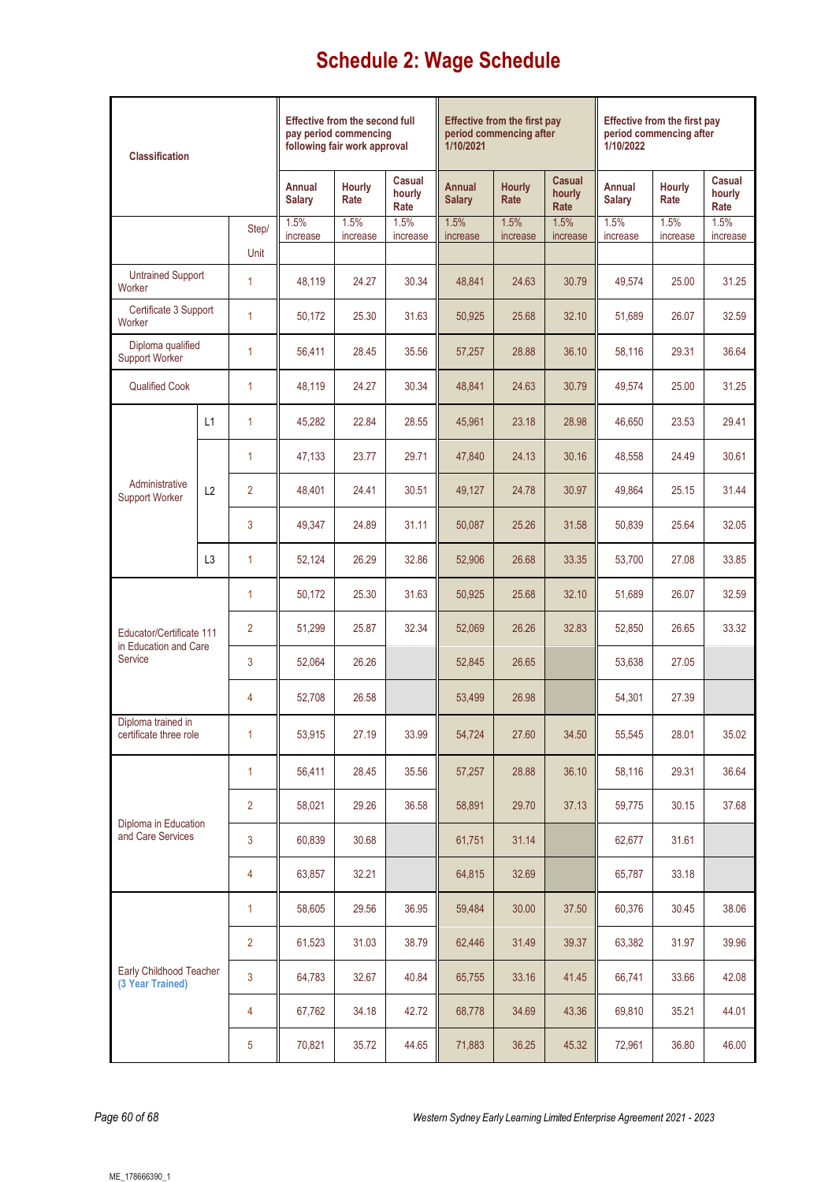# Schedule 2: Wage Schedule

| Classification | | Step/ Unit | Effective from the second full pay period commencing following fair work approval | | | Effective from the first pay period commencing after 1/10/2021 | | | Effective from the first pay period commencing after 1/10/2022 | | |
|---|---|---|---|---|---|---|---|---|---|---|---|
| | | | Annual Salary | Hourly Rate | Casual hourly Rate | Annual Salary | Hourly Rate | Casual hourly Rate | Annual Salary | Hourly Rate | Casual hourly Rate |
| | | | 1.5% increase | 1.5% increase | 1.5% increase | 1.5% increase | 1.5% increase | 1.5% increase | 1.5% increase | 1.5% increase | 1.5% increase |
| Untrained Support Worker | | 1 | 48,119 | 24.27 | 30.34 | 48,841 | 24.63 | 30.79 | 49,574 | 25.00 | 31.25 |
| Certificate 3 Support Worker | | 1 | 50,172 | 25.30 | 31.63 | 50,925 | 25.68 | 32.10 | 51,689 | 26.07 | 32.59 |
| Diploma qualified Support Worker | | 1 | 56,411 | 28.45 | 35.56 | 57,257 | 28.88 | 36.10 | 58,116 | 29.31 | 36.64 |
| Qualified Cook | | 1 | 48,119 | 24.27 | 30.34 | 48,841 | 24.63 | 30.79 | 49,574 | 25.00 | 31.25 |
| Administrative Support Worker | L1 | 1 | 45,282 | 22.84 | 28.55 | 45,961 | 23.18 | 28.98 | 46,650 | 23.53 | 29.41 |
| | L2 | 1 | 47,133 | 23.77 | 29.71 | 47,840 | 24.13 | 30.16 | 48,558 | 24.49 | 30.61 |
| | | 2 | 48,401 | 24.41 | 30.51 | 49,127 | 24.78 | 30.97 | 49,864 | 25.15 | 31.44 |
| | | 3 | 49,347 | 24.89 | 31.11 | 50,087 | 25.26 | 31.58 | 50,839 | 25.64 | 32.05 |
| | L3 | 1 | 52,124 | 26.29 | 32.86 | 52,906 | 26.68 | 33.35 | 53,700 | 27.08 | 33.85 |
| Educator/Certificate 111 in Education and Care Service | | 1 | 50,172 | 25.30 | 31.63 | 50,925 | 25.68 | 32.10 | 51,689 | 26.07 | 32.59 |
| | | 2 | 51,299 | 25.87 | 32.34 | 52,069 | 26.26 | 32.83 | 52,850 | 26.65 | 33.32 |
| | | 3 | 52,064 | 26.26 | | 52,845 | 26.65 | | 53,638 | 27.05 | |
| | | 4 | 52,708 | 26.58 | | 53,499 | 26.98 | | 54,301 | 27.39 | |
| Diploma trained in certificate three role | | 1 | 53,915 | 27.19 | 33.99 | 54,724 | 27.60 | 34.50 | 55,545 | 28.01 | 35.02 |
| Diploma in Education and Care Services | | 1 | 56,411 | 28.45 | 35.56 | 57,257 | 28.88 | 36.10 | 58,116 | 29.31 | 36.64 |
| | | 2 | 58,021 | 29.26 | 36.58 | 58,891 | 29.70 | 37.13 | 59,775 | 30.15 | 37.68 |
| | | 3 | 60,839 | 30.68 | | 61,751 | 31.14 | | 62,677 | 31.61 | |
| | | 4 | 63,857 | 32.21 | | 64,815 | 32.69 | | 65,787 | 33.18 | |
| Early Childhood Teacher (3 Year Trained) | | 1 | 58,605 | 29.56 | 36.95 | 59,484 | 30.00 | 37.50 | 60,376 | 30.45 | 38.06 |
| | | 2 | 61,523 | 31.03 | 38.79 | 62,446 | 31.49 | 39.37 | 63,382 | 31.97 | 39.96 |
| | | 3 | 64,783 | 32.67 | 40.84 | 65,755 | 33.16 | 41.45 | 66,741 | 33.66 | 42.08 |
| | | 4 | 67,762 | 34.18 | 42.72 | 68,778 | 34.69 | 43.36 | 69,810 | 35.21 | 44.01 |
| | | 5 | 70,821 | 35.72 | 44.65 | 71,883 | 36.25 | 45.32 | 72,961 | 36.80 | 46.00 |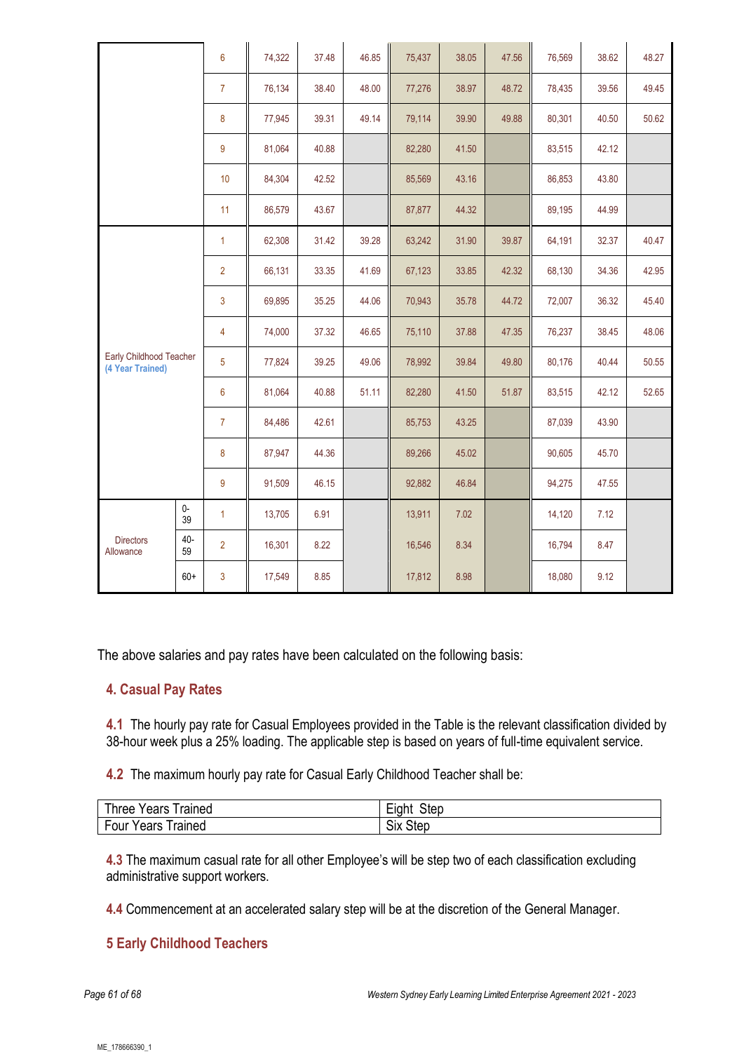| | | | | | | | | | | | |
|---|---|---|---|---|---|---|---|---|---|---|---|
| | | 6 | 74,322 | 37.48 | 46.85 | 75,437 | 38.05 | 47.56 | 76,569 | 38.62 | 48.27 |
| | | 7 | 76,134 | 38.40 | 48.00 | 77,276 | 38.97 | 48.72 | 78,435 | 39.56 | 49.45 |
| | | 8 | 77,945 | 39.31 | 49.14 | 79,114 | 39.90 | 49.88 | 80,301 | 40.50 | 50.62 |
| | | 9 | 81,064 | 40.88 | | 82,280 | 41.50 | | 83,515 | 42.12 | |
| | | 10 | 84,304 | 42.52 | | 85,569 | 43.16 | | 86,853 | 43.80 | |
| | | 11 | 86,579 | 43.67 | | 87,877 | 44.32 | | 89,195 | 44.99 | |
| Early Childhood Teacher (4 Year Trained) | | 1 | 62,308 | 31.42 | 39.28 | 63,242 | 31.90 | 39.87 | 64,191 | 32.37 | 40.47 |
| | | 2 | 66,131 | 33.35 | 41.69 | 67,123 | 33.85 | 42.32 | 68,130 | 34.36 | 42.95 |
| | | 3 | 69,895 | 35.25 | 44.06 | 70,943 | 35.78 | 44.72 | 72,007 | 36.32 | 45.40 |
| | | 4 | 74,000 | 37.32 | 46.65 | 75,110 | 37.88 | 47.35 | 76,237 | 38.45 | 48.06 |
| | | 5 | 77,824 | 39.25 | 49.06 | 78,992 | 39.84 | 49.80 | 80,176 | 40.44 | 50.55 |
| | | 6 | 81,064 | 40.88 | 51.11 | 82,280 | 41.50 | 51.87 | 83,515 | 42.12 | 52.65 |
| | | 7 | 84,486 | 42.61 | | 85,753 | 43.25 | | 87,039 | 43.90 | |
| | | 8 | 87,947 | 44.36 | | 89,266 | 45.02 | | 90,605 | 45.70 | |
| | | 9 | 91,509 | 46.15 | | 92,882 | 46.84 | | 94,275 | 47.55 | |
| Directors Allowance | 0-39 | 1 | 13,705 | 6.91 | | 13,911 | 7.02 | | 14,120 | 7.12 | |
| | 40-59 | 2 | 16,301 | 8.22 | | 16,546 | 8.34 | | 16,794 | 8.47 | |
| | 60+ | 3 | 17,549 | 8.85 | | 17,812 | 8.98 | | 18,080 | 9.12 | |

The above salaries and pay rates have been calculated on the following basis:

## 4. Casual Pay Rates

**4.1** The hourly pay rate for Casual Employees provided in the Table is the relevant classification divided by 38-hour week plus a 25% loading. The applicable step is based on years of full-time equivalent service.

**4.2** The maximum hourly pay rate for Casual Early Childhood Teacher shall be:

| | |
|---|---|
| Three Years Trained | Eight Step |
| Four Years Trained | Six Step |

**4.3** The maximum casual rate for all other Employee's will be step two of each classification excluding administrative support workers.

**4.4** Commencement at an accelerated salary step will be at the discretion of the General Manager.

## 5 Early Childhood Teachers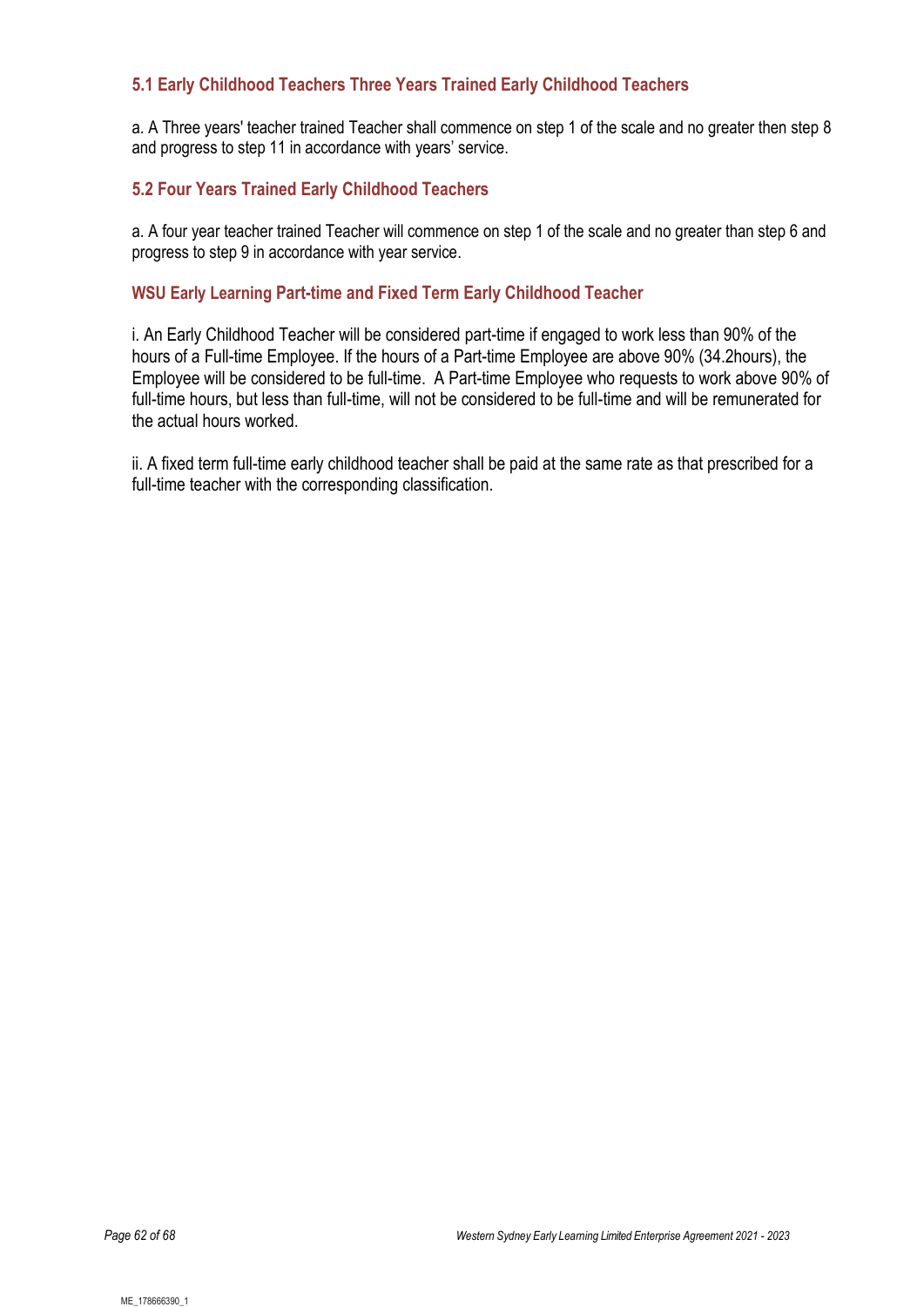### 5.1 Early Childhood Teachers Three Years Trained Early Childhood Teachers

a. A Three years' teacher trained Teacher shall commence on step 1 of the scale and no greater then step 8 and progress to step 11 in accordance with years' service.

### 5.2 Four Years Trained Early Childhood Teachers

a. A four year teacher trained Teacher will commence on step 1 of the scale and no greater than step 6 and progress to step 9 in accordance with year service.

### WSU Early Learning Part-time and Fixed Term Early Childhood Teacher

i. An Early Childhood Teacher will be considered part-time if engaged to work less than 90% of the hours of a Full-time Employee. If the hours of a Part-time Employee are above 90% (34.2hours), the Employee will be considered to be full-time. A Part-time Employee who requests to work above 90% of full-time hours, but less than full-time, will not be considered to be full-time and will be remunerated for the actual hours worked.

ii. A fixed term full-time early childhood teacher shall be paid at the same rate as that prescribed for a full-time teacher with the corresponding classification.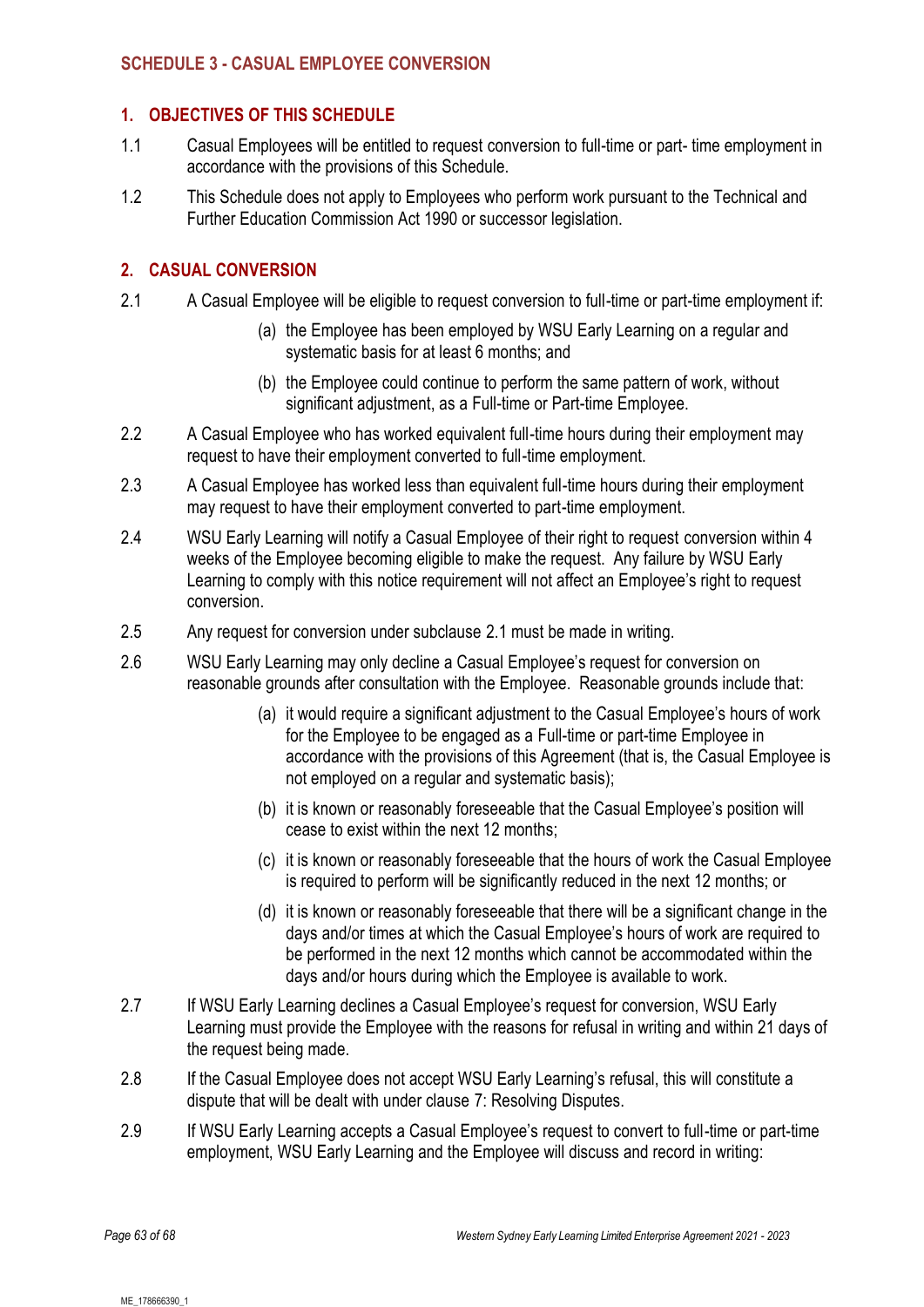## SCHEDULE 3 - CASUAL EMPLOYEE CONVERSION

### 1. OBJECTIVES OF THIS SCHEDULE

1.1 Casual Employees will be entitled to request conversion to full-time or part- time employment in accordance with the provisions of this Schedule.

1.2 This Schedule does not apply to Employees who perform work pursuant to the Technical and Further Education Commission Act 1990 or successor legislation.

### 2. CASUAL CONVERSION

2.1 A Casual Employee will be eligible to request conversion to full-time or part-time employment if:

(a) the Employee has been employed by WSU Early Learning on a regular and systematic basis for at least 6 months; and

(b) the Employee could continue to perform the same pattern of work, without significant adjustment, as a Full-time or Part-time Employee.

2.2 A Casual Employee who has worked equivalent full-time hours during their employment may request to have their employment converted to full-time employment.

2.3 A Casual Employee has worked less than equivalent full-time hours during their employment may request to have their employment converted to part-time employment.

2.4 WSU Early Learning will notify a Casual Employee of their right to request conversion within 4 weeks of the Employee becoming eligible to make the request. Any failure by WSU Early Learning to comply with this notice requirement will not affect an Employee's right to request conversion.

2.5 Any request for conversion under subclause 2.1 must be made in writing.

2.6 WSU Early Learning may only decline a Casual Employee's request for conversion on reasonable grounds after consultation with the Employee. Reasonable grounds include that:

(a) it would require a significant adjustment to the Casual Employee's hours of work for the Employee to be engaged as a Full-time or part-time Employee in accordance with the provisions of this Agreement (that is, the Casual Employee is not employed on a regular and systematic basis);

(b) it is known or reasonably foreseeable that the Casual Employee's position will cease to exist within the next 12 months;

(c) it is known or reasonably foreseeable that the hours of work the Casual Employee is required to perform will be significantly reduced in the next 12 months; or

(d) it is known or reasonably foreseeable that there will be a significant change in the days and/or times at which the Casual Employee's hours of work are required to be performed in the next 12 months which cannot be accommodated within the days and/or hours during which the Employee is available to work.

2.7 If WSU Early Learning declines a Casual Employee's request for conversion, WSU Early Learning must provide the Employee with the reasons for refusal in writing and within 21 days of the request being made.

2.8 If the Casual Employee does not accept WSU Early Learning's refusal, this will constitute a dispute that will be dealt with under clause 7: Resolving Disputes.

2.9 If WSU Early Learning accepts a Casual Employee's request to convert to full-time or part-time employment, WSU Early Learning and the Employee will discuss and record in writing: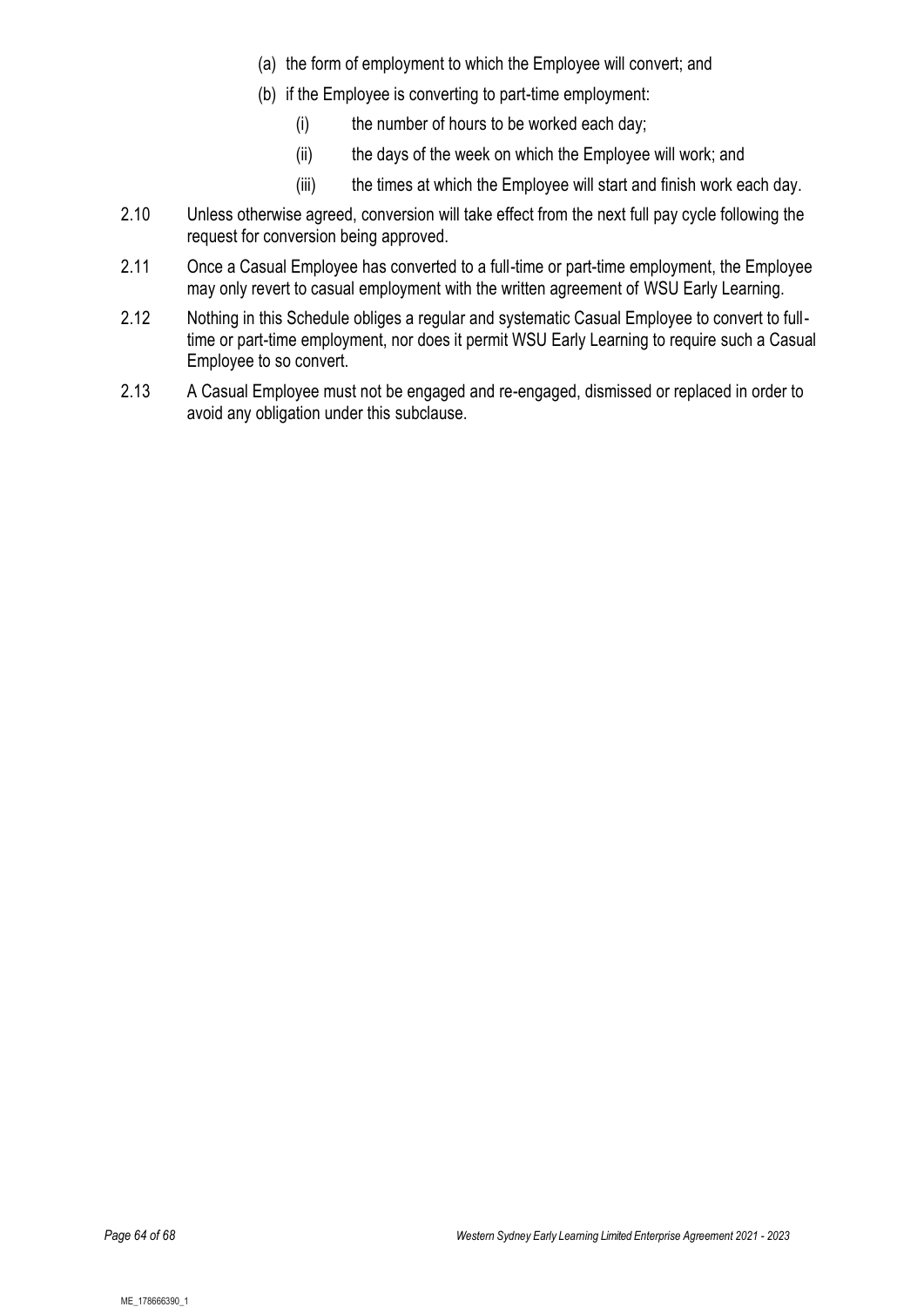(a) the form of employment to which the Employee will convert; and

(b) if the Employee is converting to part-time employment:

  (i) the number of hours to be worked each day;

  (ii) the days of the week on which the Employee will work; and

  (iii) the times at which the Employee will start and finish work each day.

2.10 Unless otherwise agreed, conversion will take effect from the next full pay cycle following the request for conversion being approved.

2.11 Once a Casual Employee has converted to a full-time or part-time employment, the Employee may only revert to casual employment with the written agreement of WSU Early Learning.

2.12 Nothing in this Schedule obliges a regular and systematic Casual Employee to convert to full-time or part-time employment, nor does it permit WSU Early Learning to require such a Casual Employee to so convert.

2.13 A Casual Employee must not be engaged and re-engaged, dismissed or replaced in order to avoid any obligation under this subclause.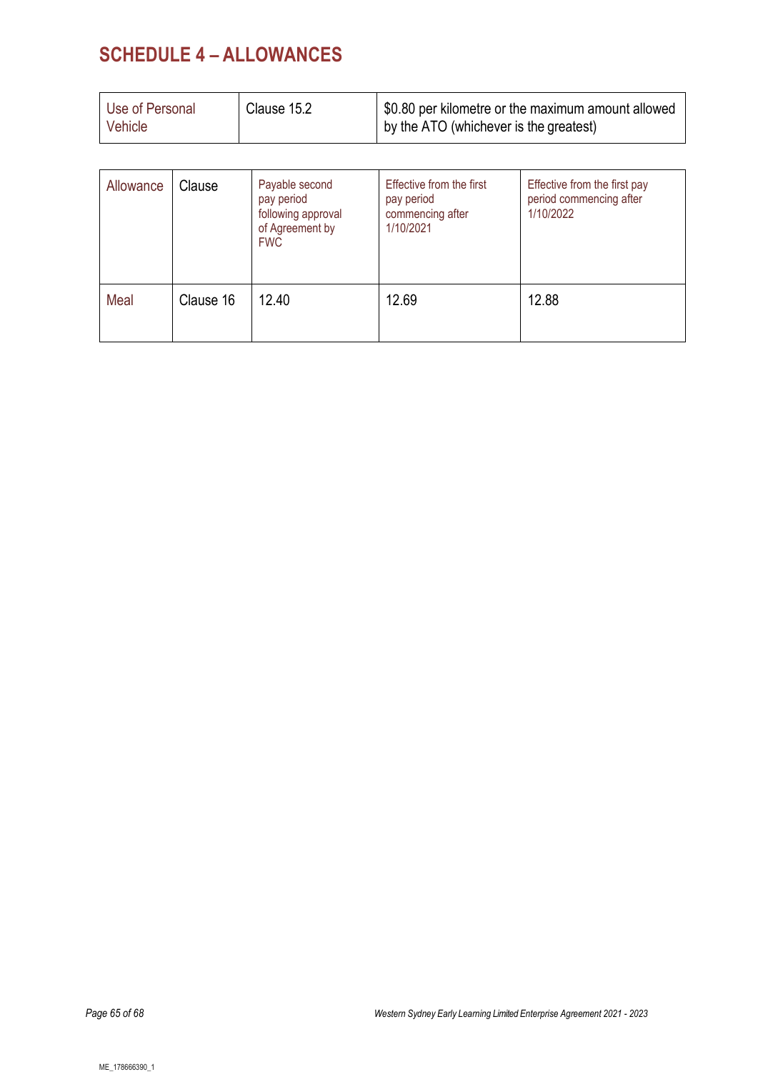# SCHEDULE 4 – ALLOWANCES

| Use of Personal Vehicle | Clause 15.2 | \$0.80 per kilometre or the maximum amount allowed by the ATO (whichever is the greatest) |
|---|---|---|

| Allowance | Clause | Payable second pay period following approval of Agreement by FWC | Effective from the first pay period commencing after 1/10/2021 | Effective from the first pay period commencing after 1/10/2022 |
|---|---|---|---|---|
| Meal | Clause 16 | 12.40 | 12.69 | 12.88 |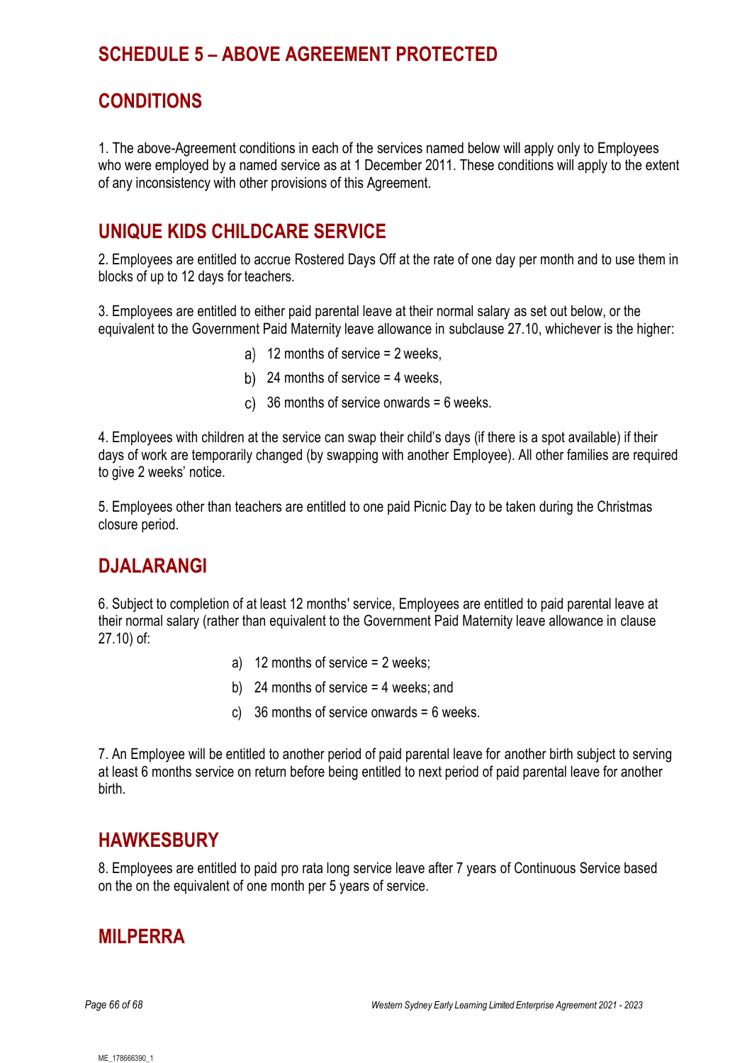# SCHEDULE 5 – ABOVE AGREEMENT PROTECTED

# CONDITIONS

1. The above-Agreement conditions in each of the services named below will apply only to Employees who were employed by a named service as at 1 December 2011. These conditions will apply to the extent of any inconsistency with other provisions of this Agreement.

## UNIQUE KIDS CHILDCARE SERVICE

2. Employees are entitled to accrue Rostered Days Off at the rate of one day per month and to use them in blocks of up to 12 days for teachers.

3. Employees are entitled to either paid parental leave at their normal salary as set out below, or the equivalent to the Government Paid Maternity leave allowance in subclause 27.10, whichever is the higher:

a) 12 months of service = 2 weeks,

b) 24 months of service = 4 weeks,

c) 36 months of service onwards = 6 weeks.

4. Employees with children at the service can swap their child's days (if there is a spot available) if their days of work are temporarily changed (by swapping with another Employee). All other families are required to give 2 weeks' notice.

5. Employees other than teachers are entitled to one paid Picnic Day to be taken during the Christmas closure period.

## DJALARANGI

6. Subject to completion of at least 12 months' service, Employees are entitled to paid parental leave at their normal salary (rather than equivalent to the Government Paid Maternity leave allowance in clause 27.10) of:

a) 12 months of service = 2 weeks;

b) 24 months of service = 4 weeks; and

c) 36 months of service onwards = 6 weeks.

7. An Employee will be entitled to another period of paid parental leave for another birth subject to serving at least 6 months service on return before being entitled to next period of paid parental leave for another birth.

## HAWKESBURY

8. Employees are entitled to paid pro rata long service leave after 7 years of Continuous Service based on the on the equivalent of one month per 5 years of service.

## MILPERRA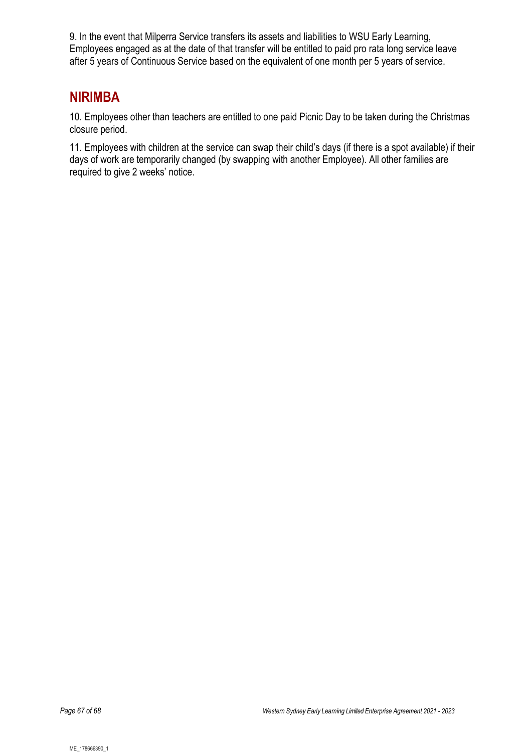9. In the event that Milperra Service transfers its assets and liabilities to WSU Early Learning, Employees engaged as at the date of that transfer will be entitled to paid pro rata long service leave after 5 years of Continuous Service based on the equivalent of one month per 5 years of service.

## NIRIMBA

10. Employees other than teachers are entitled to one paid Picnic Day to be taken during the Christmas closure period.

11. Employees with children at the service can swap their child's days (if there is a spot available) if their days of work are temporarily changed (by swapping with another Employee). All other families are required to give 2 weeks' notice.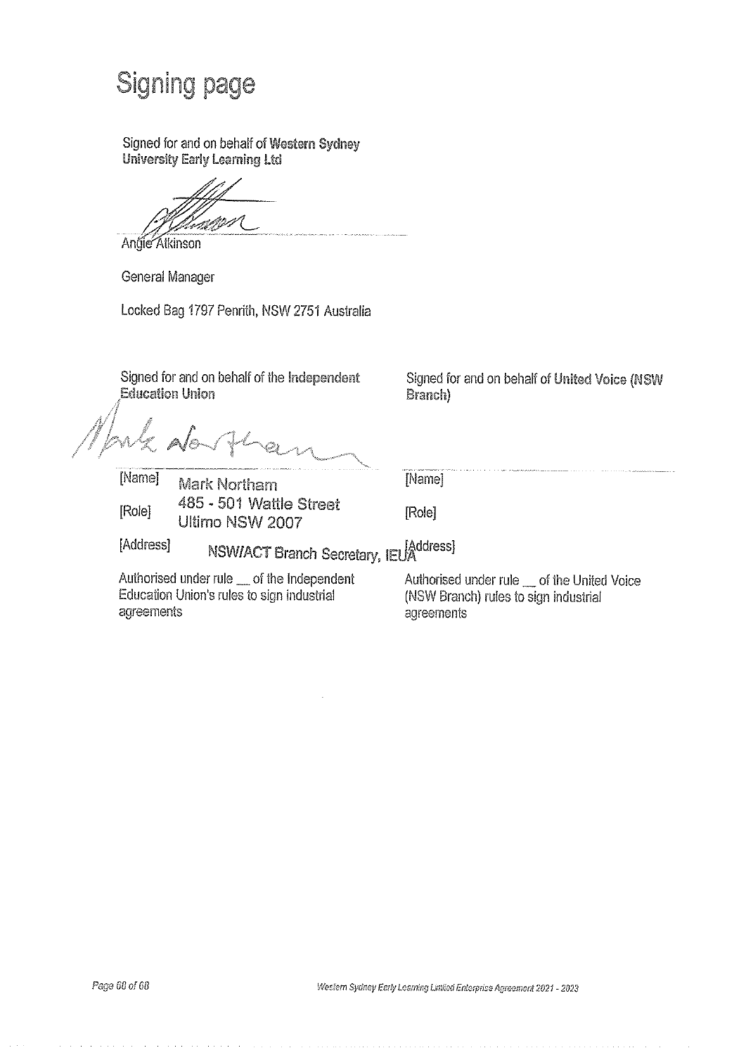# Signing page

Signed for and on behalf of **Western Sydney University Early Learning Ltd**

Angie Atkinson

General Manager

Locked Bag 1797 Penrith, NSW 2751 Australia

Signed for and on behalf of the **Independent Education Union**

[Name] Mark Northam

[Role] 485 - 501 Wattle Street Ultimo NSW 2007

[Address] NSW/ACT Branch Secretary, IEUA

Authorised under rule __ of the Independent Education Union's rules to sign industrial agreements

Signed for and on behalf of **United Voice (NSW Branch)**

[Name]

[Role]

[Address]

Authorised under rule __ of the United Voice (NSW Branch) rules to sign industrial agreements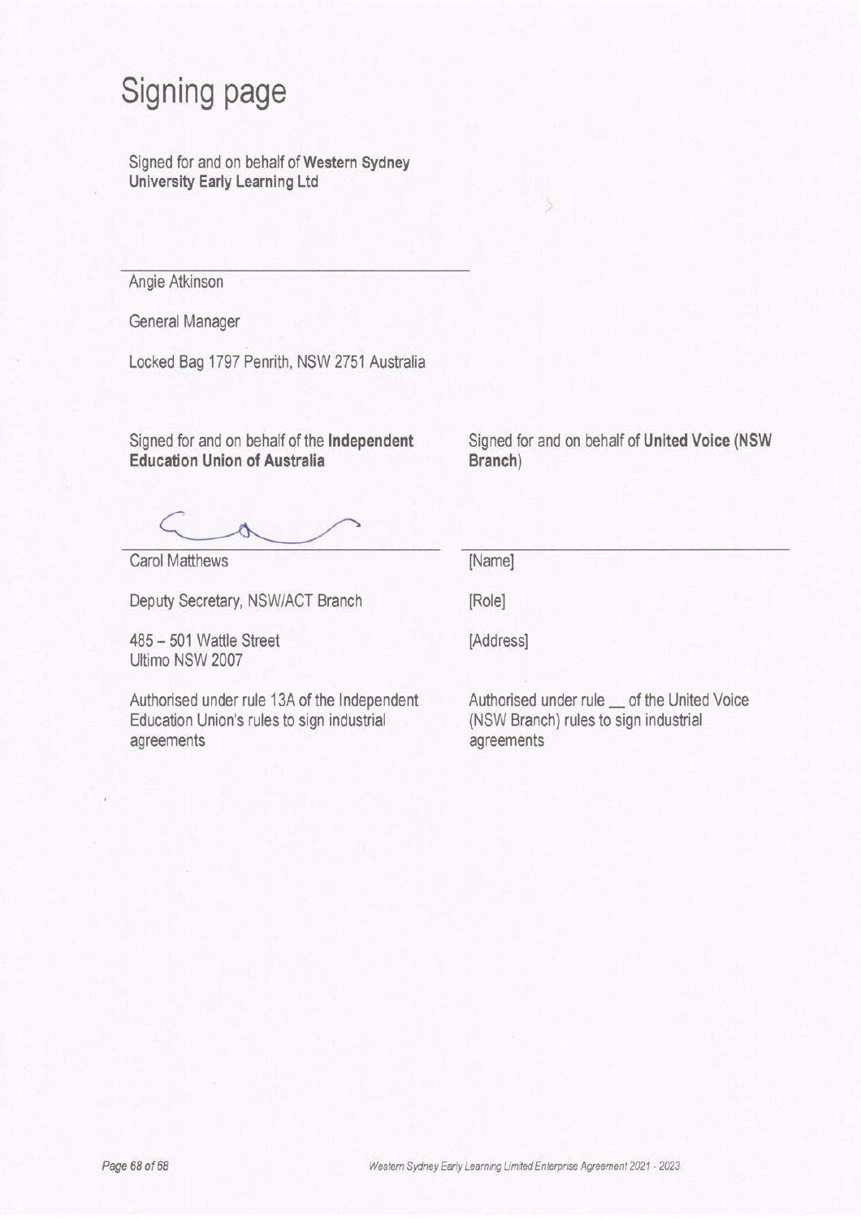# Signing page

Signed for and on behalf of **Western Sydney University Early Learning Ltd**

Angie Atkinson

General Manager

Locked Bag 1797 Penrith, NSW 2751 Australia

Signed for and on behalf of the **Independent Education Union of Australia**

Carol Matthews

Deputy Secretary, NSW/ACT Branch

485 – 501 Wattle Street
Ultimo NSW 2007

Authorised under rule 13A of the Independent Education Union's rules to sign industrial agreements

Signed for and on behalf of **United Voice (NSW Branch)**

[Name]

[Role]

[Address]

Authorised under rule __ of the United Voice (NSW Branch) rules to sign industrial agreements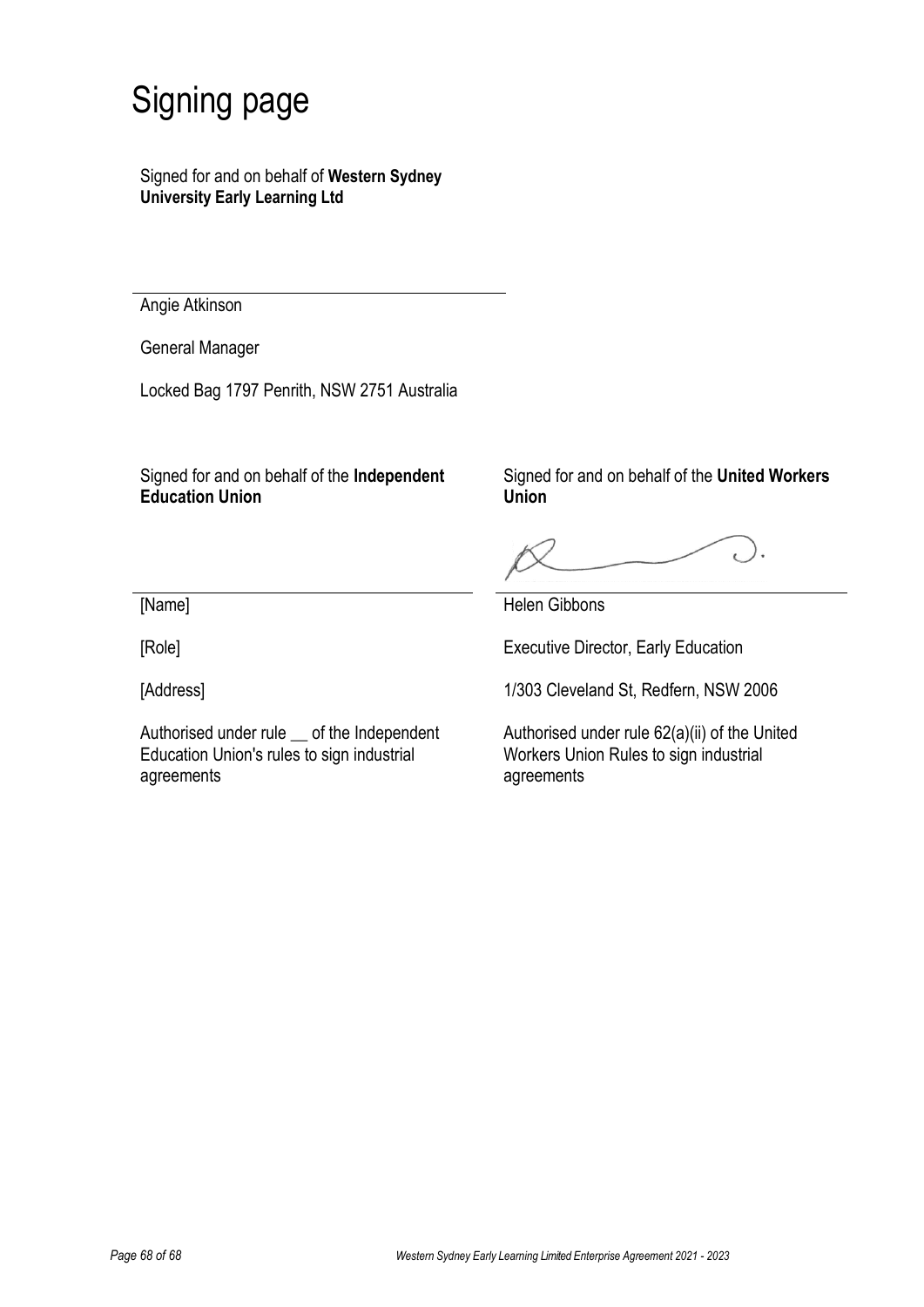# Signing page

Signed for and on behalf of **Western Sydney University Early Learning Ltd**

---

Angie Atkinson

General Manager

Locked Bag 1797 Penrith, NSW 2751 Australia

Signed for and on behalf of the **Independent Education Union**

---

[Name]

[Role]

[Address]

Authorised under rule __ of the Independent Education Union's rules to sign industrial agreements

Signed for and on behalf of the **United Workers Union**

---

Helen Gibbons

Executive Director, Early Education

1/303 Cleveland St, Redfern, NSW 2006

Authorised under rule 62(a)(ii) of the United Workers Union Rules to sign industrial agreements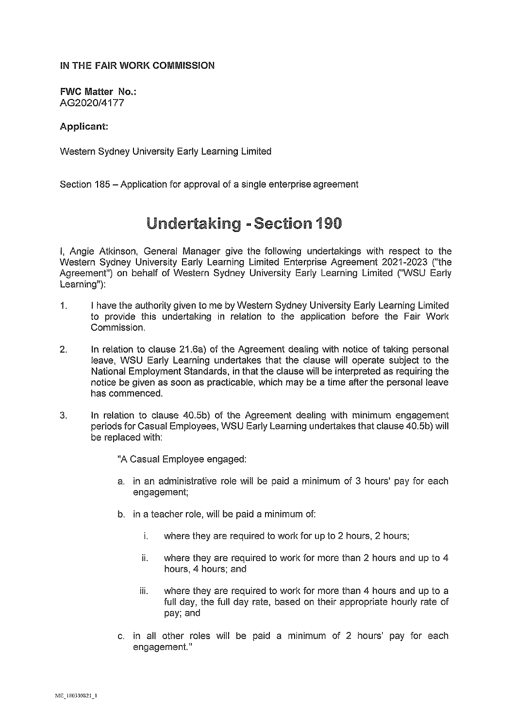**IN THE FAIR WORK COMMISSION**

**FWC Matter No.:**
AG2020/4177

**Applicant:**

Western Sydney University Early Learning Limited

Section 185 – Application for approval of a single enterprise agreement

# Undertaking - Section 190

I, Angie Atkinson, General Manager give the following undertakings with respect to the Western Sydney University Early Learning Limited Enterprise Agreement 2021-2023 ("the Agreement") on behalf of Western Sydney University Early Learning Limited ("WSU Early Learning"):

1. I have the authority given to me by Western Sydney University Early Learning Limited to provide this undertaking in relation to the application before the Fair Work Commission.

2. In relation to clause 21.6a) of the Agreement dealing with notice of taking personal leave, WSU Early Learning undertakes that the clause will operate subject to the National Employment Standards, in that the clause will be interpreted as requiring the notice be given as soon as practicable, which may be a time after the personal leave has commenced.

3. In relation to clause 40.5b) of the Agreement dealing with minimum engagement periods for Casual Employees, WSU Early Learning undertakes that clause 40.5b) will be replaced with:

   "A Casual Employee engaged:

   a. in an administrative role will be paid a minimum of 3 hours' pay for each engagement;

   b. in a teacher role, will be paid a minimum of:

      i. where they are required to work for up to 2 hours, 2 hours;

      ii. where they are required to work for more than 2 hours and up to 4 hours, 4 hours; and

      iii. where they are required to work for more than 4 hours and up to a full day, the full day rate, based on their appropriate hourly rate of pay; and

   c. in all other roles will be paid a minimum of 2 hours' pay for each engagement."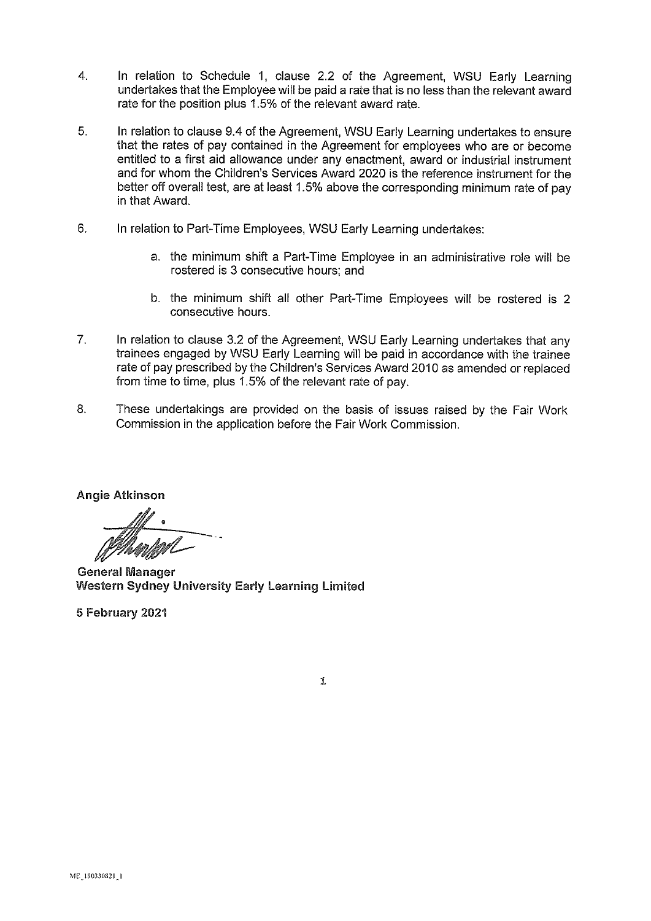4. In relation to Schedule 1, clause 2.2 of the Agreement, WSU Early Learning undertakes that the Employee will be paid a rate that is no less than the relevant award rate for the position plus 1.5% of the relevant award rate.

5. In relation to clause 9.4 of the Agreement, WSU Early Learning undertakes to ensure that the rates of pay contained in the Agreement for employees who are or become entitled to a first aid allowance under any enactment, award or industrial instrument and for whom the Children's Services Award 2020 is the reference instrument for the better off overall test, are at least 1.5% above the corresponding minimum rate of pay in that Award.

6. In relation to Part-Time Employees, WSU Early Learning undertakes:

   a. the minimum shift a Part-Time Employee in an administrative role will be rostered is 3 consecutive hours; and

   b. the minimum shift all other Part-Time Employees will be rostered is 2 consecutive hours.

7. In relation to clause 3.2 of the Agreement, WSU Early Learning undertakes that any trainees engaged by WSU Early Learning will be paid in accordance with the trainee rate of pay prescribed by the Children's Services Award 2010 as amended or replaced from time to time, plus 1.5% of the relevant rate of pay.

8. These undertakings are provided on the basis of issues raised by the Fair Work Commission in the application before the Fair Work Commission.

**Angie Atkinson**

**General Manager**
**Western Sydney University Early Learning Limited**

**5 February 2021**

ME_180330821_1